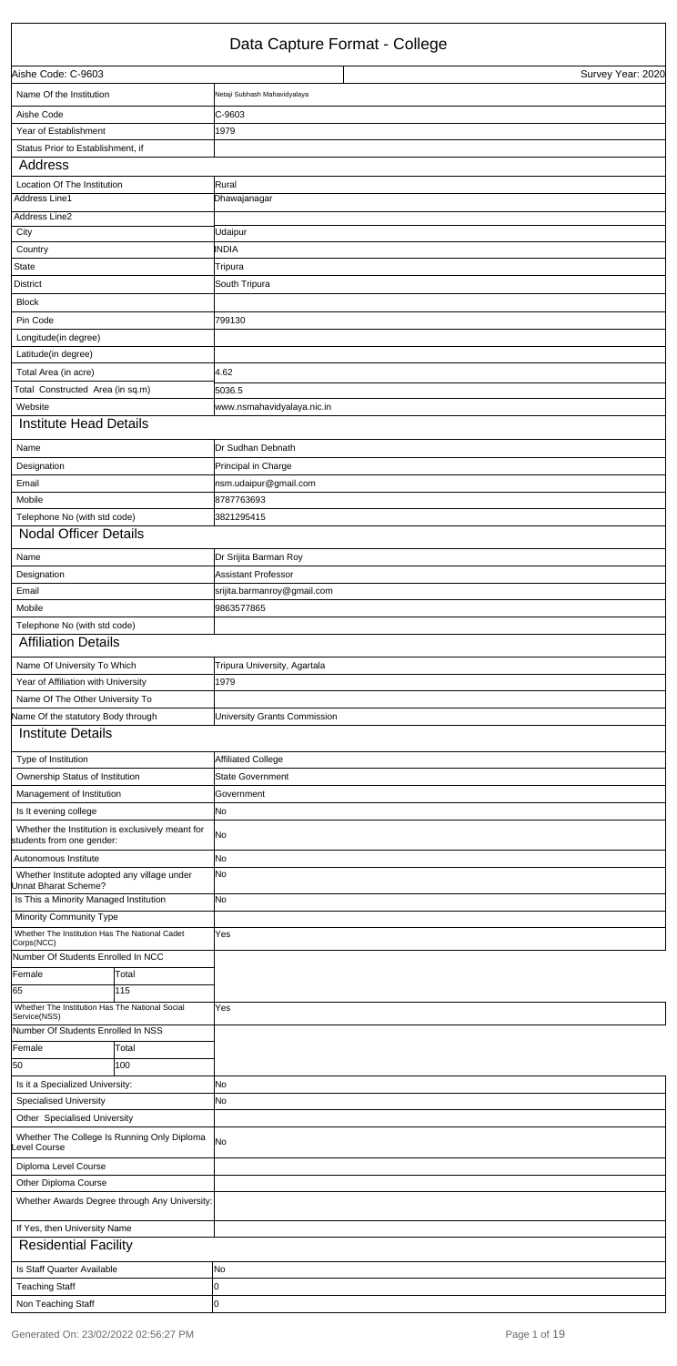# Data Capture Format - College

| Aishe Code: C-9603 | Survey Year: 2020 |
|---|---|

| Field | Value |
|---|---|
| Name Of the Institution | Netaji Subhash Mahavidyalaya |
| Aishe Code | C-9603 |
| Year of Establishment | 1979 |
| Status Prior to Establishment, if | |

## Address

| Field | Value |
|---|---|
| Location Of The Institution | Rural |
| Address Line1 | Dhawajanagar |
| Address Line2 | |
| City | Udaipur |
| Country | INDIA |
| State | Tripura |
| District | South Tripura |
| Block | |
| Pin Code | 799130 |
| Longitude(in degree) | |
| Latitude(in degree) | |
| Total Area (in acre) | 4.62 |
| Total Constructed Area (in sq.m) | 5036.5 |
| Website | www.nsmahavidyalaya.nic.in |

## Institute Head Details

| Field | Value |
|---|---|
| Name | Dr Sudhan Debnath |
| Designation | Principal in Charge |
| Email | nsm.udaipur@gmail.com |
| Mobile | 8787763693 |
| Telephone No (with std code) | 3821295415 |

## Nodal Officer Details

| Field | Value |
|---|---|
| Name | Dr Srijita Barman Roy |
| Designation | Assistant Professor |
| Email | srijita.barmanroy@gmail.com |
| Mobile | 9863577865 |
| Telephone No (with std code) | |

## Affiliation Details

| Field | Value |
|---|---|
| Name Of University To Which | Tripura University, Agartala |
| Year of Affiliation with University | 1979 |
| Name Of The Other University To | |
| Name Of the statutory Body through | University Grants Commission |

## Institute Details

| Field | | Value |
|---|---|---|
| Type of Institution | | Affiliated College |
| Ownership Status of Institution | | State Government |
| Management of Institution | | Government |
| Is It evening college | | No |
| Whether the Institution is exclusively meant for students from one gender: | | No |
| Autonomous Institute | | No |
| Whether Institute adopted any village under Unnat Bharat Scheme? | | No |
| Is This a Minority Managed Institution | | No |
| Minority Community Type | | |
| Whether The Institution Has The National Cadet Corps(NCC) | | Yes |
| Number Of Students Enrolled In NCC | | |
| Female | Total | |
| 65 | 115 | |
| Whether The Institution Has The National Social Service(NSS) | | Yes |
| Number Of Students Enrolled In NSS | | |
| Female | Total | |
| 50 | 100 | |
| Is it a Specialized University: | | No |
| Specialised University | | No |
| Other Specialised University | | |
| Whether The College Is Running Only Diploma Level Course | | No |
| Diploma Level Course | | |
| Other Diploma Course | | |
| Whether Awards Degree through Any University: | | |
| If Yes, then University Name | | |

## Residential Facility

| Field | Value |
|---|---|
| Is Staff Quarter Available | No |
| Teaching Staff | 0 |
| Non Teaching Staff | 0 |

Generated On: 23/02/2022 02:56:27 PM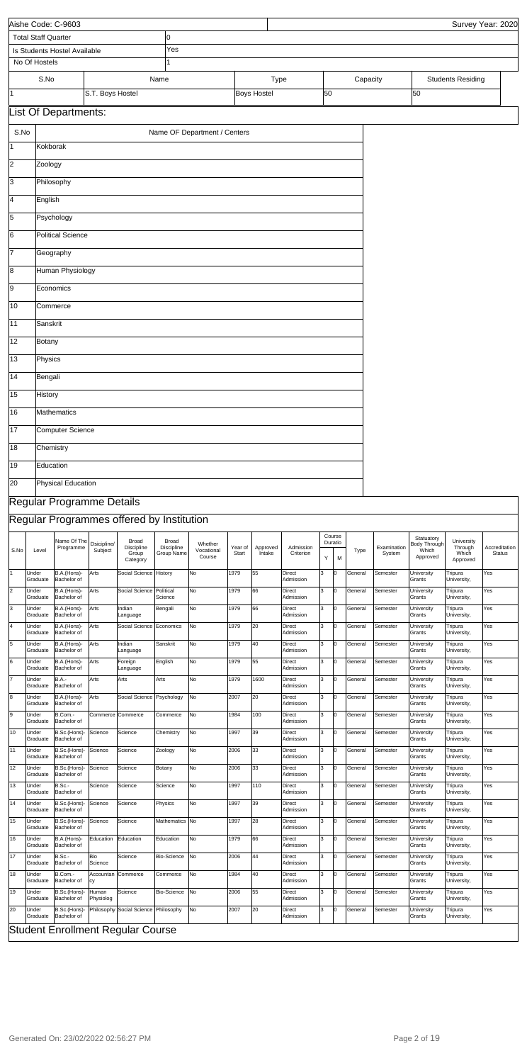| Aishe Code: C-9603 | Survey Year: 2020 |
|---|---|

| Total Staff Quarter | 0 |
|---|---|
| Is Students Hostel Available | Yes |
| No Of Hostels | 1 |

| S.No | Name | Type | Capacity | Students Residing |
|---|---|---|---|---|
| 1 | S.T. Boys Hostel | Boys Hostel | 50 | 50 |

## List Of Departments:

| S.No | Name OF Department / Centers |
|---|---|
| 1 | Kokborak |
| 2 | Zoology |
| 3 | Philosophy |
| 4 | English |
| 5 | Psychology |
| 6 | Political Science |
| 7 | Geography |
| 8 | Human Physiology |
| 9 | Economics |
| 10 | Commerce |
| 11 | Sanskrit |
| 12 | Botany |
| 13 | Physics |
| 14 | Bengali |
| 15 | History |
| 16 | Mathematics |
| 17 | Computer Science |
| 18 | Chemistry |
| 19 | Education |
| 20 | Physical Education |

## Regular Programme Details

## Regular Programmes offered by Institution

| S.No | Level | Name Of The Programme | Dsicipline/ Subject | Broad Discipline Group Category | Broad Discipline Group Name | Whether Vocational Course | Year of Start | Approved Intake | Admission Criterion | Course Duratio Y | M | Type | Examination System | Statuatory Body Through Which Approved | University Through Which Approved | Accreditation Status |
|---|---|---|---|---|---|---|---|---|---|---|---|---|---|---|---|---|
| 1 | Under Graduate | B.A.(Hons)-Bachelor of | Arts | Social Science | History | No | 1979 | 55 | Direct Admission | 3 | 0 | General | Semester | University Grants | Tripura University, | Yes |
| 2 | Under Graduate | B.A.(Hons)-Bachelor of | Arts | Social Science | Political Science | No | 1979 | 66 | Direct Admission | 3 | 0 | General | Semester | University Grants | Tripura University, | Yes |
| 3 | Under Graduate | B.A.(Hons)-Bachelor of | Arts | Indian Language | Bengali | No | 1979 | 66 | Direct Admission | 3 | 0 | General | Semester | University Grants | Tripura University, | Yes |
| 4 | Under Graduate | B.A.(Hons)-Bachelor of | Arts | Social Science | Economics | No | 1979 | 20 | Direct Admission | 3 | 0 | General | Semester | University Grants | Tripura University, | Yes |
| 5 | Under Graduate | B.A.(Hons)-Bachelor of | Arts | Indian Language | Sanskrit | No | 1979 | 40 | Direct Admission | 3 | 0 | General | Semester | University Grants | Tripura University, | Yes |
| 6 | Under Graduate | B.A.(Hons)-Bachelor of | Arts | Foreign Language | English | No | 1979 | 55 | Direct Admission | 3 | 0 | General | Semester | University Grants | Tripura University, | Yes |
| 7 | Under Graduate | B.A.-Bachelor of | Arts | Arts | Arts | No | 1979 | 1600 | Direct Admission | 3 | 0 | General | Semester | University Grants | Tripura University, | Yes |
| 8 | Under Graduate | B.A.(Hons)-Bachelor of | Arts | Social Science | Psychology | No | 2007 | 20 | Direct Admission | 3 | 0 | General | Semester | University Grants | Tripura University, | Yes |
| 9 | Under Graduate | B.Com.-Bachelor of | Commerce | Commerce | Commerce | No | 1984 | 100 | Direct Admission | 3 | 0 | General | Semester | University Grants | Tripura University, | Yes |
| 10 | Under Graduate | B.Sc.(Hons)-Bachelor of | Science | Science | Chemistry | No | 1997 | 39 | Direct Admission | 3 | 0 | General | Semester | University Grants | Tripura University, | Yes |
| 11 | Under Graduate | B.Sc.(Hons)-Bachelor of | Science | Science | Zoology | No | 2006 | 33 | Direct Admission | 3 | 0 | General | Semester | University Grants | Tripura University, | Yes |
| 12 | Under Graduate | B.Sc.(Hons)-Bachelor of | Science | Science | Botany | No | 2006 | 33 | Direct Admission | 3 | 0 | General | Semester | University Grants | Tripura University, | Yes |
| 13 | Under Graduate | B.Sc.-Bachelor of | Science | Science | Science | No | 1997 | 110 | Direct Admission | 3 | 0 | General | Semester | University Grants | Tripura University, | Yes |
| 14 | Under Graduate | B.Sc.(Hons)-Bachelor of | Science | Science | Physics | No | 1997 | 39 | Direct Admission | 3 | 0 | General | Semester | University Grants | Tripura University, | Yes |
| 15 | Under Graduate | B.Sc.(Hons)-Bachelor of | Science | Science | Mathematics | No | 1997 | 28 | Direct Admission | 3 | 0 | General | Semester | University Grants | Tripura University, | Yes |
| 16 | Under Graduate | B.A.(Hons)-Bachelor of | Education | Education | Education | No | 1979 | 66 | Direct Admission | 3 | 0 | General | Semester | University Grants | Tripura University, | Yes |
| 17 | Under Graduate | B.Sc.-Bachelor of | Bio Science | Science | Bio-Science | No | 2006 | 44 | Direct Admission | 3 | 0 | General | Semester | University Grants | Tripura University, | Yes |
| 18 | Under Graduate | B.Com.-Bachelor of | Accountancy | Commerce | Commerce | No | 1984 | 40 | Direct Admission | 3 | 0 | General | Semester | University Grants | Tripura University, | Yes |
| 19 | Under Graduate | B.Sc.(Hons)-Bachelor of | Human Physiolog | Science | Bio-Science | No | 2006 | 55 | Direct Admission | 3 | 0 | General | Semester | University Grants | Tripura University, | Yes |
| 20 | Under Graduate | B.Sc.(Hons)-Bachelor of | Philosophy | Social Science | Philosophy | No | 2007 | 20 | Direct Admission | 3 | 0 | General | Semester | University Grants | Tripura University, | Yes |

## Student Enrollment Regular Course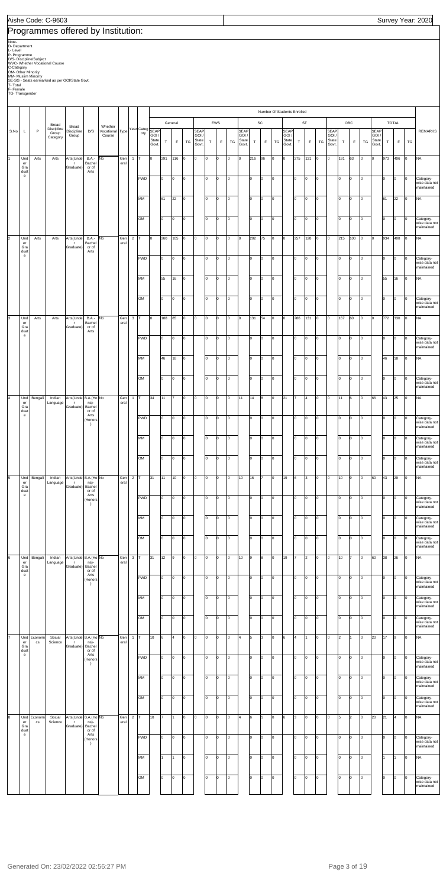Aishe Code: C-9603

Survey Year: 2020

## Programmes offered by Institution:

Note-
D- Department
L- Level
P- Programme
D/S- Discipline/Subject
WVC- Whether Vocational Course
C-Category
OM- Other Minority
MM- Muslim Minority
SE-SG - Seats earmarked as per GOI/State Govt.
T- Total
F- Female
TG- Transgender

| S.No | L | P | Broad Discipline Group Category | Broad Discipline Group | D/S | Whether Vocational Course | Type | Year | Category | General SEAP GOI / State Govt. | General T | General F | General TG | EWS SEAP GOI / State Govt. | EWS T | EWS F | EWS TG | SC SEAP GOI / State Govt. | SC T | SC F | SC TG | ST SEAP GOI / State Govt. | ST T | ST F | ST TG | OBC SEAP GOI / State Govt. | OBC T | OBC F | OBC TG | TOTAL SEAP GOI / State Govt. | TOTAL T | TOTAL F | TOTAL TG | REMARKS |
|---|---|---|---|---|---|---|---|---|---|---|---|---|---|---|---|---|---|---|---|---|---|---|---|---|---|---|---|---|---|---|---|---|---|---|
| 1 | Under Graduate | Arts | Arts | Arts(Under Graduate) | B.A.-Bachelor of Arts | No | General | 1 | T | 0 | 291 | 116 | 0 | 0 | 0 | 0 | 0 | 0 | 216 | 96 | 0 | 0 | 275 | 131 | 0 | 0 | 191 | 63 | 0 | 0 | 973 | 406 | 0 | NA |
| | | | | | | | | | PWD | | 0 | 0 | 0 | | 0 | 0 | 0 | | 0 | 0 | 0 | | 0 | 0 | 0 | | 0 | 0 | 0 | | 0 | 0 | 0 | Category-wise data not maintained |
| | | | | | | | | | MM | | 61 | 22 | 0 | | 0 | 0 | 0 | | 0 | 0 | 0 | | 0 | 0 | 0 | | 0 | 0 | 0 | | 61 | 22 | 0 | NA |
| | | | | | | | | | OM | | 0 | 0 | 0 | | 0 | 0 | 0 | | 0 | 0 | 0 | | 0 | 0 | 0 | | 0 | 0 | 0 | | 0 | 0 | 0 | Category-wise data not maintained |
| 2 | Under Graduate | Arts | Arts | Arts(Under Graduate) | B.A.-Bachelor of Arts | No | General | 2 | T | 0 | 260 | 105 | 0 | 0 | 0 | 0 | 0 | 0 | 202 | 75 | 0 | 0 | 257 | 128 | 0 | 0 | 215 | 100 | 0 | 0 | 934 | 408 | 0 | NA |
| | | | | | | | | | PWD | | 0 | 0 | 0 | | 0 | 0 | 0 | | 0 | 0 | 0 | | 0 | 0 | 0 | | 0 | 0 | 0 | | 0 | 0 | 0 | Category-wise data not maintained |
| | | | | | | | | | MM | | 55 | 16 | 0 | | 0 | 0 | 0 | | 0 | 0 | 0 | | 0 | 0 | 0 | | 0 | 0 | 0 | | 55 | 16 | 0 | NA |
| | | | | | | | | | OM | | 0 | 0 | 0 | | 0 | 0 | 0 | | 0 | 0 | 0 | | 0 | 0 | 0 | | 0 | 0 | 0 | | 0 | 0 | 0 | Category-wise data not maintained |
| 3 | Under Graduate | Arts | Arts | Arts(Under Graduate) | B.A.-Bachelor of Arts | No | General | 3 | T | 0 | 188 | 85 | 0 | 0 | 0 | 0 | 0 | 0 | 131 | 54 | 0 | 0 | 286 | 131 | 0 | 0 | 167 | 60 | 0 | 0 | 772 | 330 | 0 | NA |
| | | | | | | | | | PWD | | 0 | 0 | 0 | | 0 | 0 | 0 | | 0 | 0 | 0 | | 0 | 0 | 0 | | 0 | 0 | 0 | | 0 | 0 | 0 | Category-wise data not maintained |
| | | | | | | | | | MM | | 46 | 18 | 0 | | 0 | 0 | 0 | | 0 | 0 | 0 | | 0 | 0 | 0 | | 0 | 0 | 0 | | 46 | 18 | 0 | NA |
| | | | | | | | | | OM | | 0 | 0 | 0 | | 0 | 0 | 0 | | 0 | 0 | 0 | | 0 | 0 | 0 | | 0 | 0 | 0 | | 0 | 0 | 0 | Category-wise data not maintained |
| 4 | Under Graduate | Bengali | Indian Language | Arts(Under Graduate) | B.A.(Hons)-Bachelor of Arts (Honors) | No | General | 1 | T | 34 | 11 | 7 | 0 | 0 | 0 | 0 | 0 | 11 | 14 | 8 | 0 | 21 | 7 | 4 | 0 | 0 | 11 | 6 | 0 | 66 | 43 | 25 | 0 | NA |
| | | | | | | | | | PWD | | 0 | 0 | 0 | | 0 | 0 | 0 | | 0 | 0 | 0 | | 0 | 0 | 0 | | 0 | 0 | 0 | | 0 | 0 | 0 | Category-wise data not maintained |
| | | | | | | | | | MM | | 0 | 0 | 0 | | 0 | 0 | 0 | | 0 | 0 | 0 | | 0 | 0 | 0 | | 0 | 0 | 0 | | 0 | 0 | 0 | Category-wise data not maintained |
| | | | | | | | | | OM | | 0 | 0 | 0 | | 0 | 0 | 0 | | 0 | 0 | 0 | | 0 | 0 | 0 | | 0 | 0 | 0 | | 0 | 0 | 0 | Category-wise data not maintained |
| 5 | Under Graduate | Bengali | Indian Language | Arts(Under Graduate) | B.A.(Hons)-Bachelor of Arts (Honors) | No | General | 2 | T | 31 | 11 | 10 | 0 | 0 | 0 | 0 | 0 | 10 | 16 | 7 | 0 | 19 | 6 | 3 | 0 | 0 | 10 | 9 | 0 | 60 | 43 | 29 | 0 | NA |
| | | | | | | | | | PWD | | 0 | 0 | 0 | | 0 | 0 | 0 | | 0 | 0 | 0 | | 0 | 0 | 0 | | 0 | 0 | 0 | | 0 | 0 | 0 | Category-wise data not maintained |
| | | | | | | | | | MM | | 0 | 0 | 0 | | 0 | 0 | 0 | | 0 | 0 | 0 | | 0 | 0 | 0 | | 0 | 0 | 0 | | 0 | 0 | 0 | Category-wise data not maintained |
| | | | | | | | | | OM | | 0 | 0 | 0 | | 0 | 0 | 0 | | 0 | 0 | 0 | | 0 | 0 | 0 | | 0 | 0 | 0 | | 0 | 0 | 0 | Category-wise data not maintained |
| 6 | Under Graduate | Bengali | Indian Language | Arts(Under Graduate) | B.A.(Hons)-Bachelor of Arts (Honors) | No | General | 3 | T | 31 | 12 | 9 | 0 | 0 | 0 | 0 | 0 | 10 | 9 | 8 | 0 | 19 | 7 | 2 | 0 | 0 | 10 | 7 | 0 | 60 | 38 | 26 | 0 | NA |
| | | | | | | | | | PWD | | 0 | 0 | 0 | | 0 | 0 | 0 | | 0 | 0 | 0 | | 0 | 0 | 0 | | 0 | 0 | 0 | | 0 | 0 | 0 | Category-wise data not maintained |
| | | | | | | | | | MM | | 0 | 0 | 0 | | 0 | 0 | 0 | | 0 | 0 | 0 | | 0 | 0 | 0 | | 0 | 0 | 0 | | 0 | 0 | 0 | Category-wise data not maintained |
| | | | | | | | | | OM | | 0 | 0 | 0 | | 0 | 0 | 0 | | 0 | 0 | 0 | | 0 | 0 | 0 | | 0 | 0 | 0 | | 0 | 0 | 0 | Category-wise data not maintained |
| 7 | Under Graduate | Economics | Social Science | Arts(Under Graduate) | B.A.(Hons)-Bachelor of Arts (Honors) | No | General | 1 | T | 10 | 6 | 4 | 0 | 0 | 0 | 0 | 0 | 4 | 5 | 3 | 0 | 6 | 4 | 1 | 0 | 0 | 2 | 1 | 0 | 20 | 17 | 9 | 0 | NA |
| | | | | | | | | | PWD | | 0 | 0 | 0 | | 0 | 0 | 0 | | 0 | 0 | 0 | | 0 | 0 | 0 | | 0 | 0 | 0 | | 0 | 0 | 0 | Category-wise data not maintained |
| | | | | | | | | | MM | | 0 | 0 | 0 | | 0 | 0 | 0 | | 0 | 0 | 0 | | 0 | 0 | 0 | | 0 | 0 | 0 | | 0 | 0 | 0 | Category-wise data not maintained |
| | | | | | | | | | OM | | 0 | 0 | 0 | | 0 | 0 | 0 | | 0 | 0 | 0 | | 0 | 0 | 0 | | 0 | 0 | 0 | | 0 | 0 | 0 | Category-wise data not maintained |
| 8 | Under Graduate | Economics | Social Science | Arts(Under Graduate) | B.A.(Hons)-Bachelor of Arts (Honors) | No | General | 2 | T | 10 | 7 | 1 | 0 | 0 | 0 | 0 | 0 | 4 | 6 | 1 | 0 | 6 | 3 | 0 | 0 | 0 | 5 | 2 | 0 | 20 | 21 | 4 | 0 | NA |
| | | | | | | | | | PWD | | 0 | 0 | 0 | | 0 | 0 | 0 | | 0 | 0 | 0 | | 0 | 0 | 0 | | 0 | 0 | 0 | | 0 | 0 | 0 | Category-wise data not maintained |
| | | | | | | | | | MM | | 1 | 1 | 0 | | 0 | 0 | 0 | | 0 | 0 | 0 | | 0 | 0 | 0 | | 0 | 0 | 0 | | 1 | 1 | 0 | NA |
| | | | | | | | | | OM | | 0 | 0 | 0 | | 0 | 0 | 0 | | 0 | 0 | 0 | | 0 | 0 | 0 | | 0 | 0 | 0 | | 0 | 0 | 0 | Category-wise data not maintained |

Generated On: 23/02/2022 02:56:27 PM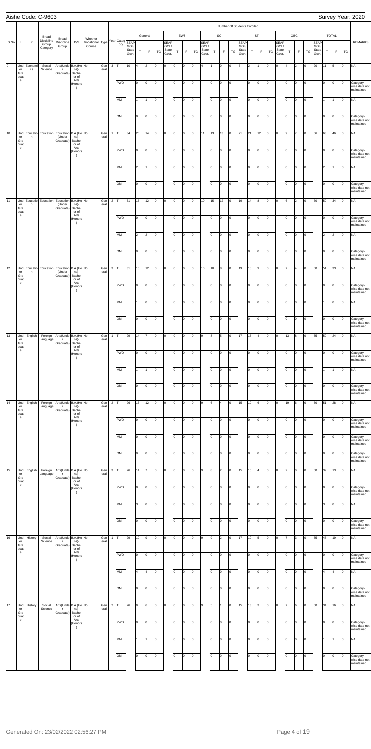Aishe Code: C-9603

Survey Year: 2020

| S.No | L | P | Broad Discipline Group Category | Broad Discipline Group | D/S | Whether Vocational Course | Type | Year | Category | Number Of Students Enrolled | | | | | | | | | | | | | | | | | | | | | | | | | | | | | | REMARKS |
|---|---|---|---|---|---|---|---|---|---|---|---|---|---|---|---|---|---|---|---|---|---|---|---|---|---|---|---|---|---|---|---|---|---|---|---|---|---|---|---|---|
| | | | | | | | | | | General | | | | EWS | | | | SC | | | | ST | | | | OBC | | | | TOTAL | | | | | | | | | | |
| | | | | | | | | | | SEAP GOI / State Govt. | T | F | TG | SEAP GOI / State Govt. | T | F | TG | SEAP GOI / State Govt. | T | F | TG | SEAP GOI / State Govt. | T | F | TG | SEAP GOI / State Govt. | T | F | TG | SEAP GOI / State Govt. | T | F | TG | | | | | | | |
| 9 | Under Graduate | Economics | Social Science | Arts(Under Graduate) | B.A.(Hons)- Bachelor of Arts (Honors) | No | General | 3 | T | 10 | 4 | 2 | 0 | 0 | 0 | 0 | 0 | 4 | 1 | 0 | 0 | 6 | 2 | 1 | 0 | 0 | 4 | 2 | 0 | 20 | 11 | 5 | 0 | | | | | | | NA |
| | | | | | | | | | PWD | | 0 | 0 | 0 | | 0 | 0 | 0 | | 0 | 0 | 0 | | 0 | 0 | 0 | | 0 | 0 | 0 | | 0 | 0 | 0 | | | | | | | Category-wise data not maintained |
| | | | | | | | | | MM | | 1 | 1 | 0 | | 0 | 0 | 0 | | 0 | 0 | 0 | | 0 | 0 | 0 | | 0 | 0 | 0 | | 1 | 1 | 0 | | | | | | | NA |
| | | | | | | | | | OM | | 0 | 0 | 0 | | 0 | 0 | 0 | | 0 | 0 | 0 | | 0 | 0 | 0 | | 0 | 0 | 0 | | 0 | 0 | 0 | | | | | | | Category-wise data not maintained |
| 10 | Under Graduate | Education | Education | Education (Under Graduate) | B.A.(Hons)- Bachelor of Arts (Honors) | No | General | 1 | T | 34 | 20 | 14 | 0 | 0 | 0 | 0 | 0 | 11 | 13 | 13 | 0 | 21 | 21 | 12 | 0 | 0 | 9 | 7 | 0 | 66 | 63 | 46 | 0 | | | | | | | NA |
| | | | | | | | | | PWD | | 0 | 0 | 0 | | 0 | 0 | 0 | | 0 | 0 | 0 | | 0 | 0 | 0 | | 0 | 0 | 0 | | 0 | 0 | 0 | | | | | | | Category-wise data not maintained |
| | | | | | | | | | MM | | 2 | 1 | 0 | | 0 | 0 | 0 | | 0 | 0 | 0 | | 0 | 0 | 0 | | 0 | 0 | 0 | | 2 | 1 | 0 | | | | | | | NA |
| | | | | | | | | | OM | | 0 | 0 | 0 | | 0 | 0 | 0 | | 0 | 0 | 0 | | 0 | 0 | 0 | | 0 | 0 | 0 | | 0 | 0 | 0 | | | | | | | Category-wise data not maintained |
| 11 | Under Graduate | Education | Education | Education (Under Graduate) | B.A.(Hons)- Bachelor of Arts (Honors) | No | General | 2 | T | 31 | 15 | 12 | 0 | 0 | 0 | 0 | 0 | 10 | 15 | 12 | 0 | 19 | 14 | 8 | 0 | 0 | 6 | 2 | 0 | 60 | 50 | 34 | 0 | | | | | | | NA |
| | | | | | | | | | PWD | | 0 | 0 | 0 | | 0 | 0 | 0 | | 0 | 0 | 0 | | 0 | 0 | 0 | | 0 | 0 | 0 | | 0 | 0 | 0 | | | | | | | Category-wise data not maintained |
| | | | | | | | | | MM | | 2 | 2 | 0 | | 0 | 0 | 0 | | 0 | 0 | 0 | | 0 | 0 | 0 | | 0 | 0 | 0 | | 2 | 2 | 0 | | | | | | | NA |
| | | | | | | | | | OM | | 0 | 0 | 0 | | 0 | 0 | 0 | | 0 | 0 | 0 | | 0 | 0 | 0 | | 0 | 0 | 0 | | 0 | 0 | 0 | | | | | | | Category-wise data not maintained |
| 12 | Under Graduate | Education | Education | Education (Under Graduate) | B.A.(Hons)- Bachelor of Arts (Honors) | No | General | 3 | T | 31 | 16 | 12 | 0 | 0 | 0 | 0 | 0 | 10 | 10 | 8 | 0 | 19 | 18 | 9 | 0 | 0 | 7 | 4 | 0 | 60 | 51 | 33 | 0 | | | | | | | NA |
| | | | | | | | | | PWD | | 0 | 0 | 0 | | 0 | 0 | 0 | | 0 | 0 | 0 | | 0 | 0 | 0 | | 0 | 0 | 0 | | 0 | 0 | 0 | | | | | | | Category-wise data not maintained |
| | | | | | | | | | MM | | 1 | 0 | 0 | | 0 | 0 | 0 | | 0 | 0 | 0 | | 0 | 0 | 0 | | 0 | 0 | 0 | | 1 | 0 | 0 | | | | | | | NA |
| | | | | | | | | | OM | | 0 | 0 | 0 | | 0 | 0 | 0 | | 0 | 0 | 0 | | 0 | 0 | 0 | | 0 | 0 | 0 | | 0 | 0 | 0 | | | | | | | Category-wise data not maintained |
| 13 | Under Graduate | English | Foreign Language | Arts(Under Graduate) | B.A.(Hons)- Bachelor of Arts (Honors) | No | General | 1 | T | 29 | 14 | 7 | 0 | 0 | 0 | 0 | 0 | 9 | 8 | 5 | 0 | 17 | 15 | 4 | 0 | 0 | 13 | 8 | 0 | 55 | 50 | 24 | 0 | | | | | | | NA |
| | | | | | | | | | PWD | | 0 | 0 | 0 | | 0 | 0 | 0 | | 0 | 0 | 0 | | 0 | 0 | 0 | | 0 | 0 | 0 | | 0 | 0 | 0 | | | | | | | Category-wise data not maintained |
| | | | | | | | | | MM | | 1 | 1 | 0 | | 0 | 0 | 0 | | 0 | 0 | 0 | | 0 | 0 | 0 | | 0 | 0 | 0 | | 1 | 1 | 0 | | | | | | | NA |
| | | | | | | | | | OM | | 0 | 0 | 0 | | 0 | 0 | 0 | | 0 | 0 | 0 | | 0 | 0 | 0 | | 0 | 0 | 0 | | 0 | 0 | 0 | | | | | | | Category-wise data not maintained |
| 14 | Under Graduate | English | Foreign Language | Arts(Under Graduate) | B.A.(Hons)- Bachelor of Arts (Honors) | No | General | 2 | T | 26 | 16 | 12 | 0 | 0 | 0 | 0 | 0 | 9 | 6 | 4 | 0 | 15 | 10 | 6 | 0 | 0 | 19 | 6 | 0 | 50 | 51 | 28 | 0 | | | | | | | NA |
| | | | | | | | | | PWD | | 0 | 0 | 0 | | 0 | 0 | 0 | | 0 | 0 | 0 | | 0 | 0 | 0 | | 0 | 0 | 0 | | 0 | 0 | 0 | | | | | | | Category-wise data not maintained |
| | | | | | | | | | MM | | 0 | 0 | 0 | | 0 | 0 | 0 | | 0 | 0 | 0 | | 0 | 0 | 0 | | 0 | 0 | 0 | | 0 | 0 | 0 | | | | | | | Category-wise data not maintained |
| | | | | | | | | | OM | | 0 | 0 | 0 | | 0 | 0 | 0 | | 0 | 0 | 0 | | 0 | 0 | 0 | | 0 | 0 | 0 | | 0 | 0 | 0 | | | | | | | Category-wise data not maintained |
| 15 | Under Graduate | English | Foreign Language | Arts(Under Graduate) | B.A.(Hons)- Bachelor of Arts (Honors) | No | General | 3 | T | 26 | 14 | 7 | 0 | 0 | 0 | 0 | 0 | 9 | 8 | 2 | 0 | 15 | 15 | 4 | 0 | 0 | 2 | 0 | 0 | 50 | 39 | 13 | 0 | | | | | | | NA |
| | | | | | | | | | PWD | | 0 | 0 | 0 | | 0 | 0 | 0 | | 0 | 0 | 0 | | 0 | 0 | 0 | | 0 | 0 | 0 | | 0 | 0 | 0 | | | | | | | Category-wise data not maintained |
| | | | | | | | | | MM | | 3 | 0 | 0 | | 0 | 0 | 0 | | 0 | 0 | 0 | | 0 | 0 | 0 | | 0 | 0 | 0 | | 3 | 0 | 0 | | | | | | | NA |
| | | | | | | | | | OM | | 0 | 0 | 0 | | 0 | 0 | 0 | | 0 | 0 | 0 | | 0 | 0 | 0 | | 0 | 0 | 0 | | 0 | 0 | 0 | | | | | | | Category-wise data not maintained |
| 16 | Under Graduate | History | Social Science | Arts(Under Graduate) | B.A.(Hons)- Bachelor of Arts (Honors) | No | General | 1 | T | 29 | 10 | 9 | 0 | 0 | 0 | 0 | 0 | 9 | 9 | 2 | 0 | 17 | 19 | 5 | 0 | 0 | 7 | 3 | 0 | 55 | 45 | 19 | 0 | | | | | | | NA |
| | | | | | | | | | PWD | | 0 | 0 | 0 | | 0 | 0 | 0 | | 0 | 0 | 0 | | 0 | 0 | 0 | | 0 | 0 | 0 | | 0 | 0 | 0 | | | | | | | Category-wise data not maintained |
| | | | | | | | | | MM | | 4 | 4 | 0 | | 0 | 0 | 0 | | 0 | 0 | 0 | | 0 | 0 | 0 | | 0 | 0 | 0 | | 4 | 4 | 0 | | | | | | | NA |
| | | | | | | | | | OM | | 0 | 0 | 0 | | 0 | 0 | 0 | | 0 | 0 | 0 | | 0 | 0 | 0 | | 0 | 0 | 0 | | 0 | 0 | 0 | | | | | | | Category-wise data not maintained |
| 17 | Under Graduate | History | Social Science | Arts(Under Graduate) | B.A.(Hons)- Bachelor of Arts (Honors) | No | General | 2 | T | 26 | 9 | 6 | 0 | 0 | 0 | 0 | 0 | 9 | 5 | 1 | 0 | 15 | 13 | 3 | 0 | 0 | 7 | 6 | 0 | 50 | 34 | 16 | 0 | | | | | | | NA |
| | | | | | | | | | PWD | | 0 | 0 | 0 | | 0 | 0 | 0 | | 0 | 0 | 0 | | 0 | 0 | 0 | | 0 | 0 | 0 | | 0 | 0 | 0 | | | | | | | Category-wise data not maintained |
| | | | | | | | | | MM | | 1 | 1 | 0 | | 0 | 0 | 0 | | 0 | 0 | 0 | | 0 | 0 | 0 | | 0 | 0 | 0 | | 1 | 1 | 0 | | | | | | | NA |
| | | | | | | | | | OM | | 0 | 0 | 0 | | 0 | 0 | 0 | | 0 | 0 | 0 | | 0 | 0 | 0 | | 0 | 0 | 0 | | 0 | 0 | 0 | | | | | | | Category-wise data not maintained |

Generated On: 23/02/2022 02:56:27 PM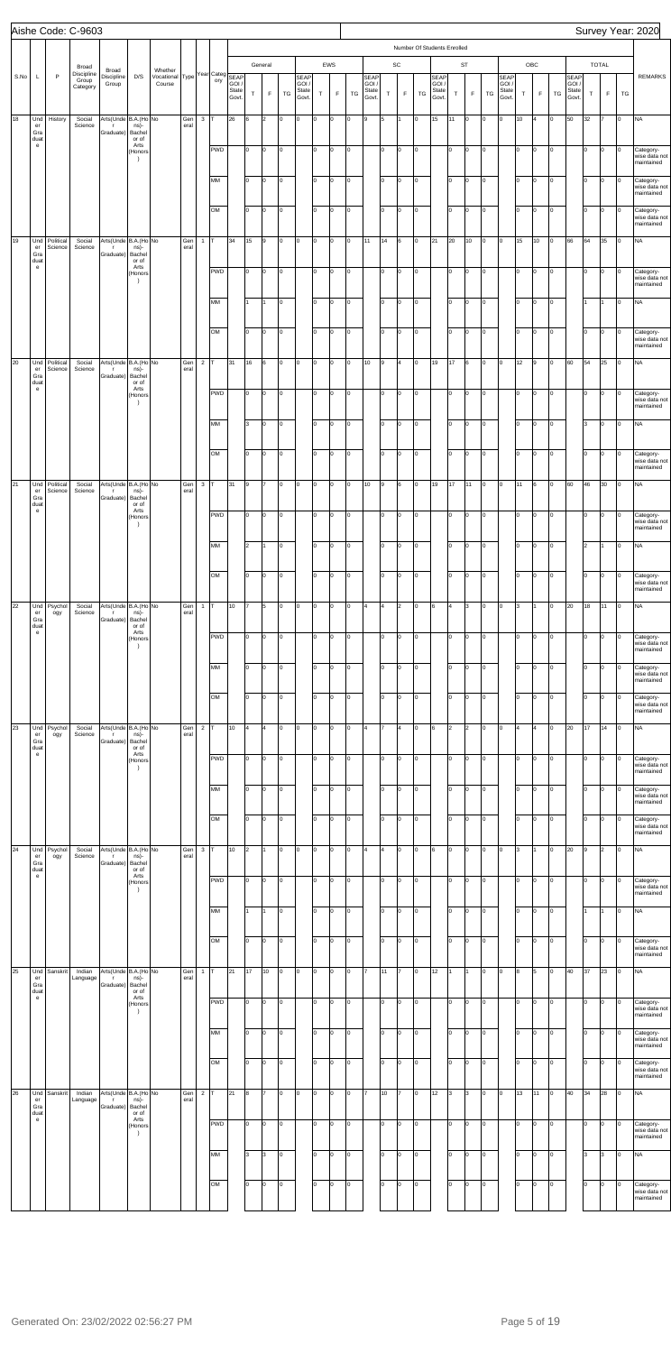Aishe Code: C-9603

Survey Year: 2020

| S.No | L | P | Broad Discipline Group Category | Broad Discipline Group | D/S | Whether Vocational Course | Type | Year | Category | General SEAP GOI / State Govt. | General T | General F | General TG | EWS SEAP GOI / State Govt. | EWS T | EWS F | EWS TG | SC SEAP GOI / State Govt. | SC T | SC F | SC TG | ST SEAP GOI / State Govt. | ST T | ST F | ST TG | OBC SEAP GOI / State Govt. | OBC T | OBC F | OBC TG | TOTAL SEAP GOI / State Govt. | TOTAL T | TOTAL F | TOTAL TG | REMARKS |
|---|---|---|---|---|---|---|---|---|---|---|---|---|---|---|---|---|---|---|---|---|---|---|---|---|---|---|---|---|---|---|---|---|---|---|
| 18 | Under Graduate | History | Social Science | Arts(Under Graduate) | B.A.(Hons)- Bachelor of Arts (Honors) | No | General | 3 | T | 26 | 6 | 2 | 0 | 0 | 0 | 0 | 0 | 9 | 5 | 1 | 0 | 15 | 11 | 0 | 0 | 0 | 10 | 4 | 0 | 50 | 32 | 7 | 0 | NA |
| | | | | | | | | | PWD | | 0 | 0 | 0 | | 0 | 0 | 0 | | 0 | 0 | 0 | | 0 | 0 | 0 | | 0 | 0 | 0 | | 0 | 0 | 0 | Category-wise data not maintained |
| | | | | | | | | | MM | | 0 | 0 | 0 | | 0 | 0 | 0 | | 0 | 0 | 0 | | 0 | 0 | 0 | | 0 | 0 | 0 | | 0 | 0 | 0 | Category-wise data not maintained |
| | | | | | | | | | OM | | 0 | 0 | 0 | | 0 | 0 | 0 | | 0 | 0 | 0 | | 0 | 0 | 0 | | 0 | 0 | 0 | | 0 | 0 | 0 | Category-wise data not maintained |
| 19 | Under Graduate | Political Science | Social Science | Arts(Under Graduate) | B.A.(Hons)- Bachelor of Arts (Honors) | No | General | 1 | T | 34 | 15 | 9 | 0 | 0 | 0 | 0 | 0 | 11 | 14 | 6 | 0 | 21 | 20 | 10 | 0 | 0 | 15 | 10 | 0 | 66 | 64 | 35 | 0 | NA |
| | | | | | | | | | PWD | | 0 | 0 | 0 | | 0 | 0 | 0 | | 0 | 0 | 0 | | 0 | 0 | 0 | | 0 | 0 | 0 | | 0 | 0 | 0 | Category-wise data not maintained |
| | | | | | | | | | MM | | 1 | 1 | 0 | | 0 | 0 | 0 | | 0 | 0 | 0 | | 0 | 0 | 0 | | 0 | 0 | 0 | | 1 | 1 | 0 | NA |
| | | | | | | | | | OM | | 0 | 0 | 0 | | 0 | 0 | 0 | | 0 | 0 | 0 | | 0 | 0 | 0 | | 0 | 0 | 0 | | 0 | 0 | 0 | Category-wise data not maintained |
| 20 | Under Graduate | Political Science | Social Science | Arts(Under Graduate) | B.A.(Hons)- Bachelor of Arts (Honors) | No | General | 2 | T | 31 | 16 | 6 | 0 | 0 | 0 | 0 | 0 | 10 | 9 | 4 | 0 | 19 | 17 | 6 | 0 | 0 | 12 | 9 | 0 | 60 | 54 | 25 | 0 | NA |
| | | | | | | | | | PWD | | 0 | 0 | 0 | | 0 | 0 | 0 | | 0 | 0 | 0 | | 0 | 0 | 0 | | 0 | 0 | 0 | | 0 | 0 | 0 | Category-wise data not maintained |
| | | | | | | | | | MM | | 3 | 0 | 0 | | 0 | 0 | 0 | | 0 | 0 | 0 | | 0 | 0 | 0 | | 0 | 0 | 0 | | 3 | 0 | 0 | NA |
| | | | | | | | | | OM | | 0 | 0 | 0 | | 0 | 0 | 0 | | 0 | 0 | 0 | | 0 | 0 | 0 | | 0 | 0 | 0 | | 0 | 0 | 0 | Category-wise data not maintained |
| 21 | Under Graduate | Political Science | Social Science | Arts(Under Graduate) | B.A.(Hons)- Bachelor of Arts (Honors) | No | General | 3 | T | 31 | 9 | 7 | 0 | 0 | 0 | 0 | 0 | 10 | 9 | 6 | 0 | 19 | 17 | 11 | 0 | 0 | 11 | 6 | 0 | 60 | 46 | 30 | 0 | NA |
| | | | | | | | | | PWD | | 0 | 0 | 0 | | 0 | 0 | 0 | | 0 | 0 | 0 | | 0 | 0 | 0 | | 0 | 0 | 0 | | 0 | 0 | 0 | Category-wise data not maintained |
| | | | | | | | | | MM | | 2 | 1 | 0 | | 0 | 0 | 0 | | 0 | 0 | 0 | | 0 | 0 | 0 | | 0 | 0 | 0 | | 2 | 1 | 0 | NA |
| | | | | | | | | | OM | | 0 | 0 | 0 | | 0 | 0 | 0 | | 0 | 0 | 0 | | 0 | 0 | 0 | | 0 | 0 | 0 | | 0 | 0 | 0 | Category-wise data not maintained |
| 22 | Under Graduate | Psychology | Social Science | Arts(Under Graduate) | B.A.(Hons)- Bachelor of Arts (Honors) | No | General | 1 | T | 10 | 7 | 5 | 0 | 0 | 0 | 0 | 0 | 4 | 4 | 2 | 0 | 6 | 4 | 3 | 0 | 0 | 3 | 1 | 0 | 20 | 18 | 11 | 0 | NA |
| | | | | | | | | | PWD | | 0 | 0 | 0 | | 0 | 0 | 0 | | 0 | 0 | 0 | | 0 | 0 | 0 | | 0 | 0 | 0 | | 0 | 0 | 0 | Category-wise data not maintained |
| | | | | | | | | | MM | | 0 | 0 | 0 | | 0 | 0 | 0 | | 0 | 0 | 0 | | 0 | 0 | 0 | | 0 | 0 | 0 | | 0 | 0 | 0 | Category-wise data not maintained |
| | | | | | | | | | OM | | 0 | 0 | 0 | | 0 | 0 | 0 | | 0 | 0 | 0 | | 0 | 0 | 0 | | 0 | 0 | 0 | | 0 | 0 | 0 | Category-wise data not maintained |
| 23 | Under Graduate | Psychology | Social Science | Arts(Under Graduate) | B.A.(Hons)- Bachelor of Arts (Honors) | No | General | 2 | T | 10 | 4 | 4 | 0 | 0 | 0 | 0 | 0 | 4 | 7 | 4 | 0 | 6 | 2 | 2 | 0 | 0 | 4 | 4 | 0 | 20 | 17 | 14 | 0 | NA |
| | | | | | | | | | PWD | | 0 | 0 | 0 | | 0 | 0 | 0 | | 0 | 0 | 0 | | 0 | 0 | 0 | | 0 | 0 | 0 | | 0 | 0 | 0 | Category-wise data not maintained |
| | | | | | | | | | MM | | 0 | 0 | 0 | | 0 | 0 | 0 | | 0 | 0 | 0 | | 0 | 0 | 0 | | 0 | 0 | 0 | | 0 | 0 | 0 | Category-wise data not maintained |
| | | | | | | | | | OM | | 0 | 0 | 0 | | 0 | 0 | 0 | | 0 | 0 | 0 | | 0 | 0 | 0 | | 0 | 0 | 0 | | 0 | 0 | 0 | Category-wise data not maintained |
| 24 | Under Graduate | Psychology | Social Science | Arts(Under Graduate) | B.A.(Hons)- Bachelor of Arts (Honors) | No | General | 3 | T | 10 | 2 | 1 | 0 | 0 | 0 | 0 | 0 | 4 | 4 | 0 | 0 | 6 | 0 | 0 | 0 | 0 | 3 | 1 | 0 | 20 | 9 | 2 | 0 | NA |
| | | | | | | | | | PWD | | 0 | 0 | 0 | | 0 | 0 | 0 | | 0 | 0 | 0 | | 0 | 0 | 0 | | 0 | 0 | 0 | | 0 | 0 | 0 | Category-wise data not maintained |
| | | | | | | | | | MM | | 1 | 1 | 0 | | 0 | 0 | 0 | | 0 | 0 | 0 | | 0 | 0 | 0 | | 0 | 0 | 0 | | 1 | 1 | 0 | NA |
| | | | | | | | | | OM | | 0 | 0 | 0 | | 0 | 0 | 0 | | 0 | 0 | 0 | | 0 | 0 | 0 | | 0 | 0 | 0 | | 0 | 0 | 0 | Category-wise data not maintained |
| 25 | Under Graduate | Sanskrit | Indian Language | Arts(Under Graduate) | B.A.(Hons)- Bachelor of Arts (Honors) | No | General | 1 | T | 21 | 17 | 10 | 0 | 0 | 0 | 0 | 0 | 7 | 11 | 7 | 0 | 12 | 1 | 1 | 0 | 0 | 8 | 5 | 0 | 40 | 37 | 23 | 0 | NA |
| | | | | | | | | | PWD | | 0 | 0 | 0 | | 0 | 0 | 0 | | 0 | 0 | 0 | | 0 | 0 | 0 | | 0 | 0 | 0 | | 0 | 0 | 0 | Category-wise data not maintained |
| | | | | | | | | | MM | | 0 | 0 | 0 | | 0 | 0 | 0 | | 0 | 0 | 0 | | 0 | 0 | 0 | | 0 | 0 | 0 | | 0 | 0 | 0 | Category-wise data not maintained |
| | | | | | | | | | OM | | 0 | 0 | 0 | | 0 | 0 | 0 | | 0 | 0 | 0 | | 0 | 0 | 0 | | 0 | 0 | 0 | | 0 | 0 | 0 | Category-wise data not maintained |
| 26 | Under Graduate | Sanskrit | Indian Language | Arts(Under Graduate) | B.A.(Hons)- Bachelor of Arts (Honors) | No | General | 2 | T | 21 | 8 | 7 | 0 | 0 | 0 | 0 | 0 | 7 | 10 | 7 | 0 | 12 | 3 | 3 | 0 | 0 | 13 | 11 | 0 | 40 | 34 | 28 | 0 | NA |
| | | | | | | | | | PWD | | 0 | 0 | 0 | | 0 | 0 | 0 | | 0 | 0 | 0 | | 0 | 0 | 0 | | 0 | 0 | 0 | | 0 | 0 | 0 | Category-wise data not maintained |
| | | | | | | | | | MM | | 3 | 3 | 0 | | 0 | 0 | 0 | | 0 | 0 | 0 | | 0 | 0 | 0 | | 0 | 0 | 0 | | 3 | 3 | 0 | NA |
| | | | | | | | | | OM | | 0 | 0 | 0 | | 0 | 0 | 0 | | 0 | 0 | 0 | | 0 | 0 | 0 | | 0 | 0 | 0 | | 0 | 0 | 0 | Category-wise data not maintained |

Generated On: 23/02/2022 02:56:27 PM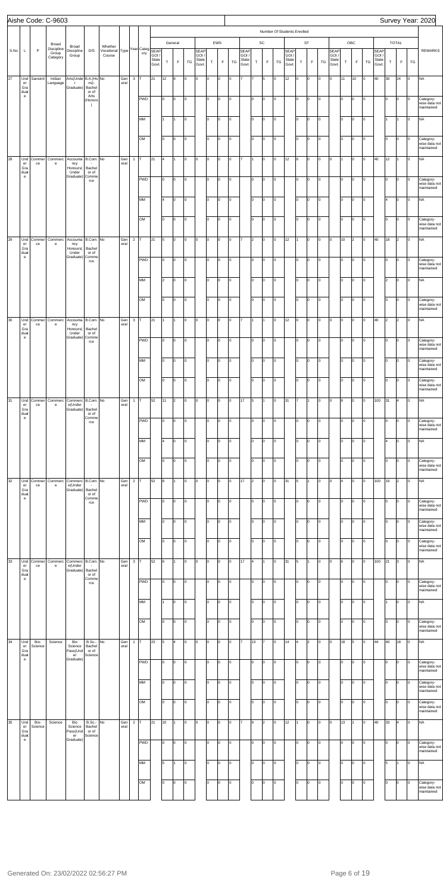Aishe Code: C-9603 | Survey Year: 2020

| S.No | L | P | Broad Discipline Group Category | Broad Discipline Group | D/S | Whether Vocational Course | Type | Year | Category | General SEAP GOI / State Govt. | General T | General F | General TG | EWS SEAP GOI / State Govt. | EWS T | EWS F | EWS TG | SC SEAP GOI / State Govt. | SC T | SC F | SC TG | ST SEAP GOI / State Govt. | ST T | ST F | ST TG | OBC SEAP GOI / State Govt. | OBC T | OBC F | OBC TG | TOTAL SEAP GOI / State Govt. | TOTAL T | TOTAL F | TOTAL TG | REMARKS |
|---|---|---|---|---|---|---|---|---|---|---|---|---|---|---|---|---|---|---|---|---|---|---|---|---|---|---|---|---|---|---|---|---|---|---|---|
| 27 | Under Graduate | Sanskrit | Indian Language | Arts(Under Graduate) | B.A.(Hons)-Bachelor of Arts (Honors) | No | General | 3 | T | 21 | 12 | 9 | 0 | 0 | 0 | 0 | 0 | 7 | 7 | 5 | 0 | 12 | 0 | 0 | 0 | 0 | 11 | 10 | 0 | 40 | 30 | 24 | 0 | NA |
| | | | | | | | | | PWD | | 0 | 0 | 0 | | 0 | 0 | 0 | | 0 | 0 | 0 | | 0 | 0 | 0 | | 0 | 0 | 0 | | 0 | 0 | 0 | Category-wise data not maintained |
| | | | | | | | | | MM | | 1 | 1 | 0 | | 0 | 0 | 0 | | 0 | 0 | 0 | | 0 | 0 | 0 | | 0 | 0 | 0 | | 1 | 1 | 0 | NA |
| | | | | | | | | | OM | | 0 | 0 | 0 | | 0 | 0 | 0 | | 0 | 0 | 0 | | 0 | 0 | 0 | | 0 | 0 | 0 | | 0 | 0 | 0 | Category-wise data not maintained |
| 28 | Under Graduate | Commerce | Commerce | Accountancy Honours(Under Graduate) | B.Com.-Bachelor of Commerce | No | General | 1 | T | 21 | 4 | 1 | 0 | 0 | 0 | 0 | 0 | 7 | 1 | 0 | 0 | 12 | 6 | 0 | 0 | 0 | 1 | 0 | 0 | 40 | 12 | 1 | 0 | NA |
| | | | | | | | | | PWD | | 0 | 0 | 0 | | 0 | 0 | 0 | | 0 | 0 | 0 | | 0 | 0 | 0 | | 0 | 0 | 0 | | 0 | 0 | 0 | Category-wise data not maintained |
| | | | | | | | | | MM | | 4 | 0 | 0 | | 0 | 0 | 0 | | 0 | 0 | 0 | | 0 | 0 | 0 | | 0 | 0 | 0 | | 4 | 0 | 0 | NA |
| | | | | | | | | | OM | | 0 | 0 | 0 | | 0 | 0 | 0 | | 0 | 0 | 0 | | 0 | 0 | 0 | | 0 | 0 | 0 | | 0 | 0 | 0 | Category-wise data not maintained |
| 29 | Under Graduate | Commerce | Commerce | Accountancy Honours(Under Graduate) | B.Com.-Bachelor of Commerce | No | General | 2 | T | 21 | 5 | 0 | 0 | 0 | 0 | 0 | 0 | 7 | 2 | 0 | 0 | 12 | 1 | 0 | 0 | 0 | 10 | 2 | 0 | 40 | 18 | 2 | 0 | NA |
| | | | | | | | | | PWD | | 0 | 0 | 0 | | 0 | 0 | 0 | | 0 | 0 | 0 | | 0 | 0 | 0 | | 0 | 0 | 0 | | 0 | 0 | 0 | Category-wise data not maintained |
| | | | | | | | | | MM | | 2 | 0 | 0 | | 0 | 0 | 0 | | 0 | 0 | 0 | | 0 | 0 | 0 | | 0 | 0 | 0 | | 2 | 0 | 0 | NA |
| | | | | | | | | | OM | | 0 | 0 | 0 | | 0 | 0 | 0 | | 0 | 0 | 0 | | 0 | 0 | 0 | | 0 | 0 | 0 | | 0 | 0 | 0 | Category-wise data not maintained |
| 30 | Under Graduate | Commerce | Commerce | Accountancy Honours(Under Graduate) | B.Com.-Bachelor of Commerce | No | General | 3 | T | 21 | 1 | 1 | 0 | 0 | 0 | 0 | 0 | 7 | 1 | 1 | 0 | 12 | 0 | 0 | 0 | 0 | 0 | 0 | 0 | 40 | 2 | 2 | 0 | NA |
| | | | | | | | | | PWD | | 0 | 0 | 0 | | 0 | 0 | 0 | | 0 | 0 | 0 | | 0 | 0 | 0 | | 0 | 0 | 0 | | 0 | 0 | 0 | Category-wise data not maintained |
| | | | | | | | | | MM | | 0 | 0 | 0 | | 0 | 0 | 0 | | 0 | 0 | 0 | | 0 | 0 | 0 | | 0 | 0 | 0 | | 0 | 0 | 0 | Category-wise data not maintained |
| | | | | | | | | | OM | | 0 | 0 | 0 | | 0 | 0 | 0 | | 0 | 0 | 0 | | 0 | 0 | 0 | | 0 | 0 | 0 | | 0 | 0 | 0 | Category-wise data not maintained |
| 31 | Under Graduate | Commerce | Commerce | Commerce(Under Graduate) | B.Com.-Bachelor of Commerce | No | General | 1 | T | 52 | 11 | 2 | 0 | 0 | 0 | 0 | 0 | 17 | 5 | 1 | 0 | 31 | 7 | 1 | 0 | 0 | 8 | 0 | 0 | 100 | 31 | 4 | 0 | NA |
| | | | | | | | | | PWD | | 0 | 0 | 0 | | 0 | 0 | 0 | | 0 | 0 | 0 | | 0 | 0 | 0 | | 0 | 0 | 0 | | 0 | 0 | 0 | Category-wise data not maintained |
| | | | | | | | | | MM | | 4 | 0 | 0 | | 0 | 0 | 0 | | 0 | 0 | 0 | | 0 | 0 | 0 | | 0 | 0 | 0 | | 4 | 0 | 0 | NA |
| | | | | | | | | | OM | | 0 | 0 | 0 | | 0 | 0 | 0 | | 0 | 0 | 0 | | 0 | 0 | 0 | | 0 | 0 | 0 | | 0 | 0 | 0 | Category-wise data not maintained |
| 32 | Under Graduate | Commerce | Commerce | Commerce(Under Graduate) | B.Com.-Bachelor of Commerce | No | General | 2 | T | 52 | 8 | 1 | 0 | 0 | 0 | 0 | 0 | 17 | 2 | 0 | 0 | 31 | 5 | 1 | 0 | 0 | 4 | 0 | 0 | 100 | 19 | 2 | 0 | NA |
| | | | | | | | | | PWD | | 0 | 0 | 0 | | 0 | 0 | 0 | | 0 | 0 | 0 | | 0 | 0 | 0 | | 0 | 0 | 0 | | 0 | 0 | 0 | Category-wise data not maintained |
| | | | | | | | | | MM | | 0 | 0 | 0 | | 0 | 0 | 0 | | 0 | 0 | 0 | | 0 | 0 | 0 | | 0 | 0 | 0 | | 0 | 0 | 0 | Category-wise data not maintained |
| | | | | | | | | | OM | | 0 | 0 | 0 | | 0 | 0 | 0 | | 0 | 0 | 0 | | 0 | 0 | 0 | | 0 | 0 | 0 | | 0 | 0 | 0 | Category-wise data not maintained |
| 33 | Under Graduate | Commerce | Commerce | Commerce(Under Graduate) | B.Com.-Bachelor of Commerce | No | General | 3 | T | 52 | 6 | 1 | 0 | 0 | 0 | 0 | 0 | 17 | 4 | 1 | 0 | 31 | 5 | 1 | 0 | 0 | 6 | 0 | 0 | 100 | 21 | 3 | 0 | NA |
| | | | | | | | | | PWD | | 0 | 0 | 0 | | 0 | 0 | 0 | | 0 | 0 | 0 | | 0 | 0 | 0 | | 0 | 0 | 0 | | 0 | 0 | 0 | Category-wise data not maintained |
| | | | | | | | | | MM | | 1 | 0 | 0 | | 0 | 0 | 0 | | 0 | 0 | 0 | | 0 | 0 | 0 | | 0 | 0 | 0 | | 1 | 0 | 0 | NA |
| | | | | | | | | | OM | | 0 | 0 | 0 | | 0 | 0 | 0 | | 0 | 0 | 0 | | 0 | 0 | 0 | | 0 | 0 | 0 | | 0 | 0 | 0 | Category-wise data not maintained |
| 34 | Under Graduate | Bio-Science | Science | Bio Science Pass(Under Graduate) | B.Sc.-Bachelor of Science | No | General | 1 | T | 23 | 5 | 4 | 0 | 0 | 0 | 0 | 0 | 7 | 13 | 7 | 0 | 14 | 4 | 2 | 0 | 0 | 18 | 5 | 0 | 44 | 40 | 18 | 0 | NA |
| | | | | | | | | | PWD | | 0 | 0 | 0 | | 0 | 0 | 0 | | 0 | 0 | 0 | | 0 | 0 | 0 | | 0 | 0 | 0 | | 0 | 0 | 0 | Category-wise data not maintained |
| | | | | | | | | | MM | | 0 | 0 | 0 | | 0 | 0 | 0 | | 0 | 0 | 0 | | 0 | 0 | 0 | | 0 | 0 | 0 | | 0 | 0 | 0 | Category-wise data not maintained |
| | | | | | | | | | OM | | 0 | 0 | 0 | | 0 | 0 | 0 | | 0 | 0 | 0 | | 0 | 0 | 0 | | 0 | 0 | 0 | | 0 | 0 | 0 | Category-wise data not maintained |
| 35 | Under Graduate | Bio-Science | Science | Bio Science Pass(Under Graduate) | B.Sc.-Bachelor of Science | No | General | 2 | T | 21 | 10 | 1 | 0 | 0 | 0 | 0 | 0 | 7 | 9 | 2 | 0 | 12 | 1 | 0 | 0 | 0 | 13 | 1 | 0 | 40 | 33 | 4 | 0 | NA |
| | | | | | | | | | PWD | | 0 | 0 | 0 | | 0 | 0 | 0 | | 0 | 0 | 0 | | 0 | 0 | 0 | | 0 | 0 | 0 | | 0 | 0 | 0 | Category-wise data not maintained |
| | | | | | | | | | MM | | 5 | 1 | 0 | | 0 | 0 | 0 | | 0 | 0 | 0 | | 0 | 0 | 0 | | 0 | 0 | 0 | | 5 | 1 | 0 | NA |
| | | | | | | | | | OM | | 0 | 0 | 0 | | 0 | 0 | 0 | | 0 | 0 | 0 | | 0 | 0 | 0 | | 0 | 0 | 0 | | 0 | 0 | 0 | Category-wise data not maintained |

Generated On: 23/02/2022 02:56:27 PM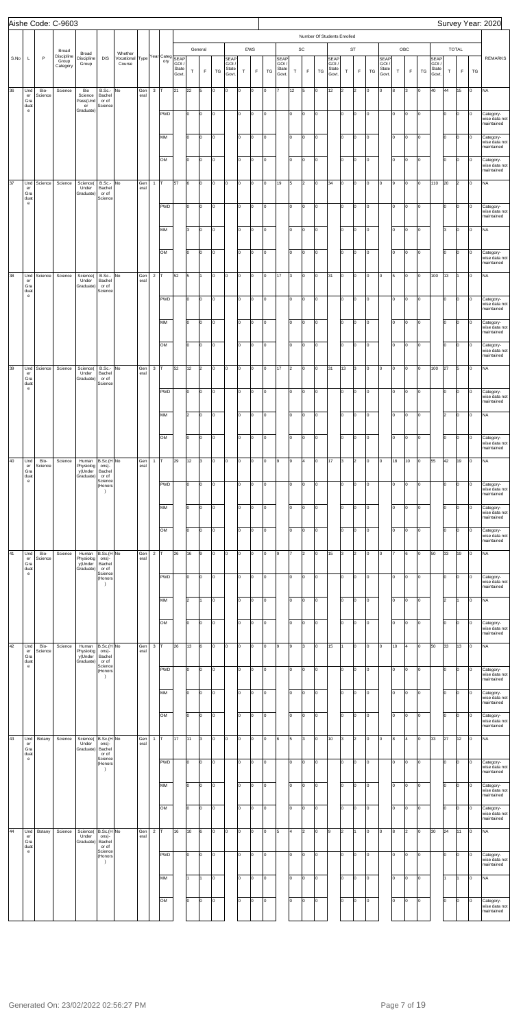Aishe Code: C-9603

Survey Year: 2020

| S.No | L | P | Broad Discipline Group Category | Broad Discipline Group | D/S | Whether Vocational Course | Type | Year | Category | General SEAP GOI / State Govt. | General T | General F | General TG | EWS SEAP GOI / State Govt. | EWS T | EWS F | EWS TG | SC SEAP GOI / State Govt. | SC T | SC F | SC TG | ST SEAP GOI / State Govt. | ST T | ST F | ST TG | OBC SEAP GOI / State Govt. | OBC T | OBC F | OBC TG | TOTAL SEAP GOI / State Govt. | TOTAL T | TOTAL F | TOTAL TG | REMARKS |
|---|---|---|---|---|---|---|---|---|---|---|---|---|---|---|---|---|---|---|---|---|---|---|---|---|---|---|---|---|---|---|---|---|---|---|
| 36 | Under Graduate | Bio-Science | Science | Bio Science Pass(Under Graduate) | B.Sc.-Bachel or of Science | No | General | 3 | T | 21 | 22 | 5 | 0 | 0 | 0 | 0 | 0 | 7 | 12 | 5 | 0 | 12 | 2 | 2 | 0 | 0 | 8 | 3 | 0 | 40 | 44 | 15 | 0 | NA |
| | | | | | | | | | PWD | | 0 | 0 | 0 | | 0 | 0 | 0 | | 0 | 0 | 0 | | 0 | 0 | 0 | | 0 | 0 | 0 | | 0 | 0 | 0 | Category-wise data not maintained |
| | | | | | | | | | MM | | 0 | 0 | 0 | | 0 | 0 | 0 | | 0 | 0 | 0 | | 0 | 0 | 0 | | 0 | 0 | 0 | | 0 | 0 | 0 | Category-wise data not maintained |
| | | | | | | | | | OM | | 0 | 0 | 0 | | 0 | 0 | 0 | | 0 | 0 | 0 | | 0 | 0 | 0 | | 0 | 0 | 0 | | 0 | 0 | 0 | Category-wise data not maintained |
| 37 | Under Graduate | Science | Science | Science(Under Graduate) | B.Sc.-Bachel or of Science | No | General | 1 | T | 57 | 6 | 0 | 0 | 0 | 0 | 0 | 0 | 19 | 5 | 2 | 0 | 34 | 0 | 0 | 0 | 0 | 9 | 0 | 0 | 110 | 20 | 2 | 0 | NA |
| | | | | | | | | | PWD | | 0 | 0 | 0 | | 0 | 0 | 0 | | 0 | 0 | 0 | | 0 | 0 | 0 | | 0 | 0 | 0 | | 0 | 0 | 0 | Category-wise data not maintained |
| | | | | | | | | | MM | | 3 | 0 | 0 | | 0 | 0 | 0 | | 0 | 0 | 0 | | 0 | 0 | 0 | | 0 | 0 | 0 | | 3 | 0 | 0 | NA |
| | | | | | | | | | OM | | 0 | 0 | 0 | | 0 | 0 | 0 | | 0 | 0 | 0 | | 0 | 0 | 0 | | 0 | 0 | 0 | | 0 | 0 | 0 | Category-wise data not maintained |
| 38 | Under Graduate | Science | Science | Science(Under Graduate) | B.Sc.-Bachel or of Science | No | General | 2 | T | 52 | 5 | 1 | 0 | 0 | 0 | 0 | 0 | 17 | 3 | 0 | 0 | 31 | 0 | 0 | 0 | 0 | 5 | 0 | 0 | 100 | 13 | 1 | 0 | NA |
| | | | | | | | | | PWD | | 0 | 0 | 0 | | 0 | 0 | 0 | | 0 | 0 | 0 | | 0 | 0 | 0 | | 0 | 0 | 0 | | 0 | 0 | 0 | Category-wise data not maintained |
| | | | | | | | | | MM | | 0 | 0 | 0 | | 0 | 0 | 0 | | 0 | 0 | 0 | | 0 | 0 | 0 | | 0 | 0 | 0 | | 0 | 0 | 0 | Category-wise data not maintained |
| | | | | | | | | | OM | | 0 | 0 | 0 | | 0 | 0 | 0 | | 0 | 0 | 0 | | 0 | 0 | 0 | | 0 | 0 | 0 | | 0 | 0 | 0 | Category-wise data not maintained |
| 39 | Under Graduate | Science | Science | Science(Under Graduate) | B.Sc.-Bachel or of Science | No | General | 3 | T | 52 | 12 | 2 | 0 | 0 | 0 | 0 | 0 | 17 | 2 | 0 | 0 | 31 | 13 | 3 | 0 | 0 | 0 | 0 | 0 | 100 | 27 | 5 | 0 | NA |
| | | | | | | | | | PWD | | 0 | 0 | 0 | | 0 | 0 | 0 | | 0 | 0 | 0 | | 0 | 0 | 0 | | 0 | 0 | 0 | | 0 | 0 | 0 | Category-wise data not maintained |
| | | | | | | | | | MM | | 2 | 0 | 0 | | 0 | 0 | 0 | | 0 | 0 | 0 | | 0 | 0 | 0 | | 0 | 0 | 0 | | 2 | 0 | 0 | NA |
| | | | | | | | | | OM | | 0 | 0 | 0 | | 0 | 0 | 0 | | 0 | 0 | 0 | | 0 | 0 | 0 | | 0 | 0 | 0 | | 0 | 0 | 0 | Category-wise data not maintained |
| 40 | Under Graduate | Bio-Science | Science | Human Physiology(Under Graduate) | B.Sc.(Hons)-Bachel or of Science (Honors) | No | General | 1 | T | 29 | 12 | 3 | 0 | 0 | 0 | 0 | 0 | 9 | 9 | 4 | 0 | 17 | 3 | 2 | 0 | 0 | 18 | 10 | 0 | 55 | 42 | 19 | 0 | NA |
| | | | | | | | | | PWD | | 0 | 0 | 0 | | 0 | 0 | 0 | | 0 | 0 | 0 | | 0 | 0 | 0 | | 0 | 0 | 0 | | 0 | 0 | 0 | Category-wise data not maintained |
| | | | | | | | | | MM | | 0 | 0 | 0 | | 0 | 0 | 0 | | 0 | 0 | 0 | | 0 | 0 | 0 | | 0 | 0 | 0 | | 0 | 0 | 0 | Category-wise data not maintained |
| | | | | | | | | | OM | | 0 | 0 | 0 | | 0 | 0 | 0 | | 0 | 0 | 0 | | 0 | 0 | 0 | | 0 | 0 | 0 | | 0 | 0 | 0 | Category-wise data not maintained |
| 41 | Under Graduate | Bio-Science | Science | Human Physiology(Under Graduate) | B.Sc.(Hons)-Bachel or of Science (Honors) | No | General | 2 | T | 26 | 16 | 9 | 0 | 0 | 0 | 0 | 0 | 9 | 7 | 2 | 0 | 15 | 3 | 2 | 0 | 0 | 7 | 6 | 0 | 50 | 33 | 19 | 0 | NA |
| | | | | | | | | | PWD | | 0 | 0 | 0 | | 0 | 0 | 0 | | 0 | 0 | 0 | | 0 | 0 | 0 | | 0 | 0 | 0 | | 0 | 0 | 0 | Category-wise data not maintained |
| | | | | | | | | | MM | | 2 | 1 | 0 | | 0 | 0 | 0 | | 0 | 0 | 0 | | 0 | 0 | 0 | | 0 | 0 | 0 | | 2 | 1 | 0 | NA |
| | | | | | | | | | OM | | 0 | 0 | 0 | | 0 | 0 | 0 | | 0 | 0 | 0 | | 0 | 0 | 0 | | 0 | 0 | 0 | | 0 | 0 | 0 | Category-wise data not maintained |
| 42 | Under Graduate | Bio-Science | Science | Human Physiology(Under Graduate) | B.Sc.(Hons)-Bachel or of Science (Honors) | No | General | 3 | T | 26 | 13 | 6 | 0 | 0 | 0 | 0 | 0 | 9 | 9 | 3 | 0 | 15 | 1 | 0 | 0 | 0 | 10 | 4 | 0 | 50 | 33 | 13 | 0 | NA |
| | | | | | | | | | PWD | | 0 | 0 | 0 | | 0 | 0 | 0 | | 0 | 0 | 0 | | 0 | 0 | 0 | | 0 | 0 | 0 | | 0 | 0 | 0 | Category-wise data not maintained |
| | | | | | | | | | MM | | 0 | 0 | 0 | | 0 | 0 | 0 | | 0 | 0 | 0 | | 0 | 0 | 0 | | 0 | 0 | 0 | | 0 | 0 | 0 | Category-wise data not maintained |
| | | | | | | | | | OM | | 0 | 0 | 0 | | 0 | 0 | 0 | | 0 | 0 | 0 | | 0 | 0 | 0 | | 0 | 0 | 0 | | 0 | 0 | 0 | Category-wise data not maintained |
| 43 | Under Graduate | Botany | Science | Science(Under Graduate) | B.Sc.(Hons)-Bachel or of Science (Honors) | No | General | 1 | T | 17 | 11 | 3 | 0 | 0 | 0 | 0 | 0 | 6 | 5 | 3 | 0 | 10 | 3 | 2 | 0 | 0 | 8 | 4 | 0 | 33 | 27 | 12 | 0 | NA |
| | | | | | | | | | PWD | | 0 | 0 | 0 | | 0 | 0 | 0 | | 0 | 0 | 0 | | 0 | 0 | 0 | | 0 | 0 | 0 | | 0 | 0 | 0 | Category-wise data not maintained |
| | | | | | | | | | MM | | 0 | 0 | 0 | | 0 | 0 | 0 | | 0 | 0 | 0 | | 0 | 0 | 0 | | 0 | 0 | 0 | | 0 | 0 | 0 | Category-wise data not maintained |
| | | | | | | | | | OM | | 0 | 0 | 0 | | 0 | 0 | 0 | | 0 | 0 | 0 | | 0 | 0 | 0 | | 0 | 0 | 0 | | 0 | 0 | 0 | Category-wise data not maintained |
| 44 | Under Graduate | Botany | Science | Science(Under Graduate) | B.Sc.(Hons)-Bachel or of Science (Honors) | No | General | 2 | T | 16 | 10 | 6 | 0 | 0 | 0 | 0 | 0 | 5 | 4 | 2 | 0 | 9 | 2 | 1 | 0 | 0 | 8 | 2 | 0 | 30 | 24 | 11 | 0 | NA |
| | | | | | | | | | PWD | | 0 | 0 | 0 | | 0 | 0 | 0 | | 0 | 0 | 0 | | 0 | 0 | 0 | | 0 | 0 | 0 | | 0 | 0 | 0 | Category-wise data not maintained |
| | | | | | | | | | MM | | 1 | 1 | 0 | | 0 | 0 | 0 | | 0 | 0 | 0 | | 0 | 0 | 0 | | 0 | 0 | 0 | | 1 | 1 | 0 | NA |
| | | | | | | | | | OM | | 0 | 0 | 0 | | 0 | 0 | 0 | | 0 | 0 | 0 | | 0 | 0 | 0 | | 0 | 0 | 0 | | 0 | 0 | 0 | Category-wise data not maintained |

Generated On: 23/02/2022 02:56:27 PM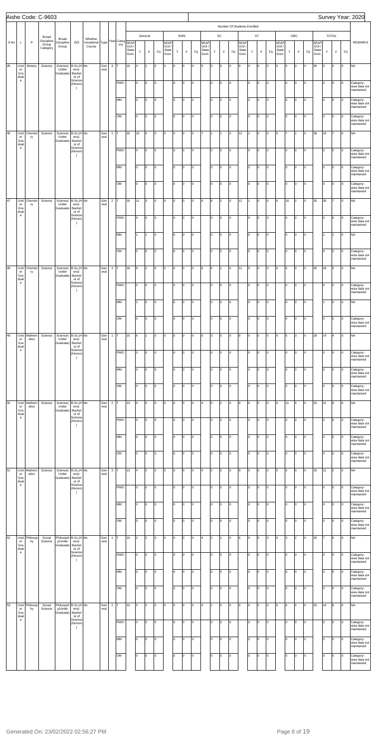Aishe Code: C-9603

Survey Year: 2020

| S.No | L | P | Broad Discipline Group Category | Broad Discipline Group | D/S | Whether Vocational Course | Type | Year | Category | General SEAP GOI / State Govt. | General T | General F | General TG | EWS SEAP GOI / State Govt. | EWS T | EWS F | EWS TG | SC SEAP GOI / State Govt. | SC T | SC F | SC TG | ST SEAP GOI / State Govt. | ST T | ST F | ST TG | OBC SEAP GOI / State Govt. | OBC T | OBC F | OBC TG | TOTAL SEAP GOI / State Govt. | TOTAL T | TOTAL F | TOTAL TG | REMARKS |
|---|---|---|---|---|---|---|---|---|---|---|---|---|---|---|---|---|---|---|---|---|---|---|---|---|---|---|---|---|---|---|---|---|---|---|---|
| 45 | Under Graduate | Botany | Science | Science(Under Graduate) | B.Sc.(Honors)-Bachelor of Science (Honors) | No | General | 3 | T | 16 | 3 | 2 | 0 | 0 | 0 | 0 | 0 | 5 | 0 | 0 | 0 | 9 | 0 | 0 | 0 | 0 | 0 | 0 | 0 | 30 | 3 | 2 | 0 | NA |
| | | | | | | | | | PWD | | 0 | 0 | 0 | | 0 | 0 | 0 | | 0 | 0 | 0 | | 0 | 0 | 0 | | 0 | 0 | 0 | | 0 | 0 | 0 | Category-wise data not maintained |
| | | | | | | | | | MM | | 0 | 0 | 0 | | 0 | 0 | 0 | | 0 | 0 | 0 | | 0 | 0 | 0 | | 0 | 0 | 0 | | 0 | 0 | 0 | Category-wise data not maintained |
| | | | | | | | | | OM | | 0 | 0 | 0 | | 0 | 0 | 0 | | 0 | 0 | 0 | | 0 | 0 | 0 | | 0 | 0 | 0 | | 0 | 0 | 0 | Category-wise data not maintained |
| 46 | Under Graduate | Chemistry | Science | Science(Under Graduate) | B.Sc.(Honors)-Bachelor of Science (Honors) | No | General | 1 | T | 20 | 10 | 5 | 0 | 0 | 0 | 0 | 0 | 7 | 1 | 1 | 0 | 12 | 1 | 0 | 0 | 0 | 7 | 1 | 0 | 39 | 19 | 7 | 0 | NA |
| | | | | | | | | | PWD | | 0 | 0 | 0 | | 0 | 0 | 0 | | 0 | 0 | 0 | | 0 | 0 | 0 | | 0 | 0 | 0 | | 0 | 0 | 0 | Category-wise data not maintained |
| | | | | | | | | | MM | | 0 | 0 | 0 | | 0 | 0 | 0 | | 0 | 0 | 0 | | 0 | 0 | 0 | | 0 | 0 | 0 | | 0 | 0 | 0 | Category-wise data not maintained |
| | | | | | | | | | OM | | 0 | 0 | 0 | | 0 | 0 | 0 | | 0 | 0 | 0 | | 0 | 0 | 0 | | 0 | 0 | 0 | | 0 | 0 | 0 | Category-wise data not maintained |
| 47 | Under Graduate | Chemistry | Science | Science(Under Graduate) | B.Sc.(Honors)-Bachelor of Science (Honors) | No | General | 2 | T | 18 | 11 | 3 | 0 | 0 | 0 | 0 | 0 | 6 | 8 | 2 | 0 | 11 | 1 | 0 | 0 | 0 | 10 | 2 | 0 | 35 | 30 | 7 | 0 | NA |
| | | | | | | | | | PWD | | 0 | 0 | 0 | | 0 | 0 | 0 | | 0 | 0 | 0 | | 0 | 0 | 0 | | 0 | 0 | 0 | | 0 | 0 | 0 | Category-wise data not maintained |
| | | | | | | | | | MM | | 1 | 1 | 0 | | 0 | 0 | 0 | | 0 | 0 | 0 | | 0 | 0 | 0 | | 0 | 0 | 0 | | 1 | 1 | 0 | NA |
| | | | | | | | | | OM | | 0 | 0 | 0 | | 0 | 0 | 0 | | 0 | 0 | 0 | | 0 | 0 | 0 | | 0 | 0 | 0 | | 0 | 0 | 0 | Category-wise data not maintained |
| 48 | Under Graduate | Chemistry | Science | Science(Under Graduate) | B.Sc.(Honors)-Bachelor of Science (Honors) | No | General | 3 | T | 18 | 8 | 2 | 0 | 0 | 0 | 0 | 0 | 6 | 4 | 1 | 0 | 11 | 0 | 0 | 0 | 0 | 6 | 0 | 0 | 35 | 18 | 3 | 0 | NA |
| | | | | | | | | | PWD | | 0 | 0 | 0 | | 0 | 0 | 0 | | 0 | 0 | 0 | | 0 | 0 | 0 | | 0 | 0 | 0 | | 0 | 0 | 0 | Category-wise data not maintained |
| | | | | | | | | | MM | | 1 | 0 | 0 | | 0 | 0 | 0 | | 0 | 0 | 0 | | 0 | 0 | 0 | | 0 | 0 | 0 | | 1 | 0 | 0 | NA |
| | | | | | | | | | OM | | 0 | 0 | 0 | | 0 | 0 | 0 | | 0 | 0 | 0 | | 0 | 0 | 0 | | 0 | 0 | 0 | | 0 | 0 | 0 | Category-wise data not maintained |
| 49 | Under Graduate | Mathematics | Science | Science(Under Graduate) | B.Sc.(Honors)-Bachelor of Science (Honors) | No | General | 1 | T | 15 | 6 | 1 | 0 | 0 | 0 | 0 | 0 | 5 | 3 | 0 | 0 | 8 | 0 | 0 | 0 | 0 | 5 | 3 | 0 | 28 | 14 | 4 | 0 | NA |
| | | | | | | | | | PWD | | 0 | 0 | 0 | | 0 | 0 | 0 | | 0 | 0 | 0 | | 0 | 0 | 0 | | 0 | 0 | 0 | | 0 | 0 | 0 | Category-wise data not maintained |
| | | | | | | | | | MM | | 0 | 0 | 0 | | 0 | 0 | 0 | | 0 | 0 | 0 | | 0 | 0 | 0 | | 0 | 0 | 0 | | 0 | 0 | 0 | Category-wise data not maintained |
| | | | | | | | | | OM | | 0 | 0 | 0 | | 0 | 0 | 0 | | 0 | 0 | 0 | | 0 | 0 | 0 | | 0 | 0 | 0 | | 0 | 0 | 0 | Category-wise data not maintained |
| 50 | Under Graduate | Mathematics | Science | Science(Under Graduate) | B.Sc.(Honors)-Bachelor of Science (Honors) | No | General | 2 | T | 13 | 5 | 0 | 0 | 0 | 0 | 0 | 0 | 4 | 5 | 2 | 0 | 8 | 0 | 0 | 0 | 0 | 11 | 4 | 0 | 25 | 21 | 6 | 0 | NA |
| | | | | | | | | | PWD | | 0 | 0 | 0 | | 0 | 0 | 0 | | 0 | 0 | 0 | | 0 | 0 | 0 | | 0 | 0 | 0 | | 0 | 0 | 0 | Category-wise data not maintained |
| | | | | | | | | | MM | | 0 | 0 | 0 | | 0 | 0 | 0 | | 0 | 0 | 0 | | 0 | 0 | 0 | | 0 | 0 | 0 | | 0 | 0 | 0 | Category-wise data not maintained |
| | | | | | | | | | OM | | 0 | 0 | 0 | | 0 | 0 | 0 | | 0 | 0 | 0 | | 0 | 0 | 0 | | 0 | 0 | 0 | | 0 | 0 | 0 | Category-wise data not maintained |
| 51 | Under Graduate | Mathematics | Science | Science(Under Graduate) | B.Sc.(Honors)-Bachelor of Science (Honors) | No | General | 3 | T | 13 | 4 | 2 | 0 | 0 | 0 | 0 | 0 | 4 | 2 | 0 | 0 | 8 | 0 | 0 | 0 | 0 | 5 | 0 | 0 | 25 | 11 | 2 | 0 | NA |
| | | | | | | | | | PWD | | 0 | 0 | 0 | | 0 | 0 | 0 | | 0 | 0 | 0 | | 0 | 0 | 0 | | 0 | 0 | 0 | | 0 | 0 | 0 | Category-wise data not maintained |
| | | | | | | | | | MM | | 0 | 0 | 0 | | 0 | 0 | 0 | | 0 | 0 | 0 | | 0 | 0 | 0 | | 0 | 0 | 0 | | 0 | 0 | 0 | Category-wise data not maintained |
| | | | | | | | | | OM | | 0 | 0 | 0 | | 0 | 0 | 0 | | 0 | 0 | 0 | | 0 | 0 | 0 | | 0 | 0 | 0 | | 0 | 0 | 0 | Category-wise data not maintained |
| 52 | Under Graduate | Philosophy | Social Science | Philosophy(Under Graduate) | B.Sc.(Honors)-Bachelor of Science (Honors) | No | General | 1 | T | 10 | 2 | 2 | 0 | 0 | 0 | 0 | 0 | 4 | 2 | 1 | 0 | 6 | 0 | 0 | 0 | 0 | 3 | 2 | 0 | 20 | 7 | 5 | 0 | NA |
| | | | | | | | | | PWD | | 0 | 0 | 0 | | 0 | 0 | 0 | | 0 | 0 | 0 | | 0 | 0 | 0 | | 0 | 0 | 0 | | 0 | 0 | 0 | Category-wise data not maintained |
| | | | | | | | | | MM | | 0 | 0 | 0 | | 0 | 0 | 0 | | 0 | 0 | 0 | | 0 | 0 | 0 | | 0 | 0 | 0 | | 0 | 0 | 0 | Category-wise data not maintained |
| | | | | | | | | | OM | | 0 | 0 | 0 | | 0 | 0 | 0 | | 0 | 0 | 0 | | 0 | 0 | 0 | | 0 | 0 | 0 | | 0 | 0 | 0 | Category-wise data not maintained |
| 53 | Under Graduate | Philosophy | Social Science | Philosophy(Under Graduate) | B.Sc.(Honors)-Bachelor of Science (Honors) | No | General | 2 | T | 10 | 3 | 2 | 0 | 0 | 0 | 0 | 0 | 4 | 1 | 0 | 0 | 6 | 4 | 2 | 0 | 0 | 6 | 4 | 0 | 20 | 14 | 8 | 0 | NA |
| | | | | | | | | | PWD | | 0 | 0 | 0 | | 0 | 0 | 0 | | 0 | 0 | 0 | | 0 | 0 | 0 | | 0 | 0 | 0 | | 0 | 0 | 0 | Category-wise data not maintained |
| | | | | | | | | | MM | | 0 | 0 | 0 | | 0 | 0 | 0 | | 0 | 0 | 0 | | 0 | 0 | 0 | | 0 | 0 | 0 | | 0 | 0 | 0 | Category-wise data not maintained |
| | | | | | | | | | OM | | 0 | 0 | 0 | | 0 | 0 | 0 | | 0 | 0 | 0 | | 0 | 0 | 0 | | 0 | 0 | 0 | | 0 | 0 | 0 | Category-wise data not maintained |

Generated On: 23/02/2022 02:56:27 PM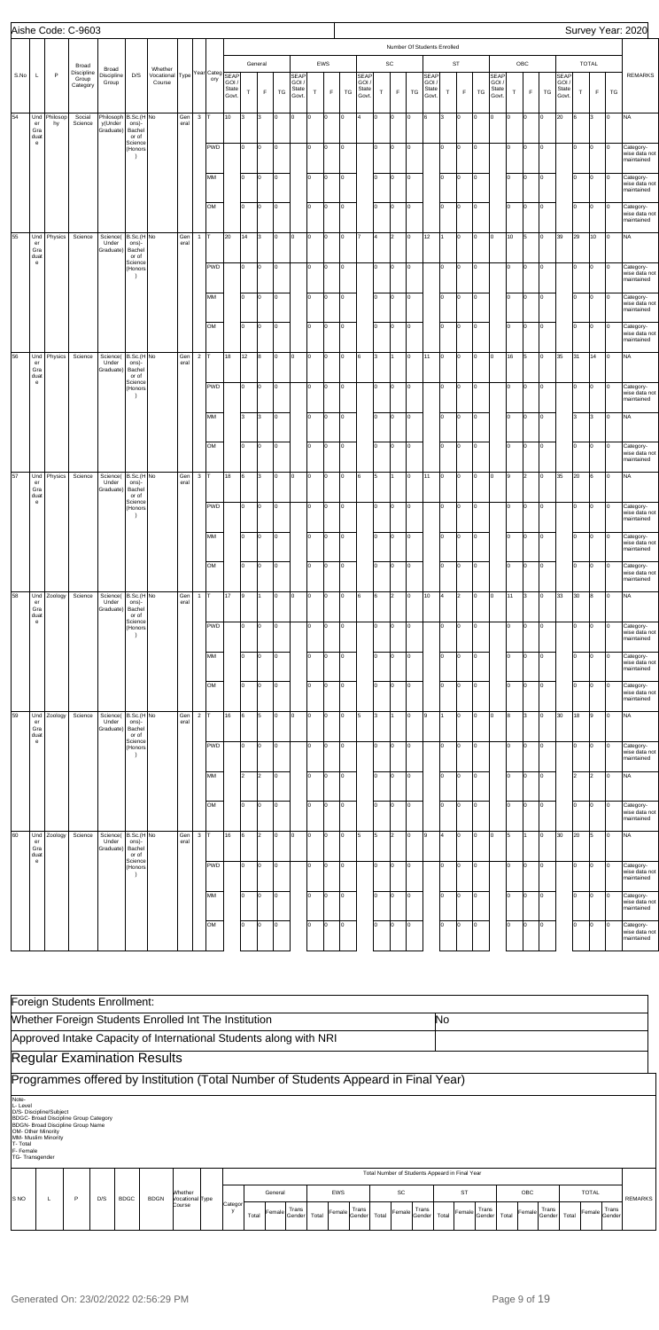Aishe Code: C-9603 | Survey Year: 2020

| S.No | L | P | Broad Discipline Group Category | Broad Discipline Group | D/S | Whether Vocational Course | Type | Year | Category | General SEAP GOI / State Govt. | General T | General F | General TG | EWS SEAP GOI / State Govt. | EWS T | EWS F | EWS TG | SC SEAP GOI / State Govt. | SC T | SC F | SC TG | ST SEAP GOI / State Govt. | ST T | ST F | ST TG | OBC SEAP GOI / State Govt. | OBC T | OBC F | OBC TG | TOTAL SEAP GOI / State Govt. | TOTAL T | TOTAL F | TOTAL TG | REMARKS |
|---|---|---|---|---|---|---|---|---|---|---|---|---|---|---|---|---|---|---|---|---|---|---|---|---|---|---|---|---|---|---|---|---|---|---|
| 54 | Under Graduate | Philosophy | Social Science | Philosophy(Under Graduate) | B.Sc.(Honors) - Bachelor of Science (Honors) | No | General | 3 | T | 10 | 3 | 3 | 0 | 0 | 0 | 0 | 0 | 4 | 0 | 0 | 0 | 6 | 3 | 0 | 0 | 0 | 0 | 0 | 0 | 20 | 6 | 3 | 0 | NA |
| | | | | | | | | | PWD | | 0 | 0 | 0 | | 0 | 0 | 0 | | 0 | 0 | 0 | | 0 | 0 | 0 | | 0 | 0 | 0 | | 0 | 0 | 0 | Category-wise data not maintained |
| | | | | | | | | | MM | | 0 | 0 | 0 | | 0 | 0 | 0 | | 0 | 0 | 0 | | 0 | 0 | 0 | | 0 | 0 | 0 | | 0 | 0 | 0 | Category-wise data not maintained |
| | | | | | | | | | OM | | 0 | 0 | 0 | | 0 | 0 | 0 | | 0 | 0 | 0 | | 0 | 0 | 0 | | 0 | 0 | 0 | | 0 | 0 | 0 | Category-wise data not maintained |
| 55 | Under Graduate | Physics | Science | Science(Under Graduate) | B.Sc.(Honors) - Bachelor of Science (Honors) | No | General | 1 | T | 20 | 14 | 3 | 0 | 0 | 0 | 0 | 0 | 7 | 4 | 2 | 0 | 12 | 1 | 0 | 0 | 0 | 10 | 5 | 0 | 39 | 29 | 10 | 0 | NA |
| | | | | | | | | | PWD | | 0 | 0 | 0 | | 0 | 0 | 0 | | 0 | 0 | 0 | | 0 | 0 | 0 | | 0 | 0 | 0 | | 0 | 0 | 0 | Category-wise data not maintained |
| | | | | | | | | | MM | | 0 | 0 | 0 | | 0 | 0 | 0 | | 0 | 0 | 0 | | 0 | 0 | 0 | | 0 | 0 | 0 | | 0 | 0 | 0 | Category-wise data not maintained |
| | | | | | | | | | OM | | 0 | 0 | 0 | | 0 | 0 | 0 | | 0 | 0 | 0 | | 0 | 0 | 0 | | 0 | 0 | 0 | | 0 | 0 | 0 | Category-wise data not maintained |
| 56 | Under Graduate | Physics | Science | Science(Under Graduate) | B.Sc.(Honors) - Bachelor of Science (Honors) | No | General | 2 | T | 18 | 12 | 8 | 0 | 0 | 0 | 0 | 0 | 6 | 3 | 1 | 0 | 11 | 0 | 0 | 0 | 0 | 18 | 5 | 0 | 35 | 31 | 14 | 0 | NA |
| | | | | | | | | | PWD | | 0 | 0 | 0 | | 0 | 0 | 0 | | 0 | 0 | 0 | | 0 | 0 | 0 | | 0 | 0 | 0 | | 0 | 0 | 0 | Category-wise data not maintained |
| | | | | | | | | | MM | | 3 | 3 | 0 | | 0 | 0 | 0 | | 0 | 0 | 0 | | 0 | 0 | 0 | | 0 | 0 | 0 | | 3 | 3 | 0 | NA |
| | | | | | | | | | OM | | 0 | 0 | 0 | | 0 | 0 | 0 | | 0 | 0 | 0 | | 0 | 0 | 0 | | 0 | 0 | 0 | | 0 | 0 | 0 | Category-wise data not maintained |
| 57 | Under Graduate | Physics | Science | Science(Under Graduate) | B.Sc.(Honors) - Bachelor of Science (Honors) | No | General | 3 | T | 18 | 6 | 3 | 0 | 0 | 0 | 0 | 0 | 6 | 5 | 1 | 0 | 11 | 0 | 0 | 0 | 0 | 9 | 2 | 0 | 35 | 20 | 6 | 0 | NA |
| | | | | | | | | | PWD | | 0 | 0 | 0 | | 0 | 0 | 0 | | 0 | 0 | 0 | | 0 | 0 | 0 | | 0 | 0 | 0 | | 0 | 0 | 0 | Category-wise data not maintained |
| | | | | | | | | | MM | | 0 | 0 | 0 | | 0 | 0 | 0 | | 0 | 0 | 0 | | 0 | 0 | 0 | | 0 | 0 | 0 | | 0 | 0 | 0 | Category-wise data not maintained |
| | | | | | | | | | OM | | 0 | 0 | 0 | | 0 | 0 | 0 | | 0 | 0 | 0 | | 0 | 0 | 0 | | 0 | 0 | 0 | | 0 | 0 | 0 | Category-wise data not maintained |
| 58 | Under Graduate | Zoology | Science | Science(Under Graduate) | B.Sc.(Honors) - Bachelor of Science (Honors) | No | General | 1 | T | 17 | 9 | 1 | 0 | 0 | 0 | 0 | 0 | 6 | 6 | 2 | 0 | 10 | 4 | 2 | 0 | 0 | 11 | 3 | 0 | 33 | 30 | 8 | 0 | NA |
| | | | | | | | | | PWD | | 0 | 0 | 0 | | 0 | 0 | 0 | | 0 | 0 | 0 | | 0 | 0 | 0 | | 0 | 0 | 0 | | 0 | 0 | 0 | Category-wise data not maintained |
| | | | | | | | | | MM | | 0 | 0 | 0 | | 0 | 0 | 0 | | 0 | 0 | 0 | | 0 | 0 | 0 | | 0 | 0 | 0 | | 0 | 0 | 0 | Category-wise data not maintained |
| | | | | | | | | | OM | | 0 | 0 | 0 | | 0 | 0 | 0 | | 0 | 0 | 0 | | 0 | 0 | 0 | | 0 | 0 | 0 | | 0 | 0 | 0 | Category-wise data not maintained |
| 59 | Under Graduate | Zoology | Science | Science(Under Graduate) | B.Sc.(Honors) - Bachelor of Science (Honors) | No | General | 2 | T | 16 | 6 | 5 | 0 | 0 | 0 | 0 | 0 | 5 | 3 | 1 | 0 | 9 | 1 | 0 | 0 | 0 | 8 | 3 | 0 | 30 | 18 | 9 | 0 | NA |
| | | | | | | | | | PWD | | 0 | 0 | 0 | | 0 | 0 | 0 | | 0 | 0 | 0 | | 0 | 0 | 0 | | 0 | 0 | 0 | | 0 | 0 | 0 | Category-wise data not maintained |
| | | | | | | | | | MM | | 2 | 2 | 0 | | 0 | 0 | 0 | | 0 | 0 | 0 | | 0 | 0 | 0 | | 0 | 0 | 0 | | 2 | 2 | 0 | NA |
| | | | | | | | | | OM | | 0 | 0 | 0 | | 0 | 0 | 0 | | 0 | 0 | 0 | | 0 | 0 | 0 | | 0 | 0 | 0 | | 0 | 0 | 0 | Category-wise data not maintained |
| 60 | Under Graduate | Zoology | Science | Science(Under Graduate) | B.Sc.(Honors) - Bachelor of Science (Honors) | No | General | 3 | T | 16 | 8 | 2 | 0 | 0 | 0 | 0 | 0 | 5 | 5 | 2 | 0 | 9 | 4 | 0 | 0 | 0 | 5 | 1 | 0 | 30 | 20 | 5 | 0 | NA |
| | | | | | | | | | PWD | | 0 | 0 | 0 | | 0 | 0 | 0 | | 0 | 0 | 0 | | 0 | 0 | 0 | | 0 | 0 | 0 | | 0 | 0 | 0 | Category-wise data not maintained |
| | | | | | | | | | MM | | 0 | 0 | 0 | | 0 | 0 | 0 | | 0 | 0 | 0 | | 0 | 0 | 0 | | 0 | 0 | 0 | | 0 | 0 | 0 | Category-wise data not maintained |
| | | | | | | | | | OM | | 0 | 0 | 0 | | 0 | 0 | 0 | | 0 | 0 | 0 | | 0 | 0 | 0 | | 0 | 0 | 0 | | 0 | 0 | 0 | Category-wise data not maintained |

## Foreign Students Enrollment:

| Whether Foreign Students Enrolled Int The Institution | No |
|---|---|
| Approved Intake Capacity of International Students along with NRI | |

## Regular Examination Results

### Programmes offered by Institution (Total Number of Students Appeard in Final Year)

Note-
L- Level
D/S- Discipline/Subject
BDGC- Broad Discipline Group Category
BDGN- Broad Discipline Group Name
OM- Other Minority
MM- Muslim Minority
T- Total
F- Female
TG- Transgender

| S NO | L | P | D/S | BDGC | BDGN | Whether Vocational Course | Type | Category | General Total | General Female | General Trans Gender | EWS Total | EWS Female | EWS Trans Gender | SC Total | SC Female | SC Trans Gender | ST Total | ST Female | ST Trans Gender | OBC Total | OBC Female | OBC Trans Gender | TOTAL Total | TOTAL Female | TOTAL Trans Gender | REMARKS |
|---|---|---|---|---|---|---|---|---|---|---|---|---|---|---|---|---|---|---|---|---|---|---|---|---|---|---|---|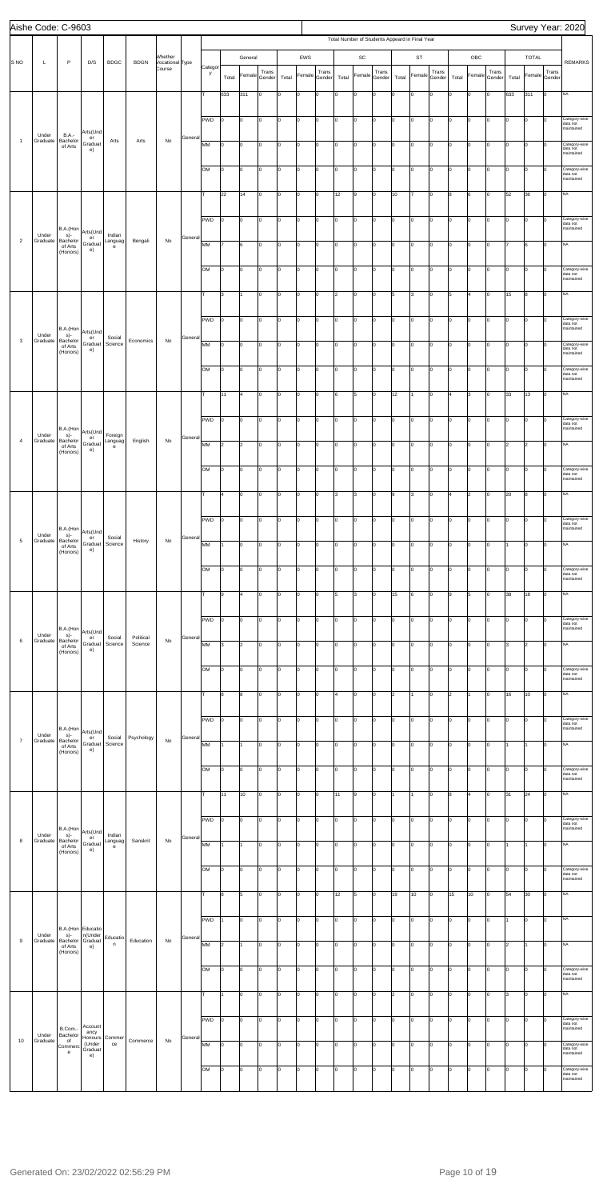Aishe Code: C-9603 Survey Year: 2020

| S NO | L | P | D/S | BDGC | BDGN | Whether Vocational Course | Type | Category | General | | | EWS | | | SC | | | ST | | | OBC | | | TOTAL | | | REMARKS |
|---|---|---|---|---|---|---|---|---|---|---|---|---|---|---|---|---|---|---|---|---|---|---|---|---|---|---|---|
| | | | | | | | | | Total Number of Students Appeard in Final Year | | | | | | | | | | | | | | | | | | |
| | | | | | | | | | Total | Female | Trans Gender | Total | Female | Trans Gender | Total | Female | Trans Gender | Total | Female | Trans Gender | Total | Female | Trans Gender | Total | Female | Trans Gender | |
| 1 | Under Graduate | B.A.-Bachelor of Arts | Arts(Under Graduate) | Arts | Arts | No | General | T | 633 | 311 | 0 | 0 | 0 | 0 | 0 | 0 | 0 | 0 | 0 | 0 | 0 | 0 | 0 | 633 | 311 | 0 | NA |
| | | | | | | | | PWD | 0 | 0 | 0 | 0 | 0 | 0 | 0 | 0 | 0 | 0 | 0 | 0 | 0 | 0 | 0 | 0 | 0 | 0 | Category-wise data not maintained |
| | | | | | | | | MM | 0 | 0 | 0 | 0 | 0 | 0 | 0 | 0 | 0 | 0 | 0 | 0 | 0 | 0 | 0 | 0 | 0 | 0 | Category-wise data not maintained |
| | | | | | | | | OM | 0 | 0 | 0 | 0 | 0 | 0 | 0 | 0 | 0 | 0 | 0 | 0 | 0 | 0 | 0 | 0 | 0 | 0 | Category-wise data not maintained |
| 2 | Under Graduate | B.A.(Honours)-Bachelor of Arts (Honours) | Arts(Under Graduate) | Indian Language | Bengali | No | General | T | 22 | 14 | 0 | 0 | 0 | 0 | 12 | 9 | 0 | 10 | 7 | 0 | 8 | 6 | 0 | 52 | 36 | 0 | NA |
| | | | | | | | | PWD | 0 | 0 | 0 | 0 | 0 | 0 | 0 | 0 | 0 | 0 | 0 | 0 | 0 | 0 | 0 | 0 | 0 | 0 | Category-wise data not maintained |
| | | | | | | | | MM | 7 | 6 | 0 | 0 | 0 | 0 | 0 | 0 | 0 | 0 | 0 | 0 | 0 | 0 | 0 | 7 | 6 | 0 | NA |
| | | | | | | | | OM | 0 | 0 | 0 | 0 | 0 | 0 | 0 | 0 | 0 | 0 | 0 | 0 | 0 | 0 | 0 | 0 | 0 | 0 | Category-wise data not maintained |
| 3 | Under Graduate | B.A.(Honours)-Bachelor of Arts (Honours) | Arts(Under Graduate) | Social Science | Economics | No | General | T | 3 | 1 | 0 | 0 | 0 | 0 | 2 | 0 | 0 | 5 | 3 | 0 | 5 | 4 | 0 | 15 | 8 | 0 | NA |
| | | | | | | | | PWD | 0 | 0 | 0 | 0 | 0 | 0 | 0 | 0 | 0 | 0 | 0 | 0 | 0 | 0 | 0 | 0 | 0 | 0 | Category-wise data not maintained |
| | | | | | | | | MM | 0 | 0 | 0 | 0 | 0 | 0 | 0 | 0 | 0 | 0 | 0 | 0 | 0 | 0 | 0 | 0 | 0 | 0 | Category-wise data not maintained |
| | | | | | | | | OM | 0 | 0 | 0 | 0 | 0 | 0 | 0 | 0 | 0 | 0 | 0 | 0 | 0 | 0 | 0 | 0 | 0 | 0 | Category-wise data not maintained |
| 4 | Under Graduate | B.A.(Honours)-Bachelor of Arts (Honours) | Arts(Under Graduate) | Foreign Language | English | No | General | T | 11 | 4 | 0 | 0 | 0 | 0 | 6 | 5 | 0 | 12 | 1 | 0 | 4 | 3 | 0 | 33 | 13 | 0 | NA |
| | | | | | | | | PWD | 0 | 0 | 0 | 0 | 0 | 0 | 0 | 0 | 0 | 0 | 0 | 0 | 0 | 0 | 0 | 0 | 0 | 0 | Category-wise data not maintained |
| | | | | | | | | MM | 2 | 2 | 0 | 0 | 0 | 0 | 0 | 0 | 0 | 0 | 0 | 0 | 0 | 0 | 0 | 2 | 2 | 0 | NA |
| | | | | | | | | OM | 0 | 0 | 0 | 0 | 0 | 0 | 0 | 0 | 0 | 0 | 0 | 0 | 0 | 0 | 0 | 0 | 0 | 0 | Category-wise data not maintained |
| 5 | Under Graduate | B.A.(Honours)-Bachelor of Arts (Honours) | Arts(Under Graduate) | Social Science | History | No | General | T | 4 | 0 | 0 | 0 | 0 | 0 | 3 | 3 | 0 | 9 | 3 | 0 | 4 | 2 | 0 | 20 | 8 | 0 | NA |
| | | | | | | | | PWD | 0 | 0 | 0 | 0 | 0 | 0 | 0 | 0 | 0 | 0 | 0 | 0 | 0 | 0 | 0 | 0 | 0 | 0 | Category-wise data not maintained |
| | | | | | | | | MM | 1 | 0 | 0 | 0 | 0 | 0 | 0 | 0 | 0 | 0 | 0 | 0 | 0 | 0 | 0 | 1 | 0 | 0 | NA |
| | | | | | | | | OM | 0 | 0 | 0 | 0 | 0 | 0 | 0 | 0 | 0 | 0 | 0 | 0 | 0 | 0 | 0 | 0 | 0 | 0 | Category-wise data not maintained |
| 6 | Under Graduate | B.A.(Honours)-Bachelor of Arts (Honours) | Arts(Under Graduate) | Social Science | Political Science | No | General | T | 9 | 4 | 0 | 0 | 0 | 0 | 5 | 3 | 0 | 15 | 6 | 0 | 9 | 5 | 0 | 38 | 18 | 0 | NA |
| | | | | | | | | PWD | 0 | 0 | 0 | 0 | 0 | 0 | 0 | 0 | 0 | 0 | 0 | 0 | 0 | 0 | 0 | 0 | 0 | 0 | Category-wise data not maintained |
| | | | | | | | | MM | 3 | 2 | 0 | 0 | 0 | 0 | 0 | 0 | 0 | 0 | 0 | 0 | 0 | 0 | 0 | 3 | 2 | 0 | NA |
| | | | | | | | | OM | 0 | 0 | 0 | 0 | 0 | 0 | 0 | 0 | 0 | 0 | 0 | 0 | 0 | 0 | 0 | 0 | 0 | 0 | Category-wise data not maintained |
| 7 | Under Graduate | B.A.(Honours)-Bachelor of Arts (Honours) | Arts(Under Graduate) | Social Science | Psychology | No | General | T | 8 | 8 | 0 | 0 | 0 | 0 | 4 | 0 | 0 | 2 | 1 | 0 | 2 | 1 | 0 | 16 | 10 | 0 | NA |
| | | | | | | | | PWD | 0 | 0 | 0 | 0 | 0 | 0 | 0 | 0 | 0 | 0 | 0 | 0 | 0 | 0 | 0 | 0 | 0 | 0 | Category-wise data not maintained |
| | | | | | | | | MM | 1 | 1 | 0 | 0 | 0 | 0 | 0 | 0 | 0 | 0 | 0 | 0 | 0 | 0 | 0 | 1 | 1 | 0 | NA |
| | | | | | | | | OM | 0 | 0 | 0 | 0 | 0 | 0 | 0 | 0 | 0 | 0 | 0 | 0 | 0 | 0 | 0 | 0 | 0 | 0 | Category-wise data not maintained |
| 8 | Under Graduate | B.A.(Honours)-Bachelor of Arts (Honours) | Arts(Under Graduate) | Indian Language | Sanskrit | No | General | T | 11 | 10 | 0 | 0 | 0 | 0 | 11 | 9 | 0 | 1 | 1 | 0 | 8 | 4 | 0 | 31 | 24 | 0 | NA |
| | | | | | | | | PWD | 0 | 0 | 0 | 0 | 0 | 0 | 0 | 0 | 0 | 0 | 0 | 0 | 0 | 0 | 0 | 0 | 0 | 0 | Category-wise data not maintained |
| | | | | | | | | MM | 1 | 1 | 0 | 0 | 0 | 0 | 0 | 0 | 0 | 0 | 0 | 0 | 0 | 0 | 0 | 1 | 1 | 0 | NA |
| | | | | | | | | OM | 0 | 0 | 0 | 0 | 0 | 0 | 0 | 0 | 0 | 0 | 0 | 0 | 0 | 0 | 0 | 0 | 0 | 0 | Category-wise data not maintained |
| 9 | Under Graduate | B.A.(Honours)-Bachelor of Arts (Honours) | Education(Under Graduate) | Education | Education | No | General | T | 8 | 5 | 0 | 0 | 0 | 0 | 12 | 5 | 0 | 19 | 10 | 0 | 15 | 10 | 0 | 54 | 30 | 0 | NA |
| | | | | | | | | PWD | 1 | 0 | 0 | 0 | 0 | 0 | 0 | 0 | 0 | 0 | 0 | 0 | 0 | 0 | 0 | 1 | 0 | 0 | NA |
| | | | | | | | | MM | 2 | 1 | 0 | 0 | 0 | 0 | 0 | 0 | 0 | 0 | 0 | 0 | 0 | 0 | 0 | 2 | 1 | 0 | NA |
| | | | | | | | | OM | 0 | 0 | 0 | 0 | 0 | 0 | 0 | 0 | 0 | 0 | 0 | 0 | 0 | 0 | 0 | 0 | 0 | 0 | Category-wise data not maintained |
| 10 | Under Graduate | B.Com.-Bachelor of Commerce | Accountancy Honours (Under Graduate) | Commerce | Commerce | No | General | T | 1 | 0 | 0 | 0 | 0 | 0 | 0 | 0 | 0 | 2 | 0 | 0 | 0 | 0 | 0 | 3 | 0 | 0 | NA |
| | | | | | | | | PWD | 0 | 0 | 0 | 0 | 0 | 0 | 0 | 0 | 0 | 0 | 0 | 0 | 0 | 0 | 0 | 0 | 0 | 0 | Category-wise data not maintained |
| | | | | | | | | MM | 0 | 0 | 0 | 0 | 0 | 0 | 0 | 0 | 0 | 0 | 0 | 0 | 0 | 0 | 0 | 0 | 0 | 0 | Category-wise data not maintained |
| | | | | | | | | OM | 0 | 0 | 0 | 0 | 0 | 0 | 0 | 0 | 0 | 0 | 0 | 0 | 0 | 0 | 0 | 0 | 0 | 0 | Category-wise data not maintained |

Generated On: 23/02/2022 02:56:29 PM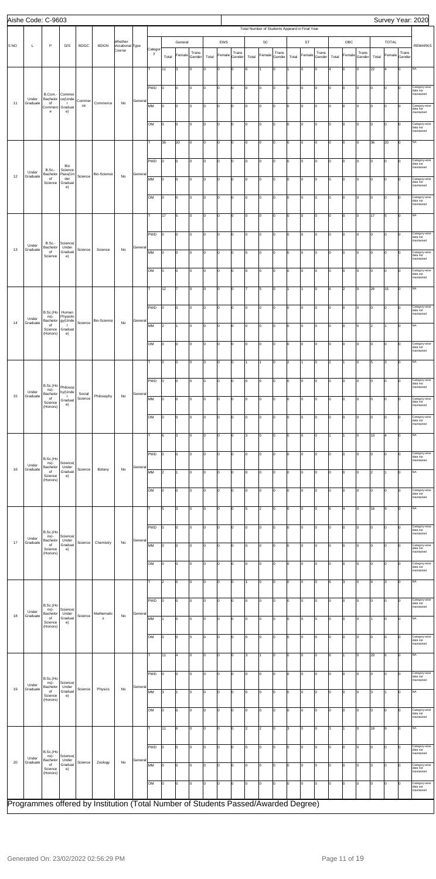| S NO | L | P | D/S | BDGC | BDGN | Whether Vocational Course | Type | Category | General | | | EWS | | | SC | | | ST | | | OBC | | | TOTAL | | | REMARKS |
|---|---|---|---|---|---|---|---|---|---|---|---|---|---|---|---|---|---|---|---|---|---|---|---|---|---|---|---|
| | | | | | | | | | Total | Female | Trans Gender | Total | Female | Trans Gender | Total | Female | Trans Gender | Total | Female | Trans Gender | Total | Female | Trans Gender | Total | Female | Trans Gender | |
| 11 | Under Graduate | B.Com.-Bachelor of Commerce | Commerce(Under Graduate) | Commerce | Commerce | No | General | T | 11 | 3 | 0 | 0 | 0 | 0 | 6 | 1 | 0 | 1 | 0 | 0 | 4 | 0 | 0 | 22 | 4 | 0 | NA |
| | | | | | | | | PWD | 0 | 0 | 0 | 0 | 0 | 0 | 0 | 0 | 0 | 0 | 0 | 0 | 0 | 0 | 0 | 0 | 0 | 0 | Category-wise data not maintained |
| | | | | | | | | MM | 0 | 0 | 0 | 0 | 0 | 0 | 0 | 0 | 0 | 0 | 0 | 0 | 0 | 0 | 0 | 0 | 0 | 0 | Category-wise data not maintained |
| | | | | | | | | OM | 0 | 0 | 0 | 0 | 0 | 0 | 0 | 0 | 0 | 0 | 0 | 0 | 0 | 0 | 0 | 0 | 0 | 0 | Category-wise data not maintained |
| 12 | Under Graduate | B.Sc.-Bachelor of Science | Bio Science Pass(Under Graduate) | Science | Bio-Science | No | General | T | 36 | 20 | 0 | 0 | 0 | 0 | 0 | 0 | 0 | 0 | 0 | 0 | 0 | 0 | 0 | 36 | 20 | 0 | NA |
| | | | | | | | | PWD | 0 | 0 | 0 | 0 | 0 | 0 | 0 | 0 | 0 | 0 | 0 | 0 | 0 | 0 | 0 | 0 | 0 | 0 | Category-wise data not maintained |
| | | | | | | | | MM | 0 | 0 | 0 | 0 | 0 | 0 | 0 | 0 | 0 | 0 | 0 | 0 | 0 | 0 | 0 | 0 | 0 | 0 | Category-wise data not maintained |
| | | | | | | | | OM | 0 | 0 | 0 | 0 | 0 | 0 | 0 | 0 | 0 | 0 | 0 | 0 | 0 | 0 | 0 | 0 | 0 | 0 | Category-wise data not maintained |
| 13 | Under Graduate | B.Sc.-Bachelor of Science | Science(Under Graduate) | Science | Science | No | General | T | 17 | 5 | 0 | 0 | 0 | 0 | 0 | 0 | 0 | 0 | 0 | 0 | 0 | 0 | 0 | 17 | 5 | 0 | NA |
| | | | | | | | | PWD | 0 | 0 | 0 | 0 | 0 | 0 | 0 | 0 | 0 | 0 | 0 | 0 | 0 | 0 | 0 | 0 | 0 | 0 | Category-wise data not maintained |
| | | | | | | | | MM | 0 | 0 | 0 | 0 | 0 | 0 | 0 | 0 | 0 | 0 | 0 | 0 | 0 | 0 | 0 | 0 | 0 | 0 | Category-wise data not maintained |
| | | | | | | | | OM | 0 | 0 | 0 | 0 | 0 | 0 | 0 | 0 | 0 | 0 | 0 | 0 | 0 | 0 | 0 | 0 | 0 | 0 | Category-wise data not maintained |
| 14 | Under Graduate | B.Sc.(Hons)-Bachelor of Science (Honors) | Human Physiology(Under Graduate) | Science | Bio-Science | No | General | T | 12 | 7 | 0 | 0 | 0 | 0 | 7 | 5 | 0 | 1 | 1 | 0 | 6 | 2 | 0 | 26 | 15 | 0 | NA |
| | | | | | | | | PWD | 0 | 0 | 0 | 0 | 0 | 0 | 0 | 0 | 0 | 0 | 0 | 0 | 0 | 0 | 0 | 0 | 0 | 0 | Category-wise data not maintained |
| | | | | | | | | MM | 2 | 1 | 0 | 0 | 0 | 0 | 0 | 0 | 0 | 0 | 0 | 0 | 0 | 0 | 0 | 2 | 1 | 0 | NA |
| | | | | | | | | OM | 0 | 0 | 0 | 0 | 0 | 0 | 0 | 0 | 0 | 0 | 0 | 0 | 0 | 0 | 0 | 0 | 0 | 0 | Category-wise data not maintained |
| 15 | Under Graduate | B.Sc.(Hons)-Bachelor of Science (Honors) | Philosophy(Under Graduate) | Social Science | Philosophy | No | General | T | 0 | 0 | 0 | 0 | 0 | 0 | 1 | 1 | 0 | 2 | 1 | 0 | 2 | 1 | 0 | 5 | 3 | 0 | NA |
| | | | | | | | | PWD | 0 | 0 | 0 | 0 | 0 | 0 | 0 | 0 | 0 | 0 | 0 | 0 | 0 | 0 | 0 | 0 | 0 | 0 | Category-wise data not maintained |
| | | | | | | | | MM | 0 | 0 | 0 | 0 | 0 | 0 | 0 | 0 | 0 | 0 | 0 | 0 | 0 | 0 | 0 | 0 | 0 | 0 | Category-wise data not maintained |
| | | | | | | | | OM | 0 | 0 | 0 | 0 | 0 | 0 | 0 | 0 | 0 | 0 | 0 | 0 | 0 | 0 | 0 | 0 | 0 | 0 | Category-wise data not maintained |
| 16 | Under Graduate | B.Sc.(Hons)-Bachelor of Science (Honors) | Science(Under Graduate) | Science | Botany | No | General | T | 6 | 3 | 0 | 0 | 0 | 0 | 3 | 0 | 0 | 0 | 0 | 0 | 1 | 1 | 0 | 10 | 4 | 0 | NA |
| | | | | | | | | PWD | 0 | 0 | 0 | 0 | 0 | 0 | 0 | 0 | 0 | 0 | 0 | 0 | 0 | 0 | 0 | 0 | 0 | 0 | Category-wise data not maintained |
| | | | | | | | | MM | 2 | 1 | 0 | 0 | 0 | 0 | 0 | 0 | 0 | 0 | 0 | 0 | 0 | 0 | 0 | 2 | 1 | 0 | NA |
| | | | | | | | | OM | 0 | 0 | 0 | 0 | 0 | 0 | 0 | 0 | 0 | 0 | 0 | 0 | 0 | 0 | 0 | 0 | 0 | 0 | Category-wise data not maintained |
| 17 | Under Graduate | B.Sc.(Hons)-Bachelor of Science (Honors) | Science(Under Graduate) | Science | Chemistry | No | General | T | 5 | 3 | 0 | 0 | 0 | 0 | 5 | 2 | 0 | 0 | 0 | 0 | 6 | 4 | 0 | 16 | 9 | 0 | NA |
| | | | | | | | | PWD | 0 | 0 | 0 | 0 | 0 | 0 | 0 | 0 | 0 | 0 | 0 | 0 | 0 | 0 | 0 | 0 | 0 | 0 | Category-wise data not maintained |
| | | | | | | | | MM | 0 | 0 | 0 | 0 | 0 | 0 | 0 | 0 | 0 | 0 | 0 | 0 | 0 | 0 | 0 | 0 | 0 | 0 | Category-wise data not maintained |
| | | | | | | | | OM | 0 | 0 | 0 | 0 | 0 | 0 | 0 | 0 | 0 | 0 | 0 | 0 | 0 | 0 | 0 | 0 | 0 | 0 | Category-wise data not maintained |
| 18 | Under Graduate | B.Sc.(Hons)-Bachelor of Science (Honors) | Science(Under Graduate) | Science | Mathematics | No | General | T | 2 | 0 | 0 | 0 | 0 | 0 | 1 | 0 | 0 | 0 | 0 | 0 | 6 | 3 | 0 | 9 | 3 | 0 | NA |
| | | | | | | | | PWD | 0 | 0 | 0 | 0 | 0 | 0 | 0 | 0 | 0 | 0 | 0 | 0 | 0 | 0 | 0 | 0 | 0 | 0 | Category-wise data not maintained |
| | | | | | | | | MM | 1 | 0 | 0 | 0 | 0 | 0 | 0 | 0 | 0 | 0 | 0 | 0 | 0 | 0 | 0 | 1 | 0 | 0 | NA |
| | | | | | | | | OM | 0 | 0 | 0 | 0 | 0 | 0 | 0 | 0 | 0 | 0 | 0 | 0 | 0 | 0 | 0 | 0 | 0 | 0 | Category-wise data not maintained |
| 19 | Under Graduate | B.Sc.(Hons)-Bachelor of Science (Honors) | Science(Under Graduate) | Science | Physics | No | General | T | 11 | 4 | 0 | 0 | 0 | 0 | 3 | 1 | 0 | 0 | 0 | 0 | 6 | 1 | 0 | 20 | 6 | 0 | NA |
| | | | | | | | | PWD | 0 | 0 | 0 | 0 | 0 | 0 | 0 | 0 | 0 | 0 | 0 | 0 | 0 | 0 | 0 | 0 | 0 | 0 | Category-wise data not maintained |
| | | | | | | | | MM | 3 | 1 | 0 | 0 | 0 | 0 | 0 | 0 | 0 | 0 | 0 | 0 | 0 | 0 | 0 | 3 | 1 | 0 | NA |
| | | | | | | | | OM | 0 | 0 | 0 | 0 | 0 | 0 | 0 | 0 | 0 | 0 | 0 | 0 | 0 | 0 | 0 | 0 | 0 | 0 | Category-wise data not maintained |
| 20 | Under Graduate | B.Sc.(Hons)-Bachelor of Science (Honors) | Science(Under Graduate) | Science | Zoology | No | General | T | 11 | 6 | 0 | 0 | 0 | 0 | 2 | 2 | 0 | 3 | 0 | 0 | 3 | 1 | 0 | 19 | 9 | 0 | NA |
| | | | | | | | | PWD | 0 | 0 | 0 | 0 | 0 | 0 | 0 | 0 | 0 | 0 | 0 | 0 | 0 | 0 | 0 | 0 | 0 | 0 | Category-wise data not maintained |
| | | | | | | | | MM | 0 | 0 | 0 | 0 | 0 | 0 | 0 | 0 | 0 | 0 | 0 | 0 | 0 | 0 | 0 | 0 | 0 | 0 | Category-wise data not maintained |
| | | | | | | | | OM | 0 | 0 | 0 | 0 | 0 | 0 | 0 | 0 | 0 | 0 | 0 | 0 | 0 | 0 | 0 | 0 | 0 | 0 | Category-wise data not maintained |

Programmes offered by Institution (Total Number of Students Passed/Awarded Degree)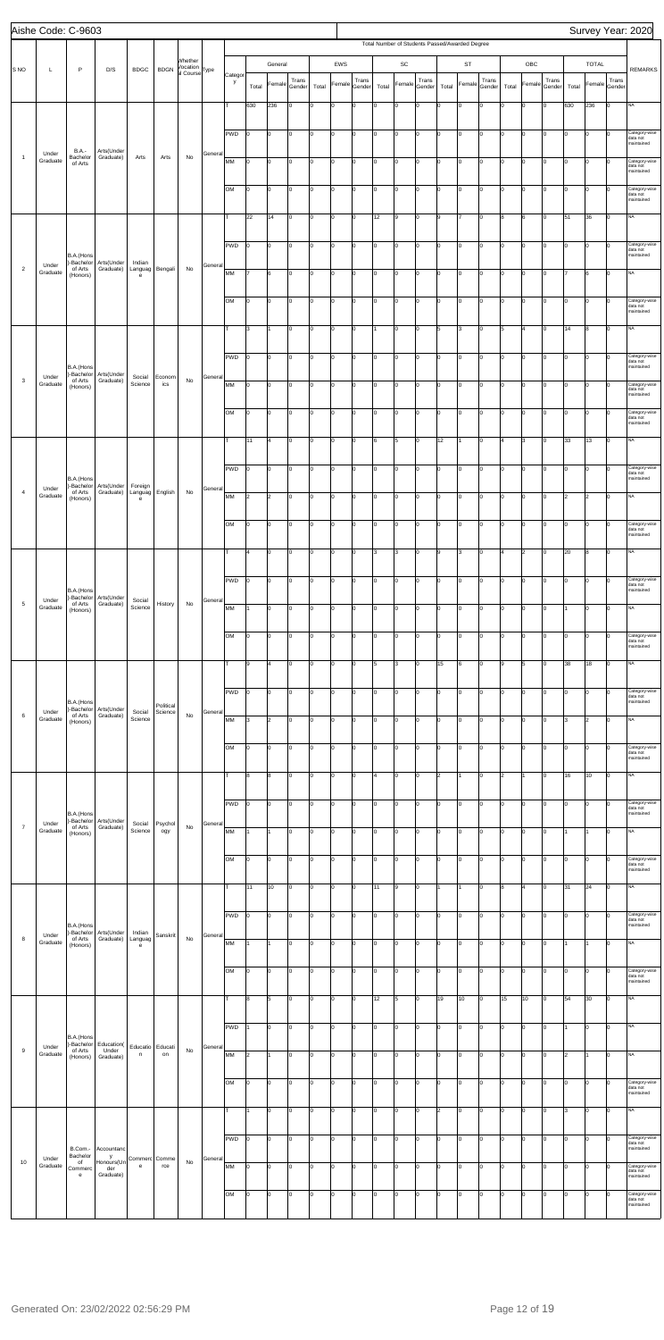Aishe Code: C-9603

Survey Year: 2020

| S NO | L | P | D/S | BDGC | BDGN | Whether Vocational Course | Type | Category | General Total | General Female | General Trans Gender | EWS Total | EWS Female | EWS Trans Gender | SC Total | SC Female | SC Trans Gender | ST Total | ST Female | ST Trans Gender | OBC Total | OBC Female | OBC Trans Gender | TOTAL Total | TOTAL Female | TOTAL Trans Gender | REMARKS |
|---|---|---|---|---|---|---|---|---|---|---|---|---|---|---|---|---|---|---|---|---|---|---|---|---|---|---|---|
| 1 | Under Graduate | B.A.-Bachelor of Arts | Arts(Under Graduate) | Arts | Arts | No | General | T | 630 | 236 | 0 | 0 | 0 | 0 | 0 | 0 | 0 | 0 | 0 | 0 | 0 | 0 | 0 | 630 | 236 | 0 | NA |
| | | | | | | | | PWD | 0 | 0 | 0 | 0 | 0 | 0 | 0 | 0 | 0 | 0 | 0 | 0 | 0 | 0 | 0 | 0 | 0 | 0 | Category-wise data not maintained |
| | | | | | | | | MM | 0 | 0 | 0 | 0 | 0 | 0 | 0 | 0 | 0 | 0 | 0 | 0 | 0 | 0 | 0 | 0 | 0 | 0 | Category-wise data not maintained |
| | | | | | | | | OM | 0 | 0 | 0 | 0 | 0 | 0 | 0 | 0 | 0 | 0 | 0 | 0 | 0 | 0 | 0 | 0 | 0 | 0 | Category-wise data not maintained |
| 2 | Under Graduate | B.A.(Hons)-Bachelor of Arts (Honors) | Arts(Under Graduate) | Indian Language | Bengali | No | General | T | 22 | 14 | 0 | 0 | 0 | 0 | 12 | 9 | 0 | 9 | 7 | 0 | 8 | 6 | 0 | 51 | 36 | 0 | NA |
| | | | | | | | | PWD | 0 | 0 | 0 | 0 | 0 | 0 | 0 | 0 | 0 | 0 | 0 | 0 | 0 | 0 | 0 | 0 | 0 | 0 | Category-wise data not maintained |
| | | | | | | | | MM | 7 | 6 | 0 | 0 | 0 | 0 | 0 | 0 | 0 | 0 | 0 | 0 | 0 | 0 | 0 | 7 | 6 | 0 | NA |
| | | | | | | | | OM | 0 | 0 | 0 | 0 | 0 | 0 | 0 | 0 | 0 | 0 | 0 | 0 | 0 | 0 | 0 | 0 | 0 | 0 | Category-wise data not maintained |
| 3 | Under Graduate | B.A.(Hons)-Bachelor of Arts (Honors) | Arts(Under Graduate) | Social Science | Economics | No | General | T | 3 | 1 | 0 | 0 | 0 | 0 | 1 | 0 | 0 | 5 | 3 | 0 | 5 | 4 | 0 | 14 | 8 | 0 | NA |
| | | | | | | | | PWD | 0 | 0 | 0 | 0 | 0 | 0 | 0 | 0 | 0 | 0 | 0 | 0 | 0 | 0 | 0 | 0 | 0 | 0 | Category-wise data not maintained |
| | | | | | | | | MM | 0 | 0 | 0 | 0 | 0 | 0 | 0 | 0 | 0 | 0 | 0 | 0 | 0 | 0 | 0 | 0 | 0 | 0 | Category-wise data not maintained |
| | | | | | | | | OM | 0 | 0 | 0 | 0 | 0 | 0 | 0 | 0 | 0 | 0 | 0 | 0 | 0 | 0 | 0 | 0 | 0 | 0 | Category-wise data not maintained |
| 4 | Under Graduate | B.A.(Hons)-Bachelor of Arts (Honors) | Arts(Under Graduate) | Foreign Language | English | No | General | T | 11 | 4 | 0 | 0 | 0 | 0 | 6 | 5 | 0 | 12 | 1 | 0 | 4 | 3 | 0 | 33 | 13 | 0 | NA |
| | | | | | | | | PWD | 0 | 0 | 0 | 0 | 0 | 0 | 0 | 0 | 0 | 0 | 0 | 0 | 0 | 0 | 0 | 0 | 0 | 0 | Category-wise data not maintained |
| | | | | | | | | MM | 2 | 2 | 0 | 0 | 0 | 0 | 0 | 0 | 0 | 0 | 0 | 0 | 0 | 0 | 0 | 2 | 2 | 0 | NA |
| | | | | | | | | OM | 0 | 0 | 0 | 0 | 0 | 0 | 0 | 0 | 0 | 0 | 0 | 0 | 0 | 0 | 0 | 0 | 0 | 0 | Category-wise data not maintained |
| 5 | Under Graduate | B.A.(Hons)-Bachelor of Arts (Honors) | Arts(Under Graduate) | Social Science | History | No | General | T | 4 | 0 | 0 | 0 | 0 | 0 | 3 | 3 | 0 | 9 | 3 | 0 | 4 | 2 | 0 | 20 | 8 | 0 | NA |
| | | | | | | | | PWD | 0 | 0 | 0 | 0 | 0 | 0 | 0 | 0 | 0 | 0 | 0 | 0 | 0 | 0 | 0 | 0 | 0 | 0 | Category-wise data not maintained |
| | | | | | | | | MM | 1 | 0 | 0 | 0 | 0 | 0 | 0 | 0 | 0 | 0 | 0 | 0 | 0 | 0 | 0 | 1 | 0 | 0 | NA |
| | | | | | | | | OM | 0 | 0 | 0 | 0 | 0 | 0 | 0 | 0 | 0 | 0 | 0 | 0 | 0 | 0 | 0 | 0 | 0 | 0 | Category-wise data not maintained |
| 6 | Under Graduate | B.A.(Hons)-Bachelor of Arts (Honors) | Arts(Under Graduate) | Social Science | Political Science | No | General | T | 9 | 4 | 0 | 0 | 0 | 0 | 5 | 3 | 0 | 15 | 6 | 0 | 9 | 5 | 0 | 38 | 18 | 0 | NA |
| | | | | | | | | PWD | 0 | 0 | 0 | 0 | 0 | 0 | 0 | 0 | 0 | 0 | 0 | 0 | 0 | 0 | 0 | 0 | 0 | 0 | Category-wise data not maintained |
| | | | | | | | | MM | 3 | 2 | 0 | 0 | 0 | 0 | 0 | 0 | 0 | 0 | 0 | 0 | 0 | 0 | 0 | 3 | 2 | 0 | NA |
| | | | | | | | | OM | 0 | 0 | 0 | 0 | 0 | 0 | 0 | 0 | 0 | 0 | 0 | 0 | 0 | 0 | 0 | 0 | 0 | 0 | Category-wise data not maintained |
| 7 | Under Graduate | B.A.(Hons)-Bachelor of Arts (Honors) | Arts(Under Graduate) | Social Science | Psychology | No | General | T | 8 | 8 | 0 | 0 | 0 | 0 | 4 | 0 | 0 | 2 | 1 | 0 | 2 | 1 | 0 | 16 | 10 | 0 | NA |
| | | | | | | | | PWD | 0 | 0 | 0 | 0 | 0 | 0 | 0 | 0 | 0 | 0 | 0 | 0 | 0 | 0 | 0 | 0 | 0 | 0 | Category-wise data not maintained |
| | | | | | | | | MM | 1 | 1 | 0 | 0 | 0 | 0 | 0 | 0 | 0 | 0 | 0 | 0 | 0 | 0 | 0 | 1 | 1 | 0 | NA |
| | | | | | | | | OM | 0 | 0 | 0 | 0 | 0 | 0 | 0 | 0 | 0 | 0 | 0 | 0 | 0 | 0 | 0 | 0 | 0 | 0 | Category-wise data not maintained |
| 8 | Under Graduate | B.A.(Hons)-Bachelor of Arts (Honors) | Arts(Under Graduate) | Indian Language | Sanskrit | No | General | T | 11 | 10 | 0 | 0 | 0 | 0 | 11 | 9 | 0 | 1 | 1 | 0 | 8 | 4 | 0 | 31 | 24 | 0 | NA |
| | | | | | | | | PWD | 0 | 0 | 0 | 0 | 0 | 0 | 0 | 0 | 0 | 0 | 0 | 0 | 0 | 0 | 0 | 0 | 0 | 0 | Category-wise data not maintained |
| | | | | | | | | MM | 1 | 1 | 0 | 0 | 0 | 0 | 0 | 0 | 0 | 0 | 0 | 0 | 0 | 0 | 0 | 1 | 1 | 0 | NA |
| | | | | | | | | OM | 0 | 0 | 0 | 0 | 0 | 0 | 0 | 0 | 0 | 0 | 0 | 0 | 0 | 0 | 0 | 0 | 0 | 0 | Category-wise data not maintained |
| 9 | Under Graduate | B.A.(Hons)-Bachelor of Arts (Honors) | Education(Under Graduate) | Education | Education | No | General | T | 8 | 5 | 0 | 0 | 0 | 0 | 12 | 5 | 0 | 19 | 10 | 0 | 15 | 10 | 0 | 54 | 30 | 0 | NA |
| | | | | | | | | PWD | 1 | 0 | 0 | 0 | 0 | 0 | 0 | 0 | 0 | 0 | 0 | 0 | 0 | 0 | 0 | 1 | 0 | 0 | NA |
| | | | | | | | | MM | 2 | 1 | 0 | 0 | 0 | 0 | 0 | 0 | 0 | 0 | 0 | 0 | 0 | 0 | 0 | 2 | 1 | 0 | NA |
| | | | | | | | | OM | 0 | 0 | 0 | 0 | 0 | 0 | 0 | 0 | 0 | 0 | 0 | 0 | 0 | 0 | 0 | 0 | 0 | 0 | Category-wise data not maintained |
| 10 | Under Graduate | B.Com.-Bachelor of Commerce | Accountancy Honours(Under Graduate) | Commerce | Commerce | No | General | T | 1 | 0 | 0 | 0 | 0 | 0 | 0 | 0 | 0 | 2 | 0 | 0 | 0 | 0 | 0 | 3 | 0 | 0 | NA |
| | | | | | | | | PWD | 0 | 0 | 0 | 0 | 0 | 0 | 0 | 0 | 0 | 0 | 0 | 0 | 0 | 0 | 0 | 0 | 0 | 0 | Category-wise data not maintained |
| | | | | | | | | MM | 0 | 0 | 0 | 0 | 0 | 0 | 0 | 0 | 0 | 0 | 0 | 0 | 0 | 0 | 0 | 0 | 0 | 0 | Category-wise data not maintained |
| | | | | | | | | OM | 0 | 0 | 0 | 0 | 0 | 0 | 0 | 0 | 0 | 0 | 0 | 0 | 0 | 0 | 0 | 0 | 0 | 0 | Category-wise data not maintained |

Generated On: 23/02/2022 02:56:29 PM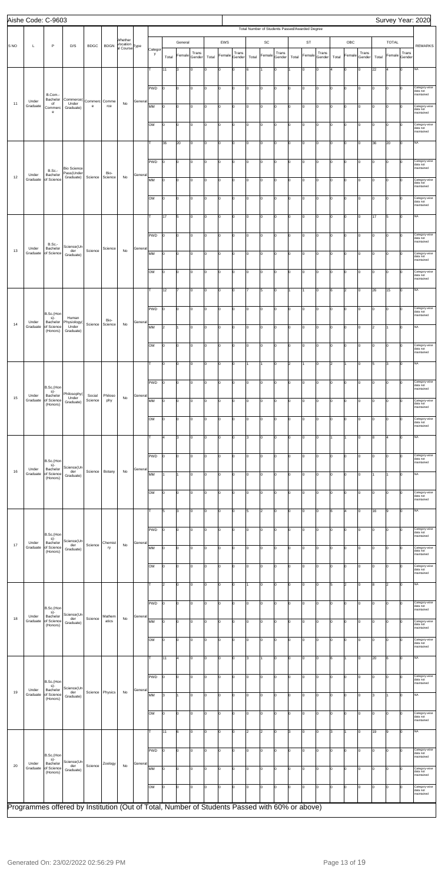Aishe Code: C-9603

Survey Year: 2020

| S NO | L | P | D/S | BDGC | BDGN | Whether Vocational Course | Type | Category | General Total | General Female | General Trans Gender | EWS Total | EWS Female | EWS Trans Gender | SC Total | SC Female | SC Trans Gender | ST Total | ST Female | ST Trans Gender | OBC Total | OBC Female | OBC Trans Gender | TOTAL Total | TOTAL Female | TOTAL Trans Gender | REMARKS |
|---|---|---|---|---|---|---|---|---|---|---|---|---|---|---|---|---|---|---|---|---|---|---|---|---|---|---|---|
| 11 | Under Graduate | B.Com.-Bachelor of Commerce | Commerce(Under Graduate) | Commerce | Commerce | No | General | T | 11 | 3 | 0 | 0 | 0 | 0 | 6 | 1 | 0 | 1 | 0 | 0 | 4 | 0 | 0 | 22 | 4 | 0 | NA |
| | | | | | | | | PWD | 0 | 0 | 0 | 0 | 0 | 0 | 0 | 0 | 0 | 0 | 0 | 0 | 0 | 0 | 0 | 0 | 0 | 0 | Category-wise data not maintained |
| | | | | | | | | MM | 0 | 0 | 0 | 0 | 0 | 0 | 0 | 0 | 0 | 0 | 0 | 0 | 0 | 0 | 0 | 0 | 0 | 0 | Category-wise data not maintained |
| | | | | | | | | OM | 0 | 0 | 0 | 0 | 0 | 0 | 0 | 0 | 0 | 0 | 0 | 0 | 0 | 0 | 0 | 0 | 0 | 0 | Category-wise data not maintained |
| 12 | Under Graduate | B.Sc.-Bachelor of Science | Bio Science Pass(Under Graduate) | Science | Bio-Science | No | General | T | 36 | 20 | 0 | 0 | 0 | 0 | 0 | 0 | 0 | 0 | 0 | 0 | 0 | 0 | 0 | 36 | 20 | 0 | NA |
| | | | | | | | | PWD | 0 | 0 | 0 | 0 | 0 | 0 | 0 | 0 | 0 | 0 | 0 | 0 | 0 | 0 | 0 | 0 | 0 | 0 | Category-wise data not maintained |
| | | | | | | | | MM | 0 | 0 | 0 | 0 | 0 | 0 | 0 | 0 | 0 | 0 | 0 | 0 | 0 | 0 | 0 | 0 | 0 | 0 | Category-wise data not maintained |
| | | | | | | | | OM | 0 | 0 | 0 | 0 | 0 | 0 | 0 | 0 | 0 | 0 | 0 | 0 | 0 | 0 | 0 | 0 | 0 | 0 | Category-wise data not maintained |
| 13 | Under Graduate | B.Sc.-Bachelor of Science | Science(Under Graduate) | Science | Science | No | General | T | 17 | 5 | 0 | 0 | 0 | 0 | 0 | 0 | 0 | 0 | 0 | 0 | 0 | 0 | 0 | 17 | 5 | 0 | NA |
| | | | | | | | | PWD | 0 | 0 | 0 | 0 | 0 | 0 | 0 | 0 | 0 | 0 | 0 | 0 | 0 | 0 | 0 | 0 | 0 | 0 | Category-wise data not maintained |
| | | | | | | | | MM | 0 | 0 | 0 | 0 | 0 | 0 | 0 | 0 | 0 | 0 | 0 | 0 | 0 | 0 | 0 | 0 | 0 | 0 | Category-wise data not maintained |
| | | | | | | | | OM | 0 | 0 | 0 | 0 | 0 | 0 | 0 | 0 | 0 | 0 | 0 | 0 | 0 | 0 | 0 | 0 | 0 | 0 | Category-wise data not maintained |
| 14 | Under Graduate | B.Sc.(Hons)-Bachelor of Science (Honors) | Human Physiology(Under Graduate) | Science | Bio-Science | No | General | T | 12 | 7 | 0 | 0 | 0 | 0 | 7 | 5 | 0 | 1 | 1 | 0 | 6 | 2 | 0 | 26 | 15 | 0 | NA |
| | | | | | | | | PWD | 0 | 0 | 0 | 0 | 0 | 0 | 0 | 0 | 0 | 0 | 0 | 0 | 0 | 0 | 0 | 0 | 0 | 0 | Category-wise data not maintained |
| | | | | | | | | MM | 2 | 1 | 0 | 0 | 0 | 0 | 0 | 0 | 0 | 0 | 0 | 0 | 0 | 0 | 0 | 2 | 1 | 0 | NA |
| | | | | | | | | OM | 0 | 0 | 0 | 0 | 0 | 0 | 0 | 0 | 0 | 0 | 0 | 0 | 0 | 0 | 0 | 0 | 0 | 0 | Category-wise data not maintained |
| 15 | Under Graduate | B.Sc.(Hons)-Bachelor of Science (Honors) | Philosophy(Under Graduate) | Social Science | Philosophy | No | General | T | 0 | 0 | 0 | 0 | 0 | 0 | 1 | 1 | 0 | 2 | 1 | 0 | 2 | 1 | 0 | 5 | 3 | 0 | NA |
| | | | | | | | | PWD | 0 | 0 | 0 | 0 | 0 | 0 | 0 | 0 | 0 | 0 | 0 | 0 | 0 | 0 | 0 | 0 | 0 | 0 | Category-wise data not maintained |
| | | | | | | | | MM | 0 | 0 | 0 | 0 | 0 | 0 | 0 | 0 | 0 | 0 | 0 | 0 | 0 | 0 | 0 | 0 | 0 | 0 | Category-wise data not maintained |
| | | | | | | | | OM | 0 | 0 | 0 | 0 | 0 | 0 | 0 | 0 | 0 | 0 | 0 | 0 | 0 | 0 | 0 | 0 | 0 | 0 | Category-wise data not maintained |
| 16 | Under Graduate | B.Sc.(Hons)-Bachelor of Science (Honors) | Science(Under Graduate) | Science | Botany | No | General | T | 4 | 3 | 0 | 0 | 0 | 0 | 3 | 0 | 0 | 0 | 0 | 0 | 1 | 1 | 0 | 8 | 4 | 0 | NA |
| | | | | | | | | PWD | 0 | 0 | 0 | 0 | 0 | 0 | 0 | 0 | 0 | 0 | 0 | 0 | 0 | 0 | 0 | 0 | 0 | 0 | Category-wise data not maintained |
| | | | | | | | | MM | 1 | 1 | 0 | 0 | 0 | 0 | 0 | 0 | 0 | 0 | 0 | 0 | 0 | 0 | 0 | 1 | 1 | 0 | NA |
| | | | | | | | | OM | 0 | 0 | 0 | 0 | 0 | 0 | 0 | 0 | 0 | 0 | 0 | 0 | 0 | 0 | 0 | 0 | 0 | 0 | Category-wise data not maintained |
| 17 | Under Graduate | B.Sc.(Hons)-Bachelor of Science (Honors) | Science(Under Graduate) | Science | Chemistry | No | General | T | 5 | 3 | 0 | 0 | 0 | 0 | 5 | 2 | 0 | 0 | 0 | 0 | 6 | 4 | 0 | 16 | 9 | 0 | NA |
| | | | | | | | | PWD | 0 | 0 | 0 | 0 | 0 | 0 | 0 | 0 | 0 | 0 | 0 | 0 | 0 | 0 | 0 | 0 | 0 | 0 | Category-wise data not maintained |
| | | | | | | | | MM | 0 | 0 | 0 | 0 | 0 | 0 | 0 | 0 | 0 | 0 | 0 | 0 | 0 | 0 | 0 | 0 | 0 | 0 | Category-wise data not maintained |
| | | | | | | | | OM | 0 | 0 | 0 | 0 | 0 | 0 | 0 | 0 | 0 | 0 | 0 | 0 | 0 | 0 | 0 | 0 | 0 | 0 | Category-wise data not maintained |
| 18 | Under Graduate | B.Sc.(Hons)-Bachelor of Science (Honors) | Science(Under Graduate) | Science | Mathematics | No | General | T | 2 | 0 | 0 | 0 | 0 | 0 | 1 | 0 | 0 | 0 | 0 | 0 | 5 | 2 | 0 | 8 | 2 | 0 | NA |
| | | | | | | | | PWD | 0 | 0 | 0 | 0 | 0 | 0 | 0 | 0 | 0 | 0 | 0 | 0 | 0 | 0 | 0 | 0 | 0 | 0 | Category-wise data not maintained |
| | | | | | | | | MM | 0 | 0 | 0 | 0 | 0 | 0 | 0 | 0 | 0 | 0 | 0 | 0 | 0 | 0 | 0 | 0 | 0 | 0 | Category-wise data not maintained |
| | | | | | | | | OM | 0 | 0 | 0 | 0 | 0 | 0 | 0 | 0 | 0 | 0 | 0 | 0 | 0 | 0 | 0 | 0 | 0 | 0 | Category-wise data not maintained |
| 19 | Under Graduate | B.Sc.(Hons)-Bachelor of Science (Honors) | Science(Under Graduate) | Science | Physics | No | General | T | 11 | 4 | 0 | 0 | 0 | 0 | 3 | 1 | 0 | 0 | 0 | 0 | 6 | 1 | 0 | 20 | 6 | 0 | NA |
| | | | | | | | | PWD | 0 | 0 | 0 | 0 | 0 | 0 | 0 | 0 | 0 | 0 | 0 | 0 | 0 | 0 | 0 | 0 | 0 | 0 | Category-wise data not maintained |
| | | | | | | | | MM | 3 | 1 | 0 | 0 | 0 | 0 | 0 | 0 | 0 | 0 | 0 | 0 | 0 | 0 | 0 | 3 | 1 | 0 | NA |
| | | | | | | | | OM | 0 | 0 | 0 | 0 | 0 | 0 | 0 | 0 | 0 | 0 | 0 | 0 | 0 | 0 | 0 | 0 | 0 | 0 | Category-wise data not maintained |
| 20 | Under Graduate | B.Sc.(Hons)-Bachelor of Science (Honors) | Science(Under Graduate) | Science | Zoology | No | General | T | 11 | 6 | 0 | 0 | 0 | 0 | 2 | 2 | 0 | 3 | 0 | 0 | 3 | 1 | 0 | 19 | 9 | 0 | NA |
| | | | | | | | | PWD | 0 | 0 | 0 | 0 | 0 | 0 | 0 | 0 | 0 | 0 | 0 | 0 | 0 | 0 | 0 | 0 | 0 | 0 | Category-wise data not maintained |
| | | | | | | | | MM | 0 | 0 | 0 | 0 | 0 | 0 | 0 | 0 | 0 | 0 | 0 | 0 | 0 | 0 | 0 | 0 | 0 | 0 | Category-wise data not maintained |
| | | | | | | | | OM | 0 | 0 | 0 | 0 | 0 | 0 | 0 | 0 | 0 | 0 | 0 | 0 | 0 | 0 | 0 | 0 | 0 | 0 | Category-wise data not maintained |

Programmes offered by Institution (Out of Total, Number of Students Passed with 60% or above)

Generated On: 23/02/2022 02:56:29 PM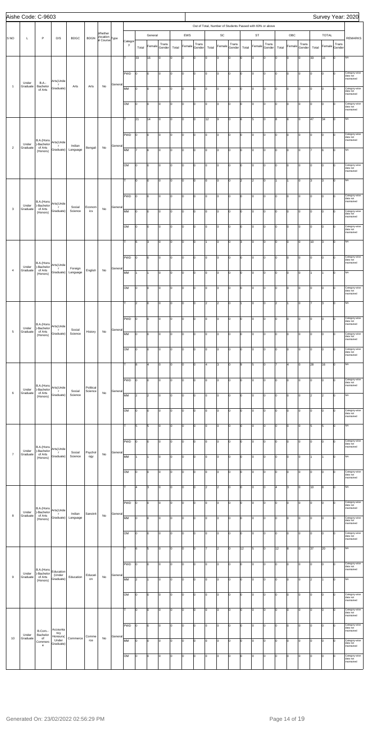Aishe Code: C-9603

Survey Year: 2020

| S NO | L | P | D/S | BDGC | BDGN | Whether Vocational Course | Type | Category | General Total | General Female | General Trans Gender | EWS Total | EWS Female | EWS Trans Gender | SC Total | SC Female | SC Trans Gender | ST Total | ST Female | ST Trans Gender | OBC Total | OBC Female | OBC Trans Gender | TOTAL Total | TOTAL Female | TOTAL Trans Gender | REMARKS |
|---|---|---|---|---|---|---|---|---|---|---|---|---|---|---|---|---|---|---|---|---|---|---|---|---|---|---|---|
| | | | | | | | | | Out of Total, Number of Students Passed with 60% or above | | | | | | | | | | | | | | | | | | |
| 1 | Under Graduate | B.A.-Bachelor of Arts | Arts(Under Graduate) | Arts | Arts | No | General | T | 33 | 16 | 0 | 0 | 0 | 0 | 0 | 0 | 0 | 0 | 0 | 0 | 0 | 0 | 0 | 33 | 16 | 0 | NA |
| | | | | | | | | PWD | 0 | 0 | 0 | 0 | 0 | 0 | 0 | 0 | 0 | 0 | 0 | 0 | 0 | 0 | 0 | 0 | 0 | 0 | Category-wise data not maintained |
| | | | | | | | | MM | 0 | 0 | 0 | 0 | 0 | 0 | 0 | 0 | 0 | 0 | 0 | 0 | 0 | 0 | 0 | 0 | 0 | 0 | Category-wise data not maintained |
| | | | | | | | | OM | 0 | 0 | 0 | 0 | 0 | 0 | 0 | 0 | 0 | 0 | 0 | 0 | 0 | 0 | 0 | 0 | 0 | 0 | Category-wise data not maintained |
| 2 | Under Graduate | B.A.(Hons)-Bachelor of Arts (Honors) | Arts(Under Graduate) | Indian Language | Bengali | No | General | T | 21 | 14 | 0 | 0 | 0 | 0 | 12 | 9 | 0 | 6 | 5 | 0 | 8 | 6 | 0 | 47 | 34 | 0 | NA |
| | | | | | | | | PWD | 0 | 0 | 0 | 0 | 0 | 0 | 0 | 0 | 0 | 0 | 0 | 0 | 0 | 0 | 0 | 0 | 0 | 0 | Category-wise data not maintained |
| | | | | | | | | MM | 7 | 6 | 0 | 0 | 0 | 0 | 0 | 0 | 0 | 0 | 0 | 0 | 0 | 0 | 0 | 7 | 6 | 0 | NA |
| | | | | | | | | OM | 0 | 0 | 0 | 0 | 0 | 0 | 0 | 0 | 0 | 0 | 0 | 0 | 0 | 0 | 0 | 0 | 0 | 0 | Category-wise data not maintained |
| 3 | Under Graduate | B.A.(Hons)-Bachelor of Arts (Honors) | Arts(Under Graduate) | Social Science | Economics | No | General | T | 0 | 0 | 0 | 0 | 0 | 0 | 0 | 0 | 0 | 2 | 2 | 0 | 1 | 1 | 0 | 3 | 3 | 0 | NA |
| | | | | | | | | PWD | 0 | 0 | 0 | 0 | 0 | 0 | 0 | 0 | 0 | 0 | 0 | 0 | 0 | 0 | 0 | 0 | 0 | 0 | Category-wise data not maintained |
| | | | | | | | | MM | 0 | 0 | 0 | 0 | 0 | 0 | 0 | 0 | 0 | 0 | 0 | 0 | 0 | 0 | 0 | 0 | 0 | 0 | Category-wise data not maintained |
| | | | | | | | | OM | 0 | 0 | 0 | 0 | 0 | 0 | 0 | 0 | 0 | 0 | 0 | 0 | 0 | 0 | 0 | 0 | 0 | 0 | Category-wise data not maintained |
| 4 | Under Graduate | B.A.(Hons)-Bachelor of Arts (Honors) | Arts(Under Graduate) | Foreign Language | English | No | General | T | 6 | 3 | 0 | 0 | 0 | 0 | 1 | 0 | 0 | 3 | 0 | 0 | 0 | 0 | 0 | 10 | 3 | 0 | NA |
| | | | | | | | | PWD | 0 | 0 | 0 | 0 | 0 | 0 | 0 | 0 | 0 | 0 | 0 | 0 | 0 | 0 | 0 | 0 | 0 | 0 | Category-wise data not maintained |
| | | | | | | | | MM | 1 | 1 | 0 | 0 | 0 | 0 | 0 | 0 | 0 | 0 | 0 | 0 | 0 | 0 | 0 | 1 | 1 | 0 | NA |
| | | | | | | | | OM | 0 | 0 | 0 | 0 | 0 | 0 | 0 | 0 | 0 | 0 | 0 | 0 | 0 | 0 | 0 | 0 | 0 | 0 | Category-wise data not maintained |
| 5 | Under Graduate | B.A.(Hons)-Bachelor of Arts (Honors) | Arts(Under Graduate) | Social Science | History | No | General | T | 2 | 0 | 0 | 0 | 0 | 0 | 2 | 2 | 0 | 1 | 0 | 0 | 2 | 1 | 0 | 7 | 3 | 0 | NA |
| | | | | | | | | PWD | 0 | 0 | 0 | 0 | 0 | 0 | 0 | 0 | 0 | 0 | 0 | 0 | 0 | 0 | 0 | 0 | 0 | 0 | Category-wise data not maintained |
| | | | | | | | | MM | 0 | 0 | 0 | 0 | 0 | 0 | 0 | 0 | 0 | 0 | 0 | 0 | 0 | 0 | 0 | 0 | 0 | 0 | Category-wise data not maintained |
| | | | | | | | | OM | 0 | 0 | 0 | 0 | 0 | 0 | 0 | 0 | 0 | 0 | 0 | 0 | 0 | 0 | 0 | 0 | 0 | 0 | Category-wise data not maintained |
| 6 | Under Graduate | B.A.(Hons)-Bachelor of Arts (Honors) | Arts(Under Graduate) | Social Science | Political Science | No | General | T | 8 | 4 | 0 | 0 | 0 | 0 | 4 | 3 | 0 | 9 | 5 | 0 | 7 | 4 | 0 | 28 | 16 | 0 | NA |
| | | | | | | | | PWD | 0 | 0 | 0 | 0 | 0 | 0 | 0 | 0 | 0 | 0 | 0 | 0 | 0 | 0 | 0 | 0 | 0 | 0 | Category-wise data not maintained |
| | | | | | | | | MM | 2 | 2 | 0 | 0 | 0 | 0 | 0 | 0 | 0 | 0 | 0 | 0 | 0 | 0 | 0 | 2 | 2 | 0 | NA |
| | | | | | | | | OM | 0 | 0 | 0 | 0 | 0 | 0 | 0 | 0 | 0 | 0 | 0 | 0 | 0 | 0 | 0 | 0 | 0 | 0 | Category-wise data not maintained |
| 7 | Under Graduate | B.A.(Hons)-Bachelor of Arts (Honors) | Arts(Under Graduate) | Social Science | Psychology | No | General | T | 5 | 5 | 0 | 0 | 0 | 0 | 0 | 0 | 0 | 0 | 0 | 0 | 0 | 0 | 0 | 5 | 5 | 0 | NA |
| | | | | | | | | PWD | 0 | 0 | 0 | 0 | 0 | 0 | 0 | 0 | 0 | 0 | 0 | 0 | 0 | 0 | 0 | 0 | 0 | 0 | Category-wise data not maintained |
| | | | | | | | | MM | 1 | 1 | 0 | 0 | 0 | 0 | 0 | 0 | 0 | 0 | 0 | 0 | 0 | 0 | 0 | 1 | 1 | 0 | NA |
| | | | | | | | | OM | 0 | 0 | 0 | 0 | 0 | 0 | 0 | 0 | 0 | 0 | 0 | 0 | 0 | 0 | 0 | 0 | 0 | 0 | Category-wise data not maintained |
| 8 | Under Graduate | B.A.(Hons)-Bachelor of Arts (Honors) | Arts(Under Graduate) | Indian Language | Sanskrit | No | General | T | 4 | 3 | 0 | 0 | 0 | 0 | 2 | 2 | 0 | 0 | 0 | 0 | 4 | 3 | 0 | 10 | 8 | 0 | NA |
| | | | | | | | | PWD | 0 | 0 | 0 | 0 | 0 | 0 | 0 | 0 | 0 | 0 | 0 | 0 | 0 | 0 | 0 | 0 | 0 | 0 | Category-wise data not maintained |
| | | | | | | | | MM | 0 | 0 | 0 | 0 | 0 | 0 | 0 | 0 | 0 | 0 | 0 | 0 | 0 | 0 | 0 | 0 | 0 | 0 | Category-wise data not maintained |
| | | | | | | | | OM | 0 | 0 | 0 | 0 | 0 | 0 | 0 | 0 | 0 | 0 | 0 | 0 | 0 | 0 | 0 | 0 | 0 | 0 | Category-wise data not maintained |
| 9 | Under Graduate | B.A.(Hons)-Bachelor of Arts (Honors) | Education (Under Graduate) | Education | Education | No | General | T | 6 | 5 | 0 | 0 | 0 | 0 | 7 | 2 | 0 | 12 | 5 | 0 | 12 | 8 | 0 | 37 | 20 | 0 | NA |
| | | | | | | | | PWD | 0 | 0 | 0 | 0 | 0 | 0 | 0 | 0 | 0 | 0 | 0 | 0 | 0 | 0 | 0 | 0 | 0 | 0 | Category-wise data not maintained |
| | | | | | | | | MM | 2 | 1 | 0 | 0 | 0 | 0 | 0 | 0 | 0 | 0 | 0 | 0 | 0 | 0 | 0 | 2 | 1 | 0 | NA |
| | | | | | | | | OM | 0 | 0 | 0 | 0 | 0 | 0 | 0 | 0 | 0 | 0 | 0 | 0 | 0 | 0 | 0 | 0 | 0 | 0 | Category-wise data not maintained |
| 10 | Under Graduate | B.Com.-Bachelor of Commerce | Accountancy Honours(Under Graduate) | Commerce | Commerce | No | General | T | 0 | 0 | 0 | 0 | 0 | 0 | 0 | 0 | 0 | 0 | 0 | 0 | 0 | 0 | 0 | 0 | 0 | 0 | Category-wise data not maintained |
| | | | | | | | | PWD | 0 | 0 | 0 | 0 | 0 | 0 | 0 | 0 | 0 | 0 | 0 | 0 | 0 | 0 | 0 | 0 | 0 | 0 | Category-wise data not maintained |
| | | | | | | | | MM | 0 | 0 | 0 | 0 | 0 | 0 | 0 | 0 | 0 | 0 | 0 | 0 | 0 | 0 | 0 | 0 | 0 | 0 | Category-wise data not maintained |
| | | | | | | | | OM | 0 | 0 | 0 | 0 | 0 | 0 | 0 | 0 | 0 | 0 | 0 | 0 | 0 | 0 | 0 | 0 | 0 | 0 | Category-wise data not maintained |

Generated On: 23/02/2022 02:56:29 PM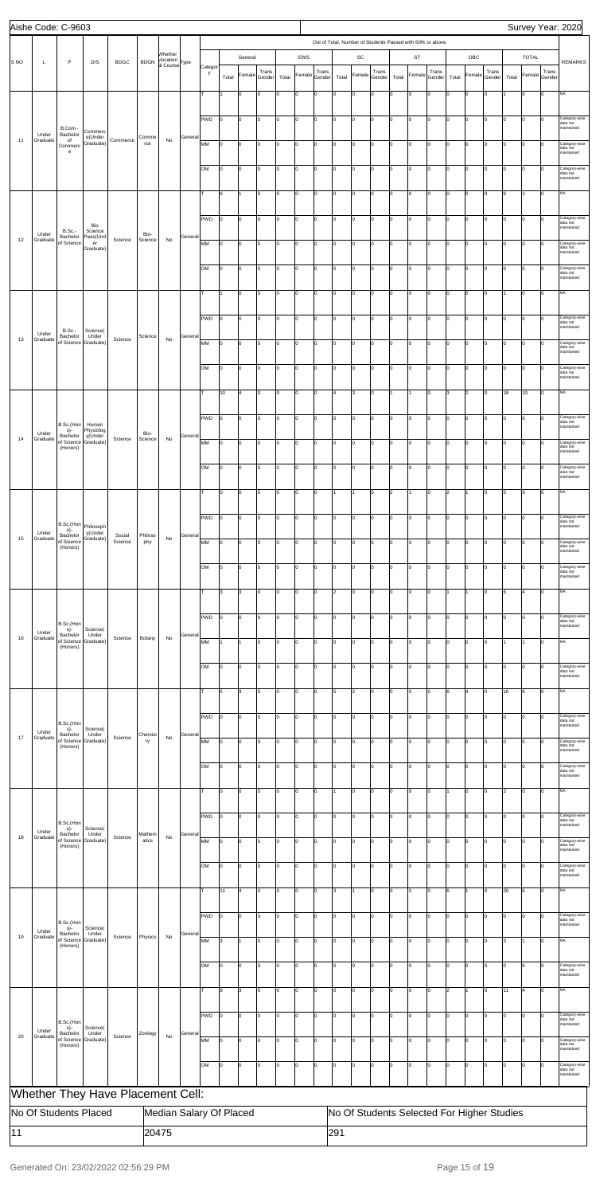Aishe Code: C-9603 | Survey Year: 2020

| S NO | L | P | D/S | BDGC | BDGN | Whether Vocational Course | Type | Category | Out of Total, Number of Students Passed with 60% or above | | | | | | | | | | | | | | | | | | REMARKS |
|---|---|---|---|---|---|---|---|---|---|---|---|---|---|---|---|---|---|---|---|---|---|---|---|---|---|---|---|
| | | | | | | | | | General | | | EWS | | | SC | | | ST | | | OBC | | | TOTAL | | | |
| | | | | | | | | | Total | Female | Trans Gender | Total | Female | Trans Gender | Total | Female | Trans Gender | Total | Female | Trans Gender | Total | Female | Trans Gender | Total | Female | Trans Gender | |
| 11 | Under Graduate | B.Com.-Bachelor of Commerce | Commerce(Under Graduate) | Commerce | Commerce | No | General | T | 1 | 0 | 0 | 0 | 0 | 0 | 0 | 0 | 0 | 0 | 0 | 0 | 0 | 0 | 0 | 1 | 0 | 0 | NA |
| | | | | | | | | PWD | 0 | 0 | 0 | 0 | 0 | 0 | 0 | 0 | 0 | 0 | 0 | 0 | 0 | 0 | 0 | 0 | 0 | 0 | Category-wise data not maintained |
| | | | | | | | | MM | 0 | 0 | 0 | 0 | 0 | 0 | 0 | 0 | 0 | 0 | 0 | 0 | 0 | 0 | 0 | 0 | 0 | 0 | Category-wise data not maintained |
| | | | | | | | | OM | 0 | 0 | 0 | 0 | 0 | 0 | 0 | 0 | 0 | 0 | 0 | 0 | 0 | 0 | 0 | 0 | 0 | 0 | Category-wise data not maintained |
| 12 | Under Graduate | B.Sc.-Bachelor of Science | Bio Science Pass(Under Graduate) | Science | Bio-Science | No | General | T | 6 | 1 | 0 | 0 | 0 | 0 | 0 | 0 | 0 | 0 | 0 | 0 | 0 | 0 | 0 | 6 | 1 | 0 | NA |
| | | | | | | | | PWD | 0 | 0 | 0 | 0 | 0 | 0 | 0 | 0 | 0 | 0 | 0 | 0 | 0 | 0 | 0 | 0 | 0 | 0 | Category-wise data not maintained |
| | | | | | | | | MM | 0 | 0 | 0 | 0 | 0 | 0 | 0 | 0 | 0 | 0 | 0 | 0 | 0 | 0 | 0 | 0 | 0 | 0 | Category-wise data not maintained |
| | | | | | | | | OM | 0 | 0 | 0 | 0 | 0 | 0 | 0 | 0 | 0 | 0 | 0 | 0 | 0 | 0 | 0 | 0 | 0 | 0 | Category-wise data not maintained |
| 13 | Under Graduate | B.Sc.-Bachelor of Science | Science(Under Graduate) | Science | Science | No | General | T | 1 | 0 | 0 | 0 | 0 | 0 | 0 | 0 | 0 | 0 | 0 | 0 | 0 | 0 | 0 | 1 | 0 | 0 | NA |
| | | | | | | | | PWD | 0 | 0 | 0 | 0 | 0 | 0 | 0 | 0 | 0 | 0 | 0 | 0 | 0 | 0 | 0 | 0 | 0 | 0 | Category-wise data not maintained |
| | | | | | | | | MM | 0 | 0 | 0 | 0 | 0 | 0 | 0 | 0 | 0 | 0 | 0 | 0 | 0 | 0 | 0 | 0 | 0 | 0 | Category-wise data not maintained |
| | | | | | | | | OM | 0 | 0 | 0 | 0 | 0 | 0 | 0 | 0 | 0 | 0 | 0 | 0 | 0 | 0 | 0 | 0 | 0 | 0 | Category-wise data not maintained |
| 14 | Under Graduate | B.Sc.(Hons)-Bachelor of Science (Honors) | Human Physiology(Under Graduate) | Science | Bio-Science | No | General | T | 10 | 4 | 0 | 0 | 0 | 0 | 4 | 3 | 0 | 1 | 1 | 0 | 3 | 2 | 0 | 18 | 10 | 0 | NA |
| | | | | | | | | PWD | 0 | 0 | 0 | 0 | 0 | 0 | 0 | 0 | 0 | 0 | 0 | 0 | 0 | 0 | 0 | 0 | 0 | 0 | Category-wise data not maintained |
| | | | | | | | | MM | 0 | 0 | 0 | 0 | 0 | 0 | 0 | 0 | 0 | 0 | 0 | 0 | 0 | 0 | 0 | 0 | 0 | 0 | Category-wise data not maintained |
| | | | | | | | | OM | 0 | 0 | 0 | 0 | 0 | 0 | 0 | 0 | 0 | 0 | 0 | 0 | 0 | 0 | 0 | 0 | 0 | 0 | Category-wise data not maintained |
| 15 | Under Graduate | B.Sc.(Hons)-Bachelor of Science (Honors) | Philosophy(Under Graduate) | Social Science | Philosophy | No | General | T | 0 | 0 | 0 | 0 | 0 | 0 | 1 | 1 | 0 | 2 | 1 | 0 | 2 | 1 | 0 | 5 | 3 | 0 | NA |
| | | | | | | | | PWD | 0 | 0 | 0 | 0 | 0 | 0 | 0 | 0 | 0 | 0 | 0 | 0 | 0 | 0 | 0 | 0 | 0 | 0 | Category-wise data not maintained |
| | | | | | | | | MM | 0 | 0 | 0 | 0 | 0 | 0 | 0 | 0 | 0 | 0 | 0 | 0 | 0 | 0 | 0 | 0 | 0 | 0 | Category-wise data not maintained |
| | | | | | | | | OM | 0 | 0 | 0 | 0 | 0 | 0 | 0 | 0 | 0 | 0 | 0 | 0 | 0 | 0 | 0 | 0 | 0 | 0 | Category-wise data not maintained |
| 16 | Under Graduate | B.Sc.(Hons)-Bachelor of Science (Honors) | Science(Under Graduate) | Science | Botany | No | General | T | 3 | 3 | 0 | 0 | 0 | 0 | 2 | 0 | 0 | 0 | 0 | 0 | 1 | 1 | 0 | 6 | 4 | 0 | NA |
| | | | | | | | | PWD | 0 | 0 | 0 | 0 | 0 | 0 | 0 | 0 | 0 | 0 | 0 | 0 | 0 | 0 | 0 | 0 | 0 | 0 | Category-wise data not maintained |
| | | | | | | | | MM | 1 | 1 | 0 | 0 | 0 | 0 | 0 | 0 | 0 | 0 | 0 | 0 | 0 | 0 | 0 | 1 | 1 | 0 | NA |
| | | | | | | | | OM | 0 | 0 | 0 | 0 | 0 | 0 | 0 | 0 | 0 | 0 | 0 | 0 | 0 | 0 | 0 | 0 | 0 | 0 | Category-wise data not maintained |
| 17 | Under Graduate | B.Sc.(Hons)-Bachelor of Science (Honors) | Science(Under Graduate) | Science | Chemistry | No | General | T | 5 | 3 | 0 | 0 | 0 | 0 | 5 | 2 | 0 | 0 | 0 | 0 | 6 | 4 | 0 | 16 | 9 | 0 | NA |
| | | | | | | | | PWD | 0 | 0 | 0 | 0 | 0 | 0 | 0 | 0 | 0 | 0 | 0 | 0 | 0 | 0 | 0 | 0 | 0 | 0 | Category-wise data not maintained |
| | | | | | | | | MM | 0 | 0 | 0 | 0 | 0 | 0 | 0 | 0 | 0 | 0 | 0 | 0 | 0 | 0 | 0 | 0 | 0 | 0 | Category-wise data not maintained |
| | | | | | | | | OM | 0 | 0 | 0 | 0 | 0 | 0 | 0 | 0 | 0 | 0 | 0 | 0 | 0 | 0 | 0 | 0 | 0 | 0 | Category-wise data not maintained |
| 18 | Under Graduate | B.Sc.(Hons)-Bachelor of Science (Honors) | Science(Under Graduate) | Science | Mathematics | No | General | T | 0 | 0 | 0 | 0 | 0 | 0 | 1 | 0 | 0 | 0 | 0 | 0 | 1 | 0 | 0 | 2 | 0 | 0 | NA |
| | | | | | | | | PWD | 0 | 0 | 0 | 0 | 0 | 0 | 0 | 0 | 0 | 0 | 0 | 0 | 0 | 0 | 0 | 0 | 0 | 0 | Category-wise data not maintained |
| | | | | | | | | MM | 0 | 0 | 0 | 0 | 0 | 0 | 0 | 0 | 0 | 0 | 0 | 0 | 0 | 0 | 0 | 0 | 0 | 0 | Category-wise data not maintained |
| | | | | | | | | OM | 0 | 0 | 0 | 0 | 0 | 0 | 0 | 0 | 0 | 0 | 0 | 0 | 0 | 0 | 0 | 0 | 0 | 0 | Category-wise data not maintained |
| 19 | Under Graduate | B.Sc.(Hons)-Bachelor of Science (Honors) | Science(Under Graduate) | Science | Physics | No | General | T | 11 | 4 | 0 | 0 | 0 | 0 | 3 | 1 | 0 | 0 | 0 | 0 | 6 | 1 | 0 | 20 | 6 | 0 | NA |
| | | | | | | | | PWD | 0 | 0 | 0 | 0 | 0 | 0 | 0 | 0 | 0 | 0 | 0 | 0 | 0 | 0 | 0 | 0 | 0 | 0 | Category-wise data not maintained |
| | | | | | | | | MM | 3 | 1 | 0 | 0 | 0 | 0 | 0 | 0 | 0 | 0 | 0 | 0 | 0 | 0 | 0 | 3 | 1 | 0 | NA |
| | | | | | | | | OM | 0 | 0 | 0 | 0 | 0 | 0 | 0 | 0 | 0 | 0 | 0 | 0 | 0 | 0 | 0 | 0 | 0 | 0 | Category-wise data not maintained |
| 20 | Under Graduate | B.Sc.(Hons)-Bachelor of Science (Honors) | Science(Under Graduate) | Science | Zoology | No | General | T | 9 | 3 | 0 | 0 | 0 | 0 | 0 | 0 | 0 | 0 | 0 | 0 | 2 | 1 | 0 | 11 | 4 | 0 | NA |
| | | | | | | | | PWD | 0 | 0 | 0 | 0 | 0 | 0 | 0 | 0 | 0 | 0 | 0 | 0 | 0 | 0 | 0 | 0 | 0 | 0 | Category-wise data not maintained |
| | | | | | | | | MM | 0 | 0 | 0 | 0 | 0 | 0 | 0 | 0 | 0 | 0 | 0 | 0 | 0 | 0 | 0 | 0 | 0 | 0 | Category-wise data not maintained |
| | | | | | | | | OM | 0 | 0 | 0 | 0 | 0 | 0 | 0 | 0 | 0 | 0 | 0 | 0 | 0 | 0 | 0 | 0 | 0 | 0 | Category-wise data not maintained |

## Whether They Have Placement Cell:

| No Of Students Placed | Median Salary Of Placed | No Of Students Selected For Higher Studies |
|---|---|---|
| 11 | 20475 | 291 |

Generated On: 23/02/2022 02:56:29 PM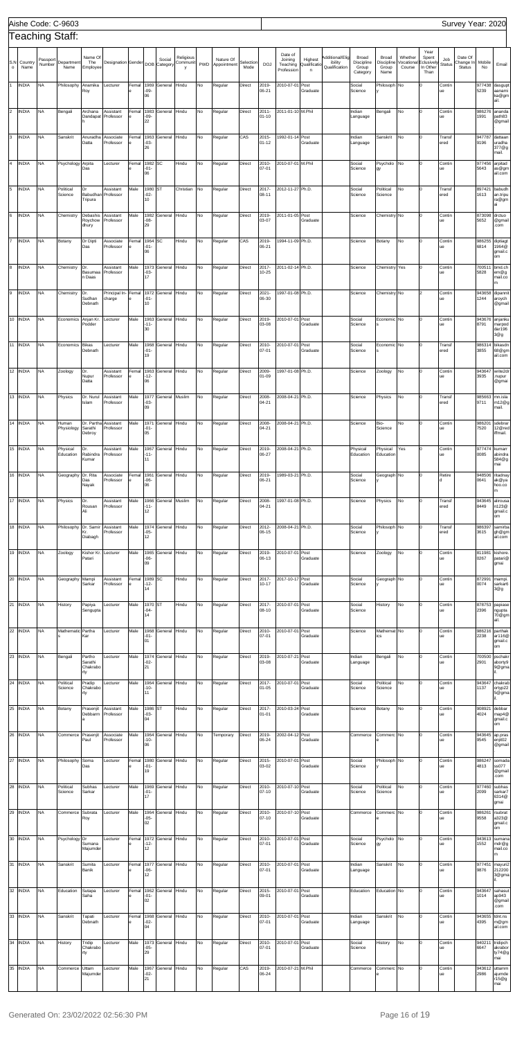Aishe Code: C-9603

Survey Year: 2020

## Teaching Staff:

| S.No | Country Name | Passport Number | Department Name | Name Of The Employee | Designation | Gender | DOB | Social Category | Religious Community | PWD | Nature Of Appointment | Selection Mode | DOJ | Date of Joining Teaching Profession | Highest Qualification | Additional/Eligibility Qualification | Broad Discipline Group Category | Broad Discipline Group Name | Whether Vocational Course | Year Spent Exclusively In Other Than | Job Status | Date Of Change In Status | Mobile No | Email |
|---|---|---|---|---|---|---|---|---|---|---|---|---|---|---|---|---|---|---|---|---|---|---|---|---|
| 1 | INDIA | NA | Philosophy | Anamika Roy | Lecturer | Female | 1969-09-06 | General | Hindu | No | Regular | Direct | 2019-06-21 | 2010-07-01 | Post Graduate | | Social Science | Philosophy | No | 0 | Continue | | 9774385239 | dasguptaanamika@gmail. |
| 2 | INDIA | NA | Bengali | Archana Dandapath | Assistant Professor | Female | 1983-09-22 | General | Hindu | No | Regular | Direct | 2011-01-10 | 2011-01-10 | M.Phil | | Indian Language | Bengali | No | 0 | Continue | | 9862761991 | ananda path83@gmail |
| 3 | INDIA | NA | Sanskrit | Anuradha Datta | Associate Professor | Female | 1963-03-26 | General | Hindu | No | Regular | CAS | 2015-01-12 | 1992-01-14 | Post Graduate | | Indian Language | Sanskrit | No | 0 | Transferred | | 9477879196 | dattaanuradha377@gmail. |
| 4 | INDIA | NA | Psychology | Arpita Das | Lecturer | Female | 1982-01-06 | SC | Hindu | No | Regular | Direct | 2010-07-01 | 2010-07-01 | M.Phil | | Social Science | Psychology | No | 0 | Continue | | 9774565643 | arpitadas@gmail.com |
| 5 | INDIA | NA | Political Science | Dr. Babudhan Tripura | Assistant Professor | Male | 1980-02-10 | ST | Christian | No | Regular | Direct | 2017-08-11 | 2012-11-27 | Ph.D. | | Social Science | Political Science | No | 0 | Transferred | | 8974211613 | babudhan.tripura@gmail |
| 6 | INDIA | NA | Chemistry | Debashis Roychowdhury | Assistant Professor | Male | 1982-08-29 | General | Hindu | No | Regular | Direct | 2019-03-07 | 2011-01-05 | Post Graduate | | Science | Chemistry | No | 0 | Continue | | 8730985652 | drctuo@gmail.com |
| 7 | INDIA | NA | Botany | Dr Dipti Das | Associate Professor | Female | 1964-01-06 | SC | Hindu | No | Regular | CAS | 2019-06-21 | 1994-11-09 | Ph.D. | | Science | Botany | No | 0 | Continue | | 9862256814 | diptiagt1964@gmail.com |
| 8 | INDIA | NA | Chemistry | Dr. Basumaan Daas | Assistant Professor | Male | 1973-03-17 | General | Hindu | No | Regular | Direct | 2017-10-25 | 2011-02-14 | Ph.D. | | Science | Chemistry | Yes | 0 | Continue | | 7005115828 | bmd.chem@gmail.com |
| 9 | INDIA | NA | Chemistry | Dr. Sudhan Debnath | Principal In-charge | Female | 1972-01-10 | General | Hindu | No | Regular | Direct | 2021-06-30 | 1997-01-08 | Ph.D. | | Science | Chemistry | No | 2 | Continue | | 9436581244 | dipannitaroych@gmail |
| 10 | INDIA | NA | Economics | Anjan Kr. Podder | Lecturer | Male | 1963-11-30 | General | Hindu | No | Regular | Direct | 2019-03-08 | 2010-07-01 | Post Graduate | | Social Science | Economics | No | 0 | Continue | | 9436768791 | anjankumarpoddar1963@g |
| 11 | INDIA | NA | Economics | Bikas Debnath | Lecturer | Male | 1968-01-19 | General | Hindu | No | Regular | Direct | 2010-07-01 | 2010-07-01 | Post Graduate | | Social Science | Economics | No | 0 | Transferred | | 9863143855 | bikasdn68@gmail.com |
| 12 | INDIA | NA | Zoology | Dr. Nupur Datta | Assistant Professor | Female | 1963-12-06 | General | Hindu | No | Regular | Direct | 2009-01-09 | 1997-01-08 | Ph.D. | | Science | Zoology | No | 0 | Continue | | 9436473935 | write2drnupur@gmai |
| 13 | INDIA | NA | Physics | Dr. Nurul Islam | Assistant Professor | Male | 1977-03-09 | General | Muslim | No | Regular | Direct | 2008-04-21 | 2008-04-21 | Ph.D. | | Science | Physics | No | 0 | Transferred | | 9856639711 | mn.islam12@gmail. |
| 14 | INDIA | NA | Human Physiology | Dr. Partha Sarathi Debroy | Assistant Professor | Male | 1971-01-05 | General | Hindu | No | Regular | Direct | 2008-04-21 | 2008-04-21 | Ph.D. | | Science | Bio-Science | No | 0 | Continue | | 9862017520 | sdefinar12@rediffmail. |
| 15 | INDIA | NA | Physical Education | Dr. Rabindra Kumar | Assistant Professor | Male | 1967-11-11 | General | Hindu | No | Regular | Direct | 2019-06-27 | 2008-04-21 | Ph.D. | | Physical Education | Physical Education | Yes | 0 | Continue | | 9774740085 | kumarrabindra584@gmai |
| 16 | INDIA | NA | Geography | Dr. Rita Das Nayak | Associate Professor | Female | 1961-06-06 | General | Hindu | No | Regular | Direct | 2019-06-21 | 1989-03-21 | Ph.D. | | Social Science | Geography | No | 0 | Retired | | 9485060641 | ritadnayak@yahoo.com |
| 17 | INDIA | NA | Physics | Dr. Rousan Ali | Assistant Professor | Male | 1966-11-12 | General | Muslim | No | Regular | Direct | 2008-04-21 | 1997-01-08 | Ph.D. | | Science | Physics | No | 0 | Transferred | | 9436458449 | alirousan123@gmail.com |
| 18 | INDIA | NA | Philosophy | Dr. Samir Kr. Diabagh | Assistant Professor | Male | 1974-05-12 | General | Hindu | No | Regular | Direct | 2012-06-15 | 2008-04-21 | Ph.D. | | Social Science | Philosophy | No | 0 | Transferred | | 9863973615 | samirbaph@gmail.com |
| 19 | INDIA | NA | Zoology | Kishor Kr. Patari | Lecturer | Male | 1965-06-09 | General | Hindu | No | Regular | Direct | 2019-06-13 | 2010-07-01 | Post Graduate | | Science | Zoology | No | 0 | Continue | | 8119810267 | kishore.patari@gmai |
| 20 | INDIA | NA | Geography | Mampi Sarkar | Assistant Professor | Female | 1989-12-14 | SC | Hindu | No | Regular | Direct | 2017-10-17 | 2017-10-17 | Post Graduate | | Social Science | Geography | No | 0 | Continue | | 8729910074 | mampi.sarkar63@g |
| 21 | INDIA | NA | History | Papiya Sengupta | Lecturer | Male | 1970-04-14 | ST | Hindu | No | Regular | Direct | 2017-08-10 | 2010-07-01 | Post Graduate | | Social Science | History | No | 0 | Continue | | 8787532396 | papiasengupta70@gmail. |
| 22 | INDIA | NA | Mathematics | Partha Kar | Lecturer | Male | 1968-01-01 | General | Hindu | No | Regular | Direct | 2010-07-01 | 2010-07-01 | Post Graduate | | Science | Mathematics | No | 0 | Continue | | 9862162238 | parthakar1168@gmail.com |
| 23 | INDIA | NA | Bengali | Partho Sarathi Chakraborty | Lecturer | Male | 1974-02-21 | General | Hindu | No | Regular | Direct | 2019-03-08 | 2010-07-21 | Post Graduate | | Indian Language | Bengali | No | 0 | Continue | | 7005002901 | pschakraborty99@gmail. |
| 24 | INDIA | NA | Political Science | Pradip Chakraborty | Lecturer | Male | 1964-10-11 | General | Hindu | No | Regular | Direct | 2017-01-05 | 2010-07-01 | Post Graduate | | Social Science | Political Science | No | 0 | Continue | | 9436471137 | chakrabortyp225@gmail. |
| 25 | INDIA | NA | Botany | Prasenjit Debbarma | Assistant Professor | Male | 1986-03-04 | ST | Hindu | No | Regular | Direct | 2017-01-01 | 2010-03-24 | Post Graduate | | Science | Botany | No | 0 | Continue | | 9089214024 | debbarmape4@gmail.com |
| 26 | INDIA | NA | Commerce | Prasenjit Paul | Associate Professor | Male | 1964-10-06 | General | Hindu | No | Temporary | Direct | 2019-06-24 | 2002-04-12 | Post Graduate | | Commerce | Commerce | No | 0 | Continue | | 9436459545 | ap.prasenjit02@gmail |
| 27 | INDIA | NA | Philosophy | Soma Das | Lecturer | Female | 1980-01-19 | General | Hindu | No | Regular | Direct | 2015-03-02 | 2010-07-01 | Post Graduate | | Social Science | Philosophy | No | 0 | Continue | | 9862474813 | somadass077@gmail.com |
| 28 | INDIA | NA | Political Science | Subhas Sarkar | Lecturer | Male | 1969-01-17 | General | Hindu | No | Regular | Direct | 2010-07-10 | 2010-07-10 | Post Graduate | | Social Science | Political Science | No | 0 | Continue | | 9774602099 | subhassarkar76314@gmai |
| 29 | INDIA | NA | Commerce | Subrata Roy | Lecturer | Male | 1964-05-02 | General | Hindu | No | Regular | Direct | 2010-07-10 | 2010-07-10 | Post Graduate | | Commerce | Commerce | No | 0 | Continue | | 9862619558 | rsubrata323@gmail.com |
| 30 | INDIA | NA | Psychology | Dr. Sumana Majumder | Lecturer | Female | 1972-12-12 | General | Hindu | No | Regular | Direct | 2010-07-01 | 2010-07-01 | Post Graduate | | Social Science | Psychology | No | 0 | Continue | | 9436131552 | sumanamdr@gmail.com |
| 31 | INDIA | NA | Sanskrit | Sumita Banik | Lecturer | Female | 1977-06-12 | General | Hindu | No | Regular | Direct | 2010-07-01 | 2010-07-01 | Post Graduate | | Indian Language | Sanskrit | No | 0 | Continue | | 9774519876 | mayuri2212003@gmai |
| 32 | INDIA | NA | Education | Sutapa Saha | Lecturer | Female | 1962-01-02 | General | Hindu | No | Regular | Direct | 2015-09-01 | 2010-07-01 | Post Graduate | | Education | Education | No | 0 | Continue | | 9436471014 | sahasutapa943@gmail.com |
| 33 | INDIA | NA | Sanskrit | Tapati Debnath | Lecturer | Female | 1968-02-04 | General | Hindu | No | Regular | Direct | 2010-07-01 | 2010-07-01 | Post Graduate | | Indian Language | Sanskrit | No | 0 | Continue | | 9436554395 | tdnt.nsm@gmail.com |
| 34 | INDIA | NA | History | Tridip Chakraborty | Lecturer | Male | 1973-05-29 | General | Hindu | No | Regular | Direct | 2010-07-01 | 2010-07-01 | Post Graduate | | Social Science | History | No | 0 | Continue | | 9402116647 | tridipchakraborty74@gmai |
| 35 | INDIA | NA | Commerce | Uttam Majumder | Lecturer | Male | 1967-02-21 | General | Hindu | No | Regular | CAS | 2019-06-24 | 2010-07-21 | M.Phil | | Commerce | Commerce | No | 0 | Continue | | 9436122986 | uttammajumder15@gmai |

Generated On: 23/02/2022 02:56:30 PM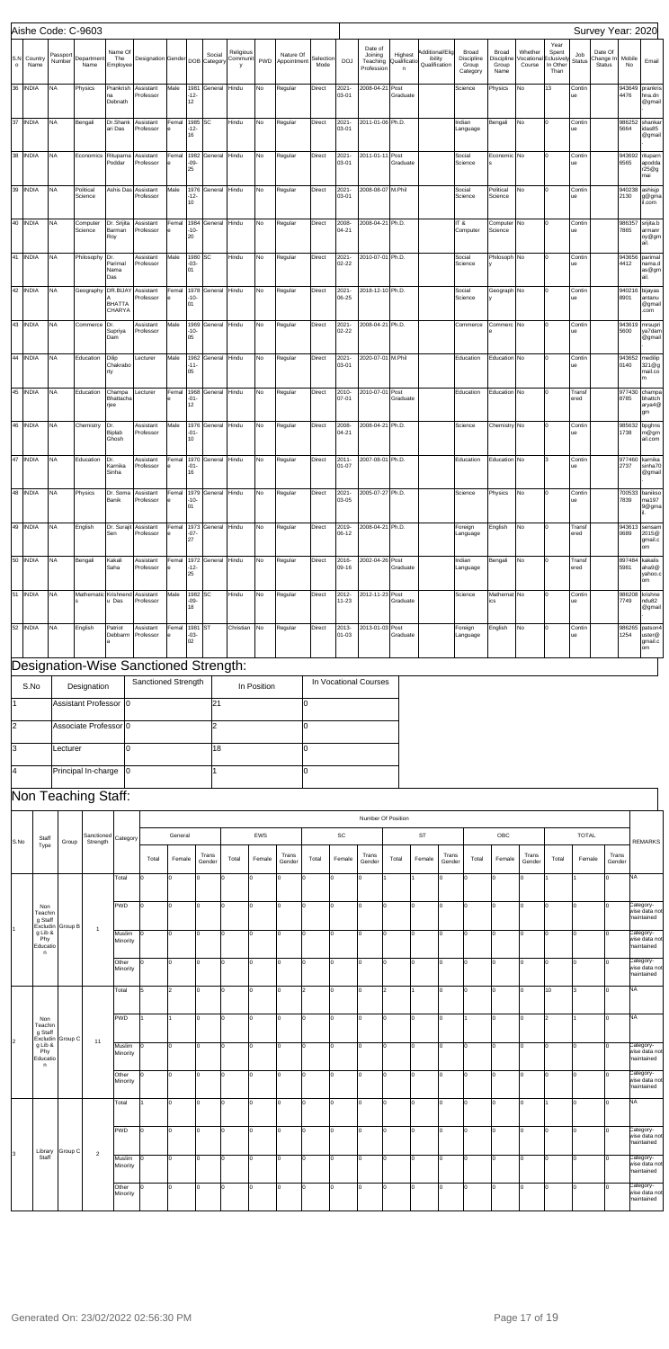Aishe Code: C-9603 | Survey Year: 2020

| S.No | Country Name | Passport Number | Department Name | Name Of The Employee | Designation | Gender | DOB | Social Category | Religious Community | PWD | Nature Of Appointment | Selection Mode | DOJ | Date of Joining Teaching Profession | Highest Qualification | Additional/Eligibility Qualification | Broad Discipline Group Category | Broad Discipline Group Name | Whether Vocational Course | Year Spent Exclusively In Other Than | Job Status | Date Of Change In Status | Mobile No | Email |
|---|---|---|---|---|---|---|---|---|---|---|---|---|---|---|---|---|---|---|---|---|---|---|---|---|
| 36 | INDIA | NA | Physics | Prankrish na Debnath | Assistant Professor | Male | 1981-12-12 | General | Hindu | No | Regular | Direct | 2021-03-01 | 2008-04-21 | Post Graduate | | Science | Physics | No | 13 | Continue | | 943649 4476 | pranteis hna.dn @gmail |
| 37 | INDIA | NA | Bengali | Dr.Shank ari Das | Assistant Professor | Female | 1985-12-16 | SC | Hindu | No | Regular | Direct | 2021-03-01 | 2011-01-06 | Ph.D. | | Indian Language | Bengali | No | 0 | Continue | | 986252 5664 | shankar idas85 @gmail |
| 38 | INDIA | NA | Economics | Ritupama Poddar | Assistant Professor | Female | 1982-09-25 | General | Hindu | No | Regular | Direct | 2021-03-01 | 2011-01-11 | Post Graduate | | Social Science | Economics | No | 0 | Continue | | 943692 6565 | ritupam apodda r25@g mai |
| 39 | INDIA | NA | Political Science | Ashis Das | Assistant Professor | Male | 1976-12-10 | General | Hindu | No | Regular | Direct | 2021-03-01 | 2008-08-07 | M.Phil | | Social Science | Political Science | No | 0 | Continue | | 940238 2130 | ashisjp g@gma il.com |
| 40 | INDIA | NA | Computer Science | Dr. Srijita Barman Roy | Assistant Professor | Female | 1984-10-20 | General | Hindu | No | Regular | Direct | 2008-04-21 | 2008-04-21 | Ph.D. | | IT & Computer | Computer Science | No | 0 | Continue | | 986357 7865 | srijita.b armanr oy@gm ail. |
| 41 | INDIA | NA | Philosophy | Dr. Parimal Nama Das | Assistant Professor | Male | 1980-03-01 | SC | Hindu | No | Regular | Direct | 2021-02-22 | 2010-07-01 | Ph.D. | | Social Science | Philosophy | No | 0 | Continue | | 943656 4412 | parimal nama.d as@gm ail. |
| 42 | INDIA | NA | Geography | DR.BIJAY A BHATTA CHARYA | Assistant Professor | Female | 1978-10-01 | General | Hindu | No | Regular | Direct | 2021-06-25 | 2018-12-10 | Ph.D. | | Social Science | Geography | No | 0 | Continue | | 940216 8901 | bijayas antanu @gmail .com |
| 43 | INDIA | NA | Commerce | Dr. Supriya Dam | Assistant Professor | Male | 1969-10-05 | General | Hindu | No | Regular | Direct | 2021-02-22 | 2008-04-21 | Ph.D. | | Commerce | Commerce | No | 0 | Continue | | 943619 5600 | mrsupri ya7dam @gmail |
| 44 | INDIA | NA | Education | Dilip Chakrabo rty | Lecturer | Male | 1962-11-05 | General | Hindu | No | Regular | Direct | 2021-03-01 | 2020-07-01 | M.Phil | | Education | Education | No | 0 | Continue | | 943652 0140 | medilip 321@g mail.co m |
| 45 | INDIA | NA | Education | Champa Bhattacha rjee | Lecturer | Female | 1968-01-12 | General | Hindu | No | Regular | Direct | 2010-07-01 | 2010-07-01 | Post Graduate | | Education | Education | No | 0 | Transfered | | 977430 8785 | champa bhattch arya4@ gm |
| 46 | INDIA | NA | Chemistry | Dr. Biplab Ghosh | Assistant Professor | Male | 1976-01-10 | General | Hindu | No | Regular | Direct | 2008-04-21 | 2008-04-21 | Ph.D. | | Science | Chemistry | No | 0 | Continue | | 985632 1738 | bpghns m@gm ail.com |
| 47 | INDIA | NA | Education | Dr. Karnika Sinha | Assistant Professor | Female | 1970-01-16 | General | Hindu | No | Regular | Direct | 2011-01-07 | 2007-08-01 | Ph.D. | | Education | Education | No | 3 | Continue | | 977460 2737 | karnika sinha70 @gmail |
| 48 | INDIA | NA | Physics | Dr. Soma Banik | Assistant Professor | Female | 1979-10-01 | General | Hindu | No | Regular | Direct | 2021-03-05 | 2005-07-27 | Ph.D. | | Science | Physics | No | 0 | Continue | | 700533 7839 | banikso ma197 9@gma il. |
| 49 | INDIA | NA | English | Dr. Surajit Sen | Assistant Professor | Female | 1973-07-27 | General | Hindu | No | Regular | Direct | 2019-06-12 | 2008-04-21 | Ph.D. | | Foreign Language | English | No | 0 | Transfered | | 943613 0689 | sensam 2015@ gmail.c om |
| 50 | INDIA | NA | Bengali | Kakali Saha | Assistant Professor | Female | 1972-12-25 | General | Hindu | No | Regular | Direct | 2016-09-16 | 2002-04-26 | Post Graduate | | Indian Language | Bengali | No | 0 | Transfered | | 897484 5981 | kakalis aha8@ yahoo.c om |
| 51 | INDIA | NA | Mathematics | Krishnendu Das | Assistant Professor | Male | 1982-09-18 | SC | Hindu | No | Regular | Direct | 2012-11-23 | 2012-11-23 | Post Graduate | | Science | Mathematics | No | 0 | Continue | | 986208 7749 | krishne ndu82 @gmail |
| 52 | INDIA | NA | English | Patriot Debbarma | Assistant Professor | Female | 1981-03-02 | ST | Christian | No | Regular | Direct | 2013-01-03 | 2013-01-03 | Post Graduate | | Foreign Language | English | No | 0 | Continue | | 986265 1254 | patson4 uster@ gmail.c om |

## Designation-Wise Sanctioned Strength:

| S.No | Designation | Sanctioned Strength | In Position | In Vocational Courses |
|---|---|---|---|---|
| 1 | Assistant Professor | 0 | 21 | 0 |
| 2 | Associate Professor | 0 | 2 | 0 |
| 3 | Lecturer | 0 | 18 | 0 |
| 4 | Principal In-charge | 0 | 1 | 0 |

## Non Teaching Staff:

| S.No | Staff Type | Group | Sanctioned Strength | Category | General Total | General Female | General Trans Gender | EWS Total | EWS Female | EWS Trans Gender | SC Total | SC Female | SC Trans Gender | ST Total | ST Female | ST Trans Gender | OBC Total | OBC Female | OBC Trans Gender | TOTAL Total | TOTAL Female | TOTAL Trans Gender | REMARKS |
|---|---|---|---|---|---|---|---|---|---|---|---|---|---|---|---|---|---|---|---|---|---|---|---|
| 1 | Non Teaching Staff Excluding Lib & Phy Education | Group B | 1 | Total | 0 | 0 | 0 | 0 | 0 | 0 | 0 | 0 | 0 | 1 | 1 | 0 | 0 | 0 | 0 | 1 | 1 | 0 | NA |
| | | | | PWD | 0 | 0 | 0 | 0 | 0 | 0 | 0 | 0 | 0 | 0 | 0 | 0 | 0 | 0 | 0 | 0 | 0 | 0 | Category-wise data not maintained |
| | | | | Muslim Minority | 0 | 0 | 0 | 0 | 0 | 0 | 0 | 0 | 0 | 0 | 0 | 0 | 0 | 0 | 0 | 0 | 0 | 0 | Category-wise data not maintained |
| | | | | Other Minority | 0 | 0 | 0 | 0 | 0 | 0 | 0 | 0 | 0 | 0 | 0 | 0 | 0 | 0 | 0 | 0 | 0 | 0 | Category-wise data not maintained |
| 2 | Non Teaching Staff Excluding Lib & Phy Education | Group C | 11 | Total | 5 | 2 | 0 | 0 | 0 | 0 | 2 | 0 | 0 | 2 | 1 | 0 | 0 | 0 | 0 | 10 | 3 | 0 | NA |
| | | | | PWD | 1 | 1 | 0 | 0 | 0 | 0 | 0 | 0 | 0 | 0 | 0 | 0 | 1 | 0 | 0 | 2 | 1 | 0 | NA |
| | | | | Muslim Minority | 0 | 0 | 0 | 0 | 0 | 0 | 0 | 0 | 0 | 0 | 0 | 0 | 0 | 0 | 0 | 0 | 0 | 0 | Category-wise data not maintained |
| | | | | Other Minority | 0 | 0 | 0 | 0 | 0 | 0 | 0 | 0 | 0 | 0 | 0 | 0 | 0 | 0 | 0 | 0 | 0 | 0 | Category-wise data not maintained |
| 3 | Library Staff | Group C | 2 | Total | 1 | 0 | 0 | 0 | 0 | 0 | 0 | 0 | 0 | 0 | 0 | 0 | 0 | 0 | 0 | 1 | 0 | 0 | NA |
| | | | | PWD | 0 | 0 | 0 | 0 | 0 | 0 | 0 | 0 | 0 | 0 | 0 | 0 | 0 | 0 | 0 | 0 | 0 | 0 | Category-wise data not maintained |
| | | | | Muslim Minority | 0 | 0 | 0 | 0 | 0 | 0 | 0 | 0 | 0 | 0 | 0 | 0 | 0 | 0 | 0 | 0 | 0 | 0 | Category-wise data not maintained |
| | | | | Other Minority | 0 | 0 | 0 | 0 | 0 | 0 | 0 | 0 | 0 | 0 | 0 | 0 | 0 | 0 | 0 | 0 | 0 | 0 | Category-wise data not maintained |

Generated On: 23/02/2022 02:56:30 PM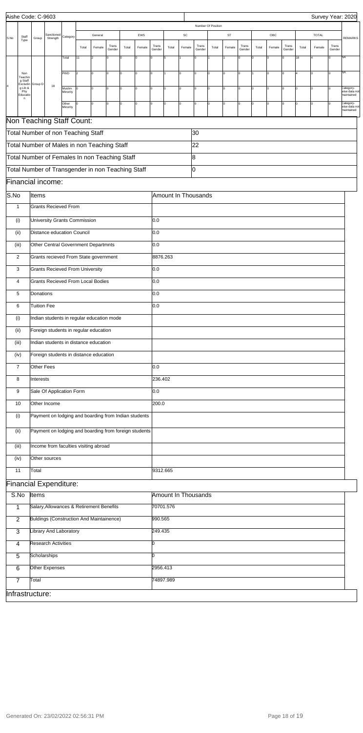Aishe Code: C-9603

Survey Year: 2020

| S.No | Staff Type | Group | Sanctioned Strength | Category | General | | | EWS | | | SC | | | ST | | | OBC | | | TOTAL | | | REMARKS |
|---|---|---|---|---|---|---|---|---|---|---|---|---|---|---|---|---|---|---|---|---|---|---|---|
| | | | | | Total | Female | Trans Gender | Total | Female | Trans Gender | Total | Female | Trans Gender | Total | Female | Trans Gender | Total | Female | Trans Gender | Total | Female | Trans Gender | |
| 4 | Non Teaching Staff Excluding Lib & Phy Education | Group D | 18 | Total | 11 | 2 | 0 | 0 | 0 | 0 | 5 | 1 | 0 | 1 | 1 | 0 | 0 | 0 | 0 | 18 | 4 | 0 | NA |
| | | | | PWD | 2 | 0 | 0 | 0 | 0 | 0 | 1 | 0 | 0 | 0 | 0 | 0 | 1 | 0 | 0 | 4 | 0 | 0 | NA |
| | | | | Muslim Minority | 0 | 0 | 0 | 0 | 0 | 0 | 0 | 0 | 0 | 0 | 0 | 0 | 0 | 0 | 0 | 0 | 0 | 0 | Category-wise data not maintained |
| | | | | Other Minority | 0 | 0 | 0 | 0 | 0 | 0 | 0 | 0 | 0 | 0 | 0 | 0 | 0 | 0 | 0 | 0 | 0 | 0 | Category-wise data not maintained |

## Non Teaching Staff Count:

| | |
|---|---|
| Total Number of non Teaching Staff | 30 |
| Total Number of Males in non Teaching Staff | 22 |
| Total Number of Females In non Teaching Staff | 8 |
| Total Number of Transgender in non Teaching Staff | 0 |

## Financial income:

| S.No | Items | Amount In Thousands |
|---|---|---|
| 1 | Grants Recieved From | |
| (i) | University Grants Commission | 0.0 |
| (ii) | Distance education Council | 0.0 |
| (iii) | Other Central Government Departmnts | 0.0 |
| 2 | Grants recieved From State government | 8876.263 |
| 3 | Grants Recieved From University | 0.0 |
| 4 | Grants Recieved From Local Bodies | 0.0 |
| 5 | Donations | 0.0 |
| 6 | Tuition Fee | 0.0 |
| (i) | Indian students in regular education mode | |
| (ii) | Foreign students in regular education | |
| (iii) | Indian students in distance education | |
| (iv) | Foreign students in distance education | |
| 7 | Other Fees | 0.0 |
| 8 | Interests | 236.402 |
| 9 | Sale Of Application Form | 0.0 |
| 10 | Other Income | 200.0 |
| (i) | Payment on lodging and boarding from Indian students | |
| (ii) | Payment on lodging and boarding from foreign students | |
| (iii) | Income from faculties visiting abroad | |
| (iv) | Other sources | |
| 11 | Total | 9312.665 |

## Financial Expenditure:

| S.No | Items | Amount In Thousands |
|---|---|---|
| 1 | Salary,Allowances & Retirement Benefits | 70701.576 |
| 2 | Buldings (Construction And Maintainence) | 990.565 |
| 3 | Library And Laboratory | 249.435 |
| 4 | Research Activities | 0 |
| 5 | Scholarships | 0 |
| 6 | Other Expenses | 2956.413 |
| 7 | Total | 74897.989 |

## Infrastructure: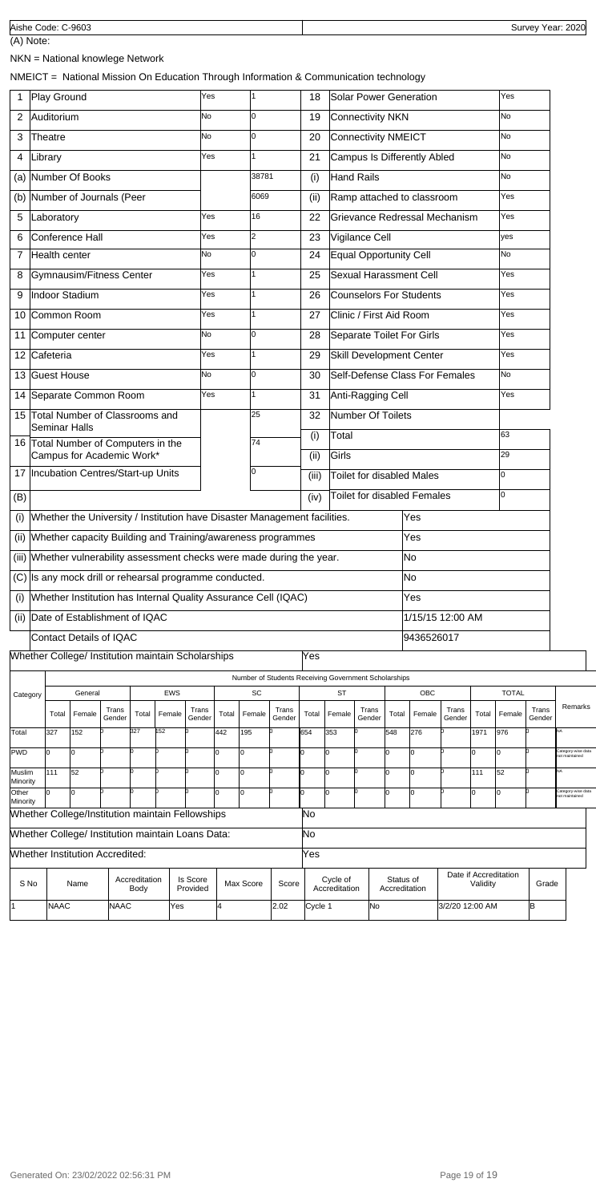(A) Note:

NKN = National knowlege Network

NMEICT = National Mission On Education Through Information & Communication technology

| | | | | | | | |
|---|---|---|---|---|---|---|---|
| 1 | Play Ground | Yes | 1 | 18 | Solar Power Generation | Yes | |
| 2 | Auditorium | No | 0 | 19 | Connectivity NKN | No | |
| 3 | Theatre | No | 0 | 20 | Connectivity NMEICT | No | |
| 4 | Library | Yes | 1 | 21 | Campus Is Differently Abled | No | |
| (a) | Number Of Books | | 38781 | (i) | Hand Rails | No | |
| (b) | Number of Journals (Peer | | 6069 | (ii) | Ramp attached to classroom | Yes | |
| 5 | Laboratory | Yes | 16 | 22 | Grievance Redressal Mechanism | Yes | |
| 6 | Conference Hall | Yes | 2 | 23 | Vigilance Cell | yes | |
| 7 | Health center | No | 0 | 24 | Equal Opportunity Cell | No | |
| 8 | Gymnausim/Fitness Center | Yes | 1 | 25 | Sexual Harassment Cell | Yes | |
| 9 | Indoor Stadium | Yes | 1 | 26 | Counselors For Students | Yes | |
| 10 | Common Room | Yes | 1 | 27 | Clinic / First Aid Room | Yes | |
| 11 | Computer center | No | 0 | 28 | Separate Toilet For Girls | Yes | |
| 12 | Cafeteria | Yes | 1 | 29 | Skill Development Center | Yes | |
| 13 | Guest House | No | 0 | 30 | Self-Defense Class For Females | No | |
| 14 | Separate Common Room | Yes | 1 | 31 | Anti-Ragging Cell | Yes | |
| 15 | Total Number of Classrooms and Seminar Halls | | 25 | 32 | Number Of Toilets | | |
| 16 | Total Number of Computers in the Campus for Academic Work* | | 74 | (i) | Total | 63 | |
| | | | | (ii) | Girls | 29 | |
| 17 | Incubation Centres/Start-up Units | | 0 | (iii) | Toilet for disabled Males | 0 | |
| (B) | | | | (iv) | Toilet for disabled Females | 0 | |

| | | |
|---|---|---|
| (i) | Whether the University / Institution have Disaster Management facilities. | Yes |
| (ii) | Whether capacity Building and Training/awareness programmes | Yes |
| (iii) | Whether vulnerability assessment checks were made during the year. | No |
| (C) | Is any mock drill or rehearsal programme conducted. | No |
| (i) | Whether Institution has Internal Quality Assurance Cell (IQAC) | Yes |
| (ii) | Date of Establishment of IQAC | 1/15/15 12:00 AM |
| | Contact Details of IQAC | 9436526017 |

Whether College/ Institution maintain Scholarships: Yes

Number of Students Receiving Government Scholarships

| Category | General | | | EWS | | | SC | | | ST | | | OBC | | | TOTAL | | | Remarks |
|---|---|---|---|---|---|---|---|---|---|---|---|---|---|---|---|---|---|---|---|
| | Total | Female | Trans Gender | Total | Female | Trans Gender | Total | Female | Trans Gender | Total | Female | Trans Gender | Total | Female | Trans Gender | Total | Female | Trans Gender | |
| Total | 327 | 152 | 0 | 327 | 152 | 0 | 442 | 195 | 0 | 654 | 353 | 0 | 548 | 276 | 0 | 1971 | 976 | 0 | NA |
| PWD | 0 | 0 | 0 | 0 | 0 | 0 | 0 | 0 | 0 | 0 | 0 | 0 | 0 | 0 | 0 | 0 | 0 | 0 | Category-wise data not maintained |
| Muslim Minority | 111 | 52 | 0 | 0 | 0 | 0 | 0 | 0 | 0 | 0 | 0 | 0 | 0 | 0 | 0 | 111 | 52 | 0 | NA |
| Other Minority | 0 | 0 | 0 | 0 | 0 | 0 | 0 | 0 | 0 | 0 | 0 | 0 | 0 | 0 | 0 | 0 | 0 | 0 | Category-wise data not maintained |

Whether College/Institution maintain Fellowships: No

Whether College/ Institution maintain Loans Data: No

Whether Institution Accredited: Yes

| S No | Name | Accreditation Body | Is Score Provided | Max Score | Score | Cycle of Accreditation | Status of Accreditation | Date if Accreditation Validity | Grade |
|---|---|---|---|---|---|---|---|---|---|
| 1 | NAAC | NAAC | Yes | 4 | 2.02 | Cycle 1 | No | 3/2/20 12:00 AM | B |